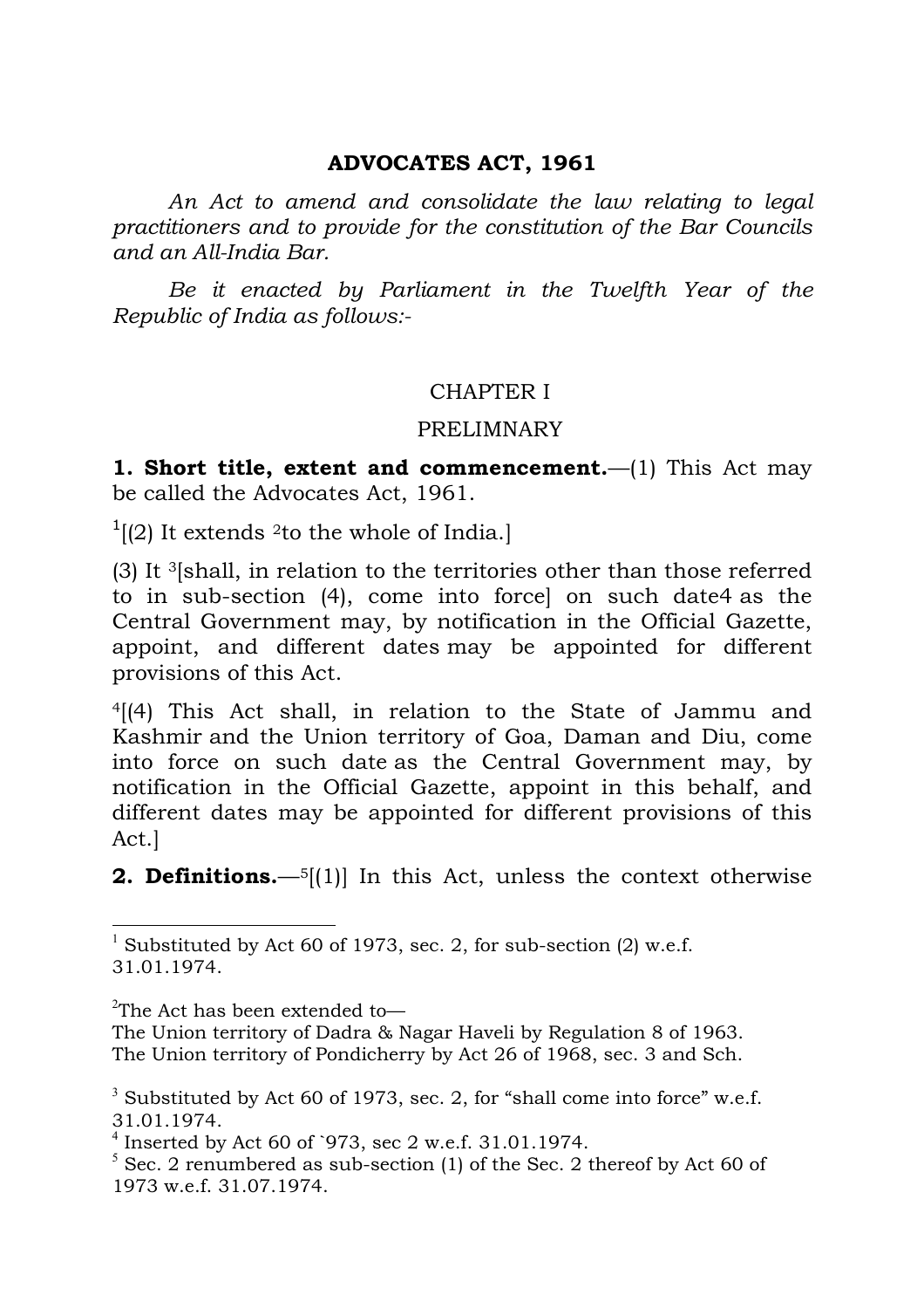# ADVOCATES ACT, 1961

*An Act to amend and consolidate the law relating to legal practitioners and to provide for the constitution of the Bar Councils and an All-India Bar.*

*Be it enacted by Parliament in the Twelfth Year of the Republic of India as follows:-*

## CHAPTER I

## PRELIMNARY

**1. Short title, extent and commencement.**—(1) This Act may be called the Advocates Act, 1961.

[1][(2) It extends [2]to the whole of India.]

(3) It [3][shall, in relation to the territories other than those referred to in sub-section (4), come into force] on such date4 as the Central Government may, by notification in the Official Gazette, appoint, and different dates may be appointed for different provisions of this Act.

[4][(4) This Act shall, in relation to the State of Jammu and Kashmir and the Union territory of Goa, Daman and Diu, come into force on such date as the Central Government may, by notification in the Official Gazette, appoint in this behalf, and different dates may be appointed for different provisions of this Act.]

**2. Definitions.**—[5][(1)] In this Act, unless the context otherwise

---

[1] Substituted by Act 60 of 1973, sec. 2, for sub-section (2) w.e.f. 31.01.1974.

[2]The Act has been extended to—
The Union territory of Dadra & Nagar Haveli by Regulation 8 of 1963.
The Union territory of Pondicherry by Act 26 of 1968, sec. 3 and Sch.

[3] Substituted by Act 60 of 1973, sec. 2, for "shall come into force" w.e.f. 31.01.1974.

[4] Inserted by Act 60 of `973, sec 2 w.e.f. 31.01.1974.

[5] Sec. 2 renumbered as sub-section (1) of the Sec. 2 thereof by Act 60 of 1973 w.e.f. 31.07.1974.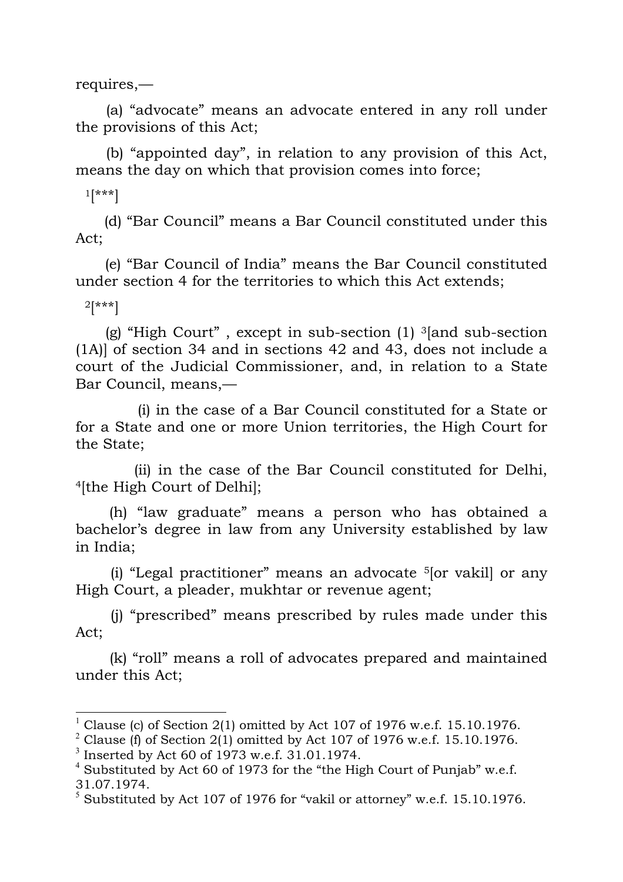requires,—

(a) "advocate" means an advocate entered in any roll under the provisions of this Act;

(b) "appointed day", in relation to any provision of this Act, means the day on which that provision comes into force;

[1][***]

(d) "Bar Council" means a Bar Council constituted under this Act;

(e) "Bar Council of India" means the Bar Council constituted under section 4 for the territories to which this Act extends;

[2][***]

(g) "High Court" , except in sub-section (1) [3][and sub-section (1A)] of section 34 and in sections 42 and 43, does not include a court of the Judicial Commissioner, and, in relation to a State Bar Council, means,—

(i) in the case of a Bar Council constituted for a State or for a State and one or more Union territories, the High Court for the State;

(ii) in the case of the Bar Council constituted for Delhi, [4][the High Court of Delhi];

(h) "law graduate" means a person who has obtained a bachelor's degree in law from any University established by law in India;

(i) "Legal practitioner" means an advocate [5][or vakil] or any High Court, a pleader, mukhtar or revenue agent;

(j) "prescribed" means prescribed by rules made under this Act;

(k) "roll" means a roll of advocates prepared and maintained under this Act;

---

[1] Clause (c) of Section 2(1) omitted by Act 107 of 1976 w.e.f. 15.10.1976.
[2] Clause (f) of Section 2(1) omitted by Act 107 of 1976 w.e.f. 15.10.1976.
[3] Inserted by Act 60 of 1973 w.e.f. 31.01.1974.
[4] Substituted by Act 60 of 1973 for the "the High Court of Punjab" w.e.f. 31.07.1974.
[5] Substituted by Act 107 of 1976 for "vakil or attorney" w.e.f. 15.10.1976.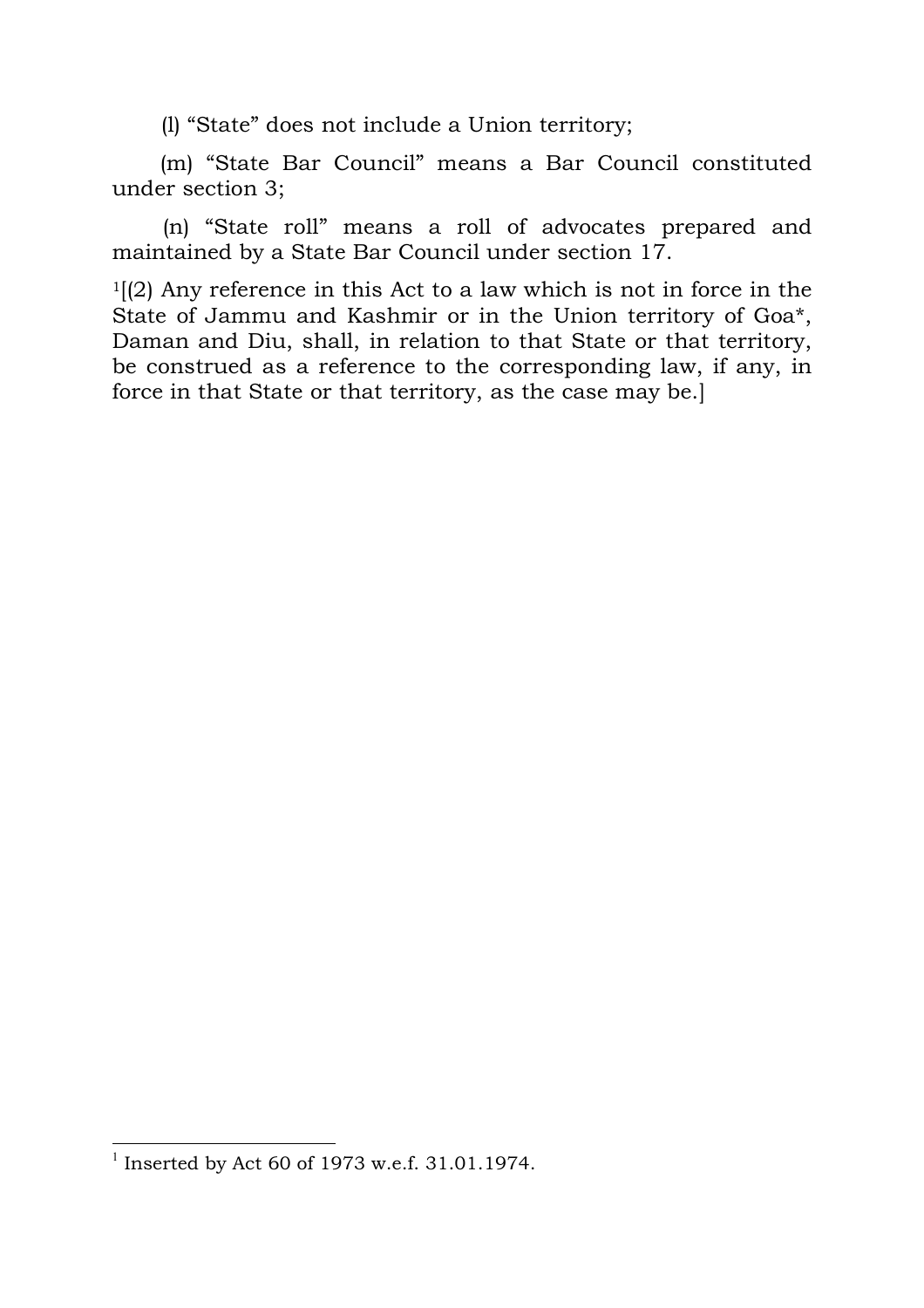(l) "State" does not include a Union territory;

(m) "State Bar Council" means a Bar Council constituted under section 3;

(n) "State roll" means a roll of advocates prepared and maintained by a State Bar Council under section 17.

[1][(2) Any reference in this Act to a law which is not in force in the State of Jammu and Kashmir or in the Union territory of Goa*, Daman and Diu, shall, in relation to that State or that territory, be construed as a reference to the corresponding law, if any, in force in that State or that territory, as the case may be.]

---

[1] Inserted by Act 60 of 1973 w.e.f. 31.01.1974.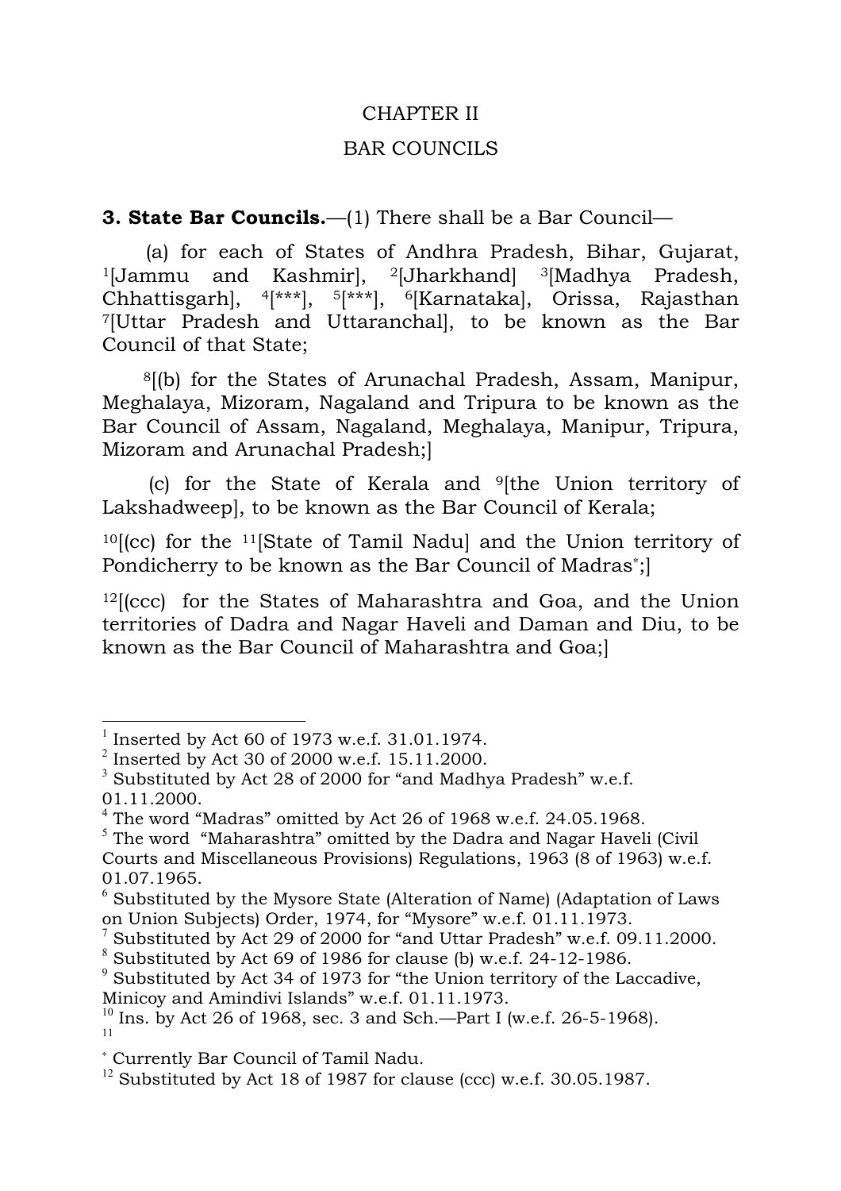# CHAPTER II

## BAR COUNCILS

**3. State Bar Councils.**—(1) There shall be a Bar Council—

(a) for each of States of Andhra Pradesh, Bihar, Gujarat, [1][Jammu and Kashmir], [2][Jharkhand] [3][Madhya Pradesh, Chhattisgarh], [4][***], [5][***], [6][Karnataka], Orissa, Rajasthan [7][Uttar Pradesh and Uttaranchal], to be known as the Bar Council of that State;

[8][(b) for the States of Arunachal Pradesh, Assam, Manipur, Meghalaya, Mizoram, Nagaland and Tripura to be known as the Bar Council of Assam, Nagaland, Meghalaya, Manipur, Tripura, Mizoram and Arunachal Pradesh;]

(c) for the State of Kerala and [9][the Union territory of Lakshadweep], to be known as the Bar Council of Kerala;

[10][(cc) for the [11][State of Tamil Nadu] and the Union territory of Pondicherry to be known as the Bar Council of Madras[*];]

[12][(ccc) for the States of Maharashtra and Goa, and the Union territories of Dadra and Nagar Haveli and Daman and Diu, to be known as the Bar Council of Maharashtra and Goa;]

---

[1] Inserted by Act 60 of 1973 w.e.f. 31.01.1974.

[2] Inserted by Act 30 of 2000 w.e.f. 15.11.2000.

[3] Substituted by Act 28 of 2000 for "and Madhya Pradesh" w.e.f. 01.11.2000.

[4] The word "Madras" omitted by Act 26 of 1968 w.e.f. 24.05.1968.

[5] The word "Maharashtra" omitted by the Dadra and Nagar Haveli (Civil Courts and Miscellaneous Provisions) Regulations, 1963 (8 of 1963) w.e.f. 01.07.1965.

[6] Substituted by the Mysore State (Alteration of Name) (Adaptation of Laws on Union Subjects) Order, 1974, for "Mysore" w.e.f. 01.11.1973.

[7] Substituted by Act 29 of 2000 for "and Uttar Pradesh" w.e.f. 09.11.2000.

[8] Substituted by Act 69 of 1986 for clause (b) w.e.f. 24-12-1986.

[9] Substituted by Act 34 of 1973 for "the Union territory of the Laccadive, Minicoy and Amindivi Islands" w.e.f. 01.11.1973.

[10] Ins. by Act 26 of 1968, sec. 3 and Sch.—Part I (w.e.f. 26-5-1968).

[11]

[*] Currently Bar Council of Tamil Nadu.

[12] Substituted by Act 18 of 1987 for clause (ccc) w.e.f. 30.05.1987.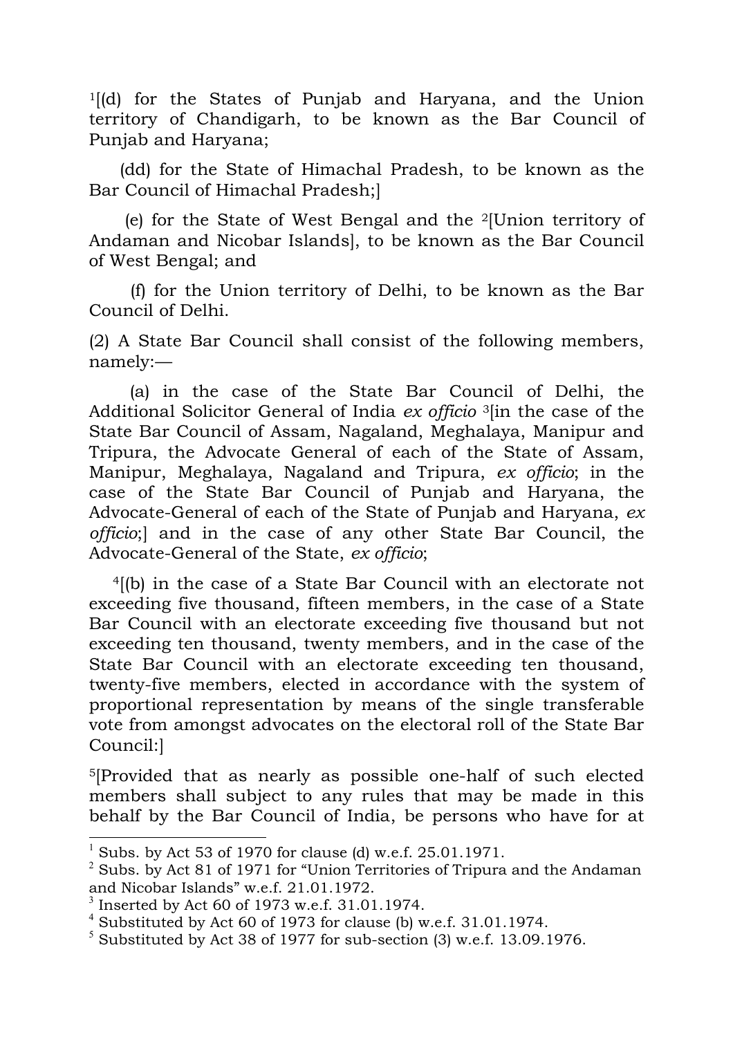[1][(d) for the States of Punjab and Haryana, and the Union territory of Chandigarh, to be known as the Bar Council of Punjab and Haryana;

(dd) for the State of Himachal Pradesh, to be known as the Bar Council of Himachal Pradesh;]

(e) for the State of West Bengal and the [2][Union territory of Andaman and Nicobar Islands], to be known as the Bar Council of West Bengal; and

(f) for the Union territory of Delhi, to be known as the Bar Council of Delhi.

(2) A State Bar Council shall consist of the following members, namely:—

(a) in the case of the State Bar Council of Delhi, the Additional Solicitor General of India *ex officio* [3][in the case of the State Bar Council of Assam, Nagaland, Meghalaya, Manipur and Tripura, the Advocate General of each of the State of Assam, Manipur, Meghalaya, Nagaland and Tripura, *ex officio*; in the case of the State Bar Council of Punjab and Haryana, the Advocate-General of each of the State of Punjab and Haryana, *ex officio*;] and in the case of any other State Bar Council, the Advocate-General of the State, *ex officio*;

[4][(b) in the case of a State Bar Council with an electorate not exceeding five thousand, fifteen members, in the case of a State Bar Council with an electorate exceeding five thousand but not exceeding ten thousand, twenty members, and in the case of the State Bar Council with an electorate exceeding ten thousand, twenty-five members, elected in accordance with the system of proportional representation by means of the single transferable vote from amongst advocates on the electoral roll of the State Bar Council:]

[5][Provided that as nearly as possible one-half of such elected members shall subject to any rules that may be made in this behalf by the Bar Council of India, be persons who have for at

---

[1] Subs. by Act 53 of 1970 for clause (d) w.e.f. 25.01.1971.

[2] Subs. by Act 81 of 1971 for "Union Territories of Tripura and the Andaman and Nicobar Islands" w.e.f. 21.01.1972.

[3] Inserted by Act 60 of 1973 w.e.f. 31.01.1974.

[4] Substituted by Act 60 of 1973 for clause (b) w.e.f. 31.01.1974.

[5] Substituted by Act 38 of 1977 for sub-section (3) w.e.f. 13.09.1976.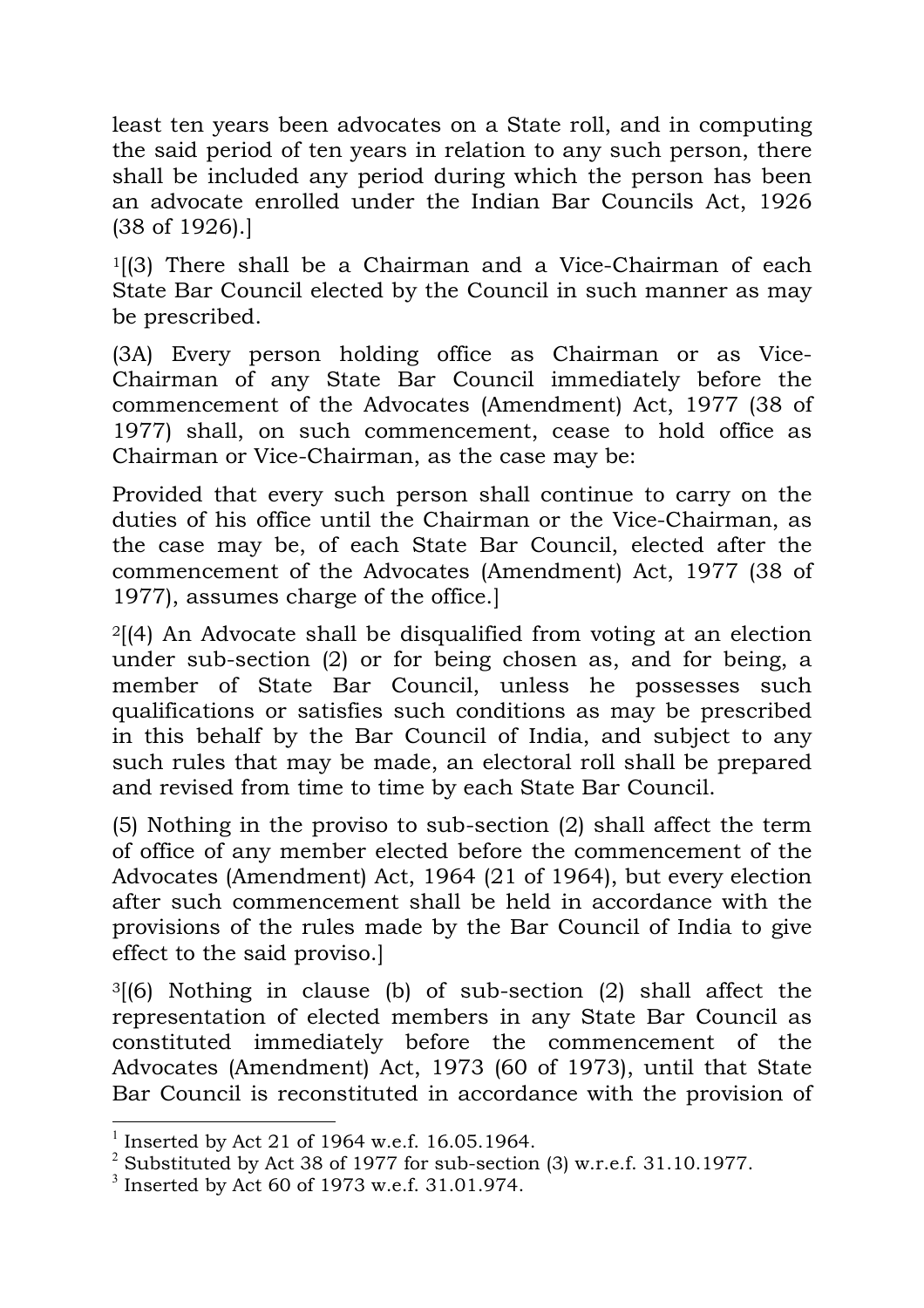least ten years been advocates on a State roll, and in computing the said period of ten years in relation to any such person, there shall be included any period during which the person has been an advocate enrolled under the Indian Bar Councils Act, 1926 (38 of 1926).]

[1][(3) There shall be a Chairman and a Vice-Chairman of each State Bar Council elected by the Council in such manner as may be prescribed.

(3A) Every person holding office as Chairman or as Vice-Chairman of any State Bar Council immediately before the commencement of the Advocates (Amendment) Act, 1977 (38 of 1977) shall, on such commencement, cease to hold office as Chairman or Vice-Chairman, as the case may be:

Provided that every such person shall continue to carry on the duties of his office until the Chairman or the Vice-Chairman, as the case may be, of each State Bar Council, elected after the commencement of the Advocates (Amendment) Act, 1977 (38 of 1977), assumes charge of the office.]

[2][(4) An Advocate shall be disqualified from voting at an election under sub-section (2) or for being chosen as, and for being, a member of State Bar Council, unless he possesses such qualifications or satisfies such conditions as may be prescribed in this behalf by the Bar Council of India, and subject to any such rules that may be made, an electoral roll shall be prepared and revised from time to time by each State Bar Council.

(5) Nothing in the proviso to sub-section (2) shall affect the term of office of any member elected before the commencement of the Advocates (Amendment) Act, 1964 (21 of 1964), but every election after such commencement shall be held in accordance with the provisions of the rules made by the Bar Council of India to give effect to the said proviso.]

[3][(6) Nothing in clause (b) of sub-section (2) shall affect the representation of elected members in any State Bar Council as constituted immediately before the commencement of the Advocates (Amendment) Act, 1973 (60 of 1973), until that State Bar Council is reconstituted in accordance with the provision of

---

[1] Inserted by Act 21 of 1964 w.e.f. 16.05.1964.

[2] Substituted by Act 38 of 1977 for sub-section (3) w.r.e.f. 31.10.1977.

[3] Inserted by Act 60 of 1973 w.e.f. 31.01.974.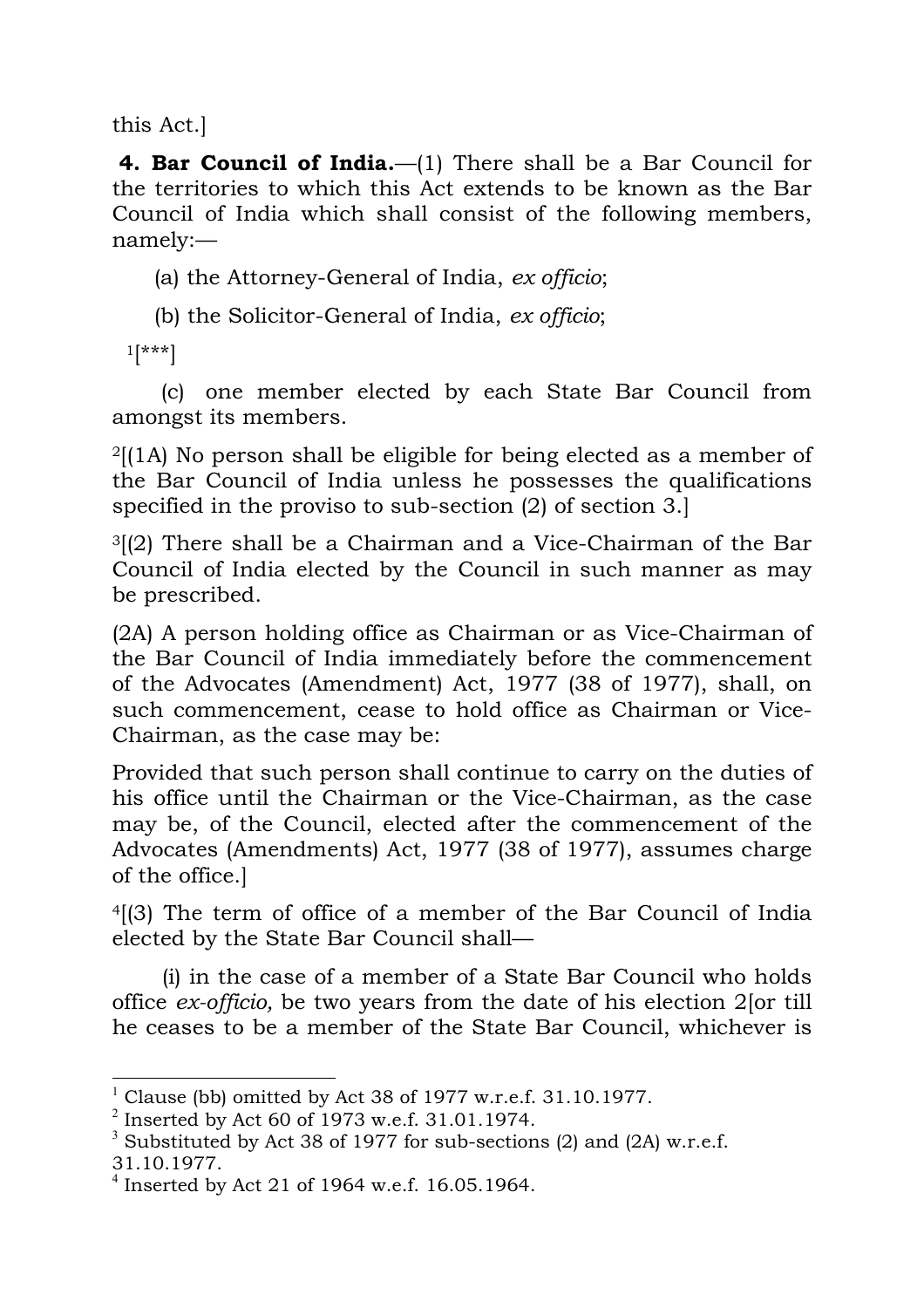this Act.]

**4. Bar Council of India.**—(1) There shall be a Bar Council for the territories to which this Act extends to be known as the Bar Council of India which shall consist of the following members, namely:—

(a) the Attorney-General of India, *ex officio*;

(b) the Solicitor-General of India, *ex officio*;

[1][***]

(c) one member elected by each State Bar Council from amongst its members.

[2][(1A) No person shall be eligible for being elected as a member of the Bar Council of India unless he possesses the qualifications specified in the proviso to sub-section (2) of section 3.]

[3][(2) There shall be a Chairman and a Vice-Chairman of the Bar Council of India elected by the Council in such manner as may be prescribed.

(2A) A person holding office as Chairman or as Vice-Chairman of the Bar Council of India immediately before the commencement of the Advocates (Amendment) Act, 1977 (38 of 1977), shall, on such commencement, cease to hold office as Chairman or Vice-Chairman, as the case may be:

Provided that such person shall continue to carry on the duties of his office until the Chairman or the Vice-Chairman, as the case may be, of the Council, elected after the commencement of the Advocates (Amendments) Act, 1977 (38 of 1977), assumes charge of the office.]

[4][(3) The term of office of a member of the Bar Council of India elected by the State Bar Council shall—

(i) in the case of a member of a State Bar Council who holds office *ex-officio,* be two years from the date of his election 2[or till he ceases to be a member of the State Bar Council, whichever is

---

[1] Clause (bb) omitted by Act 38 of 1977 w.r.e.f. 31.10.1977.

[2] Inserted by Act 60 of 1973 w.e.f. 31.01.1974.

[3] Substituted by Act 38 of 1977 for sub-sections (2) and (2A) w.r.e.f. 31.10.1977.

[4] Inserted by Act 21 of 1964 w.e.f. 16.05.1964.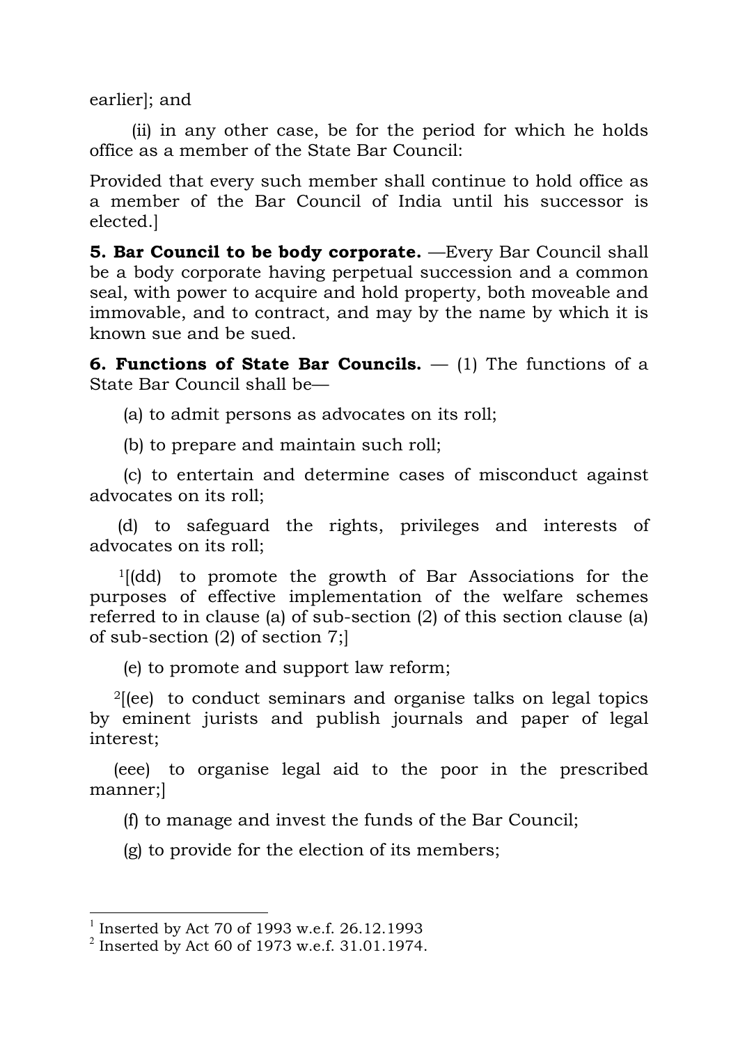earlier]; and

(ii) in any other case, be for the period for which he holds office as a member of the State Bar Council:

Provided that every such member shall continue to hold office as a member of the Bar Council of India until his successor is elected.]

**5. Bar Council to be body corporate.** —Every Bar Council shall be a body corporate having perpetual succession and a common seal, with power to acquire and hold property, both moveable and immovable, and to contract, and may by the name by which it is known sue and be sued.

**6. Functions of State Bar Councils.** — (1) The functions of a State Bar Council shall be—

(a) to admit persons as advocates on its roll;

(b) to prepare and maintain such roll;

(c) to entertain and determine cases of misconduct against advocates on its roll;

(d) to safeguard the rights, privileges and interests of advocates on its roll;

[1][(dd) to promote the growth of Bar Associations for the purposes of effective implementation of the welfare schemes referred to in clause (a) of sub-section (2) of this section clause (a) of sub-section (2) of section 7;]

(e) to promote and support law reform;

[2][(ee) to conduct seminars and organise talks on legal topics by eminent jurists and publish journals and paper of legal interest;

(eee) to organise legal aid to the poor in the prescribed manner;]

(f) to manage and invest the funds of the Bar Council;

(g) to provide for the election of its members;

---

[1] Inserted by Act 70 of 1993 w.e.f. 26.12.1993

[2] Inserted by Act 60 of 1973 w.e.f. 31.01.1974.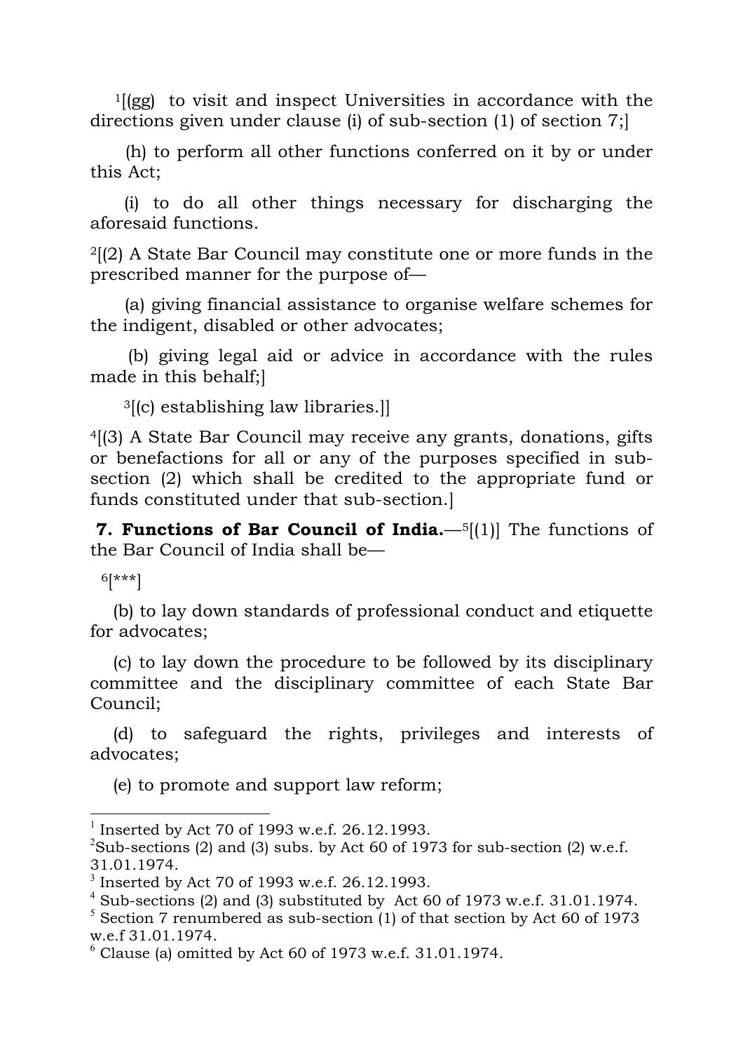[1][(gg) to visit and inspect Universities in accordance with the directions given under clause (i) of sub-section (1) of section 7;]

(h) to perform all other functions conferred on it by or under this Act;

(i) to do all other things necessary for discharging the aforesaid functions.

[2][(2) A State Bar Council may constitute one or more funds in the prescribed manner for the purpose of—

(a) giving financial assistance to organise welfare schemes for the indigent, disabled or other advocates;

(b) giving legal aid or advice in accordance with the rules made in this behalf;]

[3][(c) establishing law libraries.]]

[4][(3) A State Bar Council may receive any grants, donations, gifts or benefactions for all or any of the purposes specified in sub-section (2) which shall be credited to the appropriate fund or funds constituted under that sub-section.]

**7. Functions of Bar Council of India.**—[5][(1)] The functions of the Bar Council of India shall be—

[6][***]

(b) to lay down standards of professional conduct and etiquette for advocates;

(c) to lay down the procedure to be followed by its disciplinary committee and the disciplinary committee of each State Bar Council;

(d) to safeguard the rights, privileges and interests of advocates;

(e) to promote and support law reform;

---

[1] Inserted by Act 70 of 1993 w.e.f. 26.12.1993.

[2] Sub-sections (2) and (3) subs. by Act 60 of 1973 for sub-section (2) w.e.f. 31.01.1974.

[3] Inserted by Act 70 of 1993 w.e.f. 26.12.1993.

[4] Sub-sections (2) and (3) substituted by Act 60 of 1973 w.e.f. 31.01.1974.

[5] Section 7 renumbered as sub-section (1) of that section by Act 60 of 1973 w.e.f 31.01.1974.

[6] Clause (a) omitted by Act 60 of 1973 w.e.f. 31.01.1974.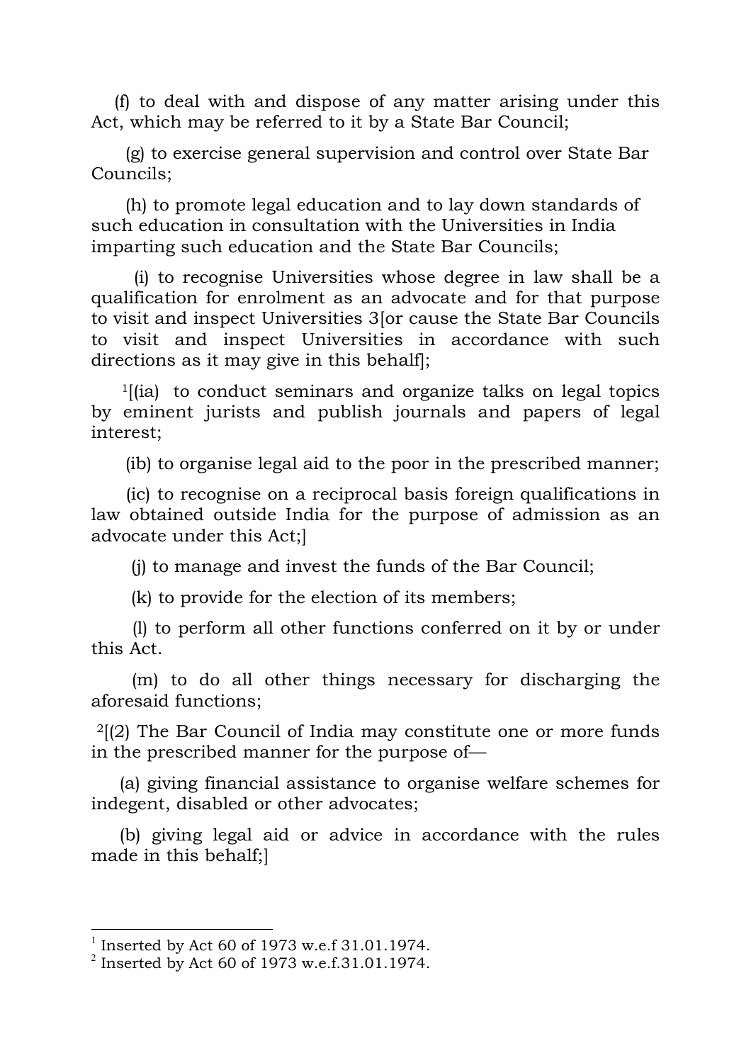(f) to deal with and dispose of any matter arising under this Act, which may be referred to it by a State Bar Council;

(g) to exercise general supervision and control over State Bar Councils;

(h) to promote legal education and to lay down standards of such education in consultation with the Universities in India imparting such education and the State Bar Councils;

(i) to recognise Universities whose degree in law shall be a qualification for enrolment as an advocate and for that purpose to visit and inspect Universities 3[or cause the State Bar Councils to visit and inspect Universities in accordance with such directions as it may give in this behalf];

[1][(ia) to conduct seminars and organize talks on legal topics by eminent jurists and publish journals and papers of legal interest;

(ib) to organise legal aid to the poor in the prescribed manner;

(ic) to recognise on a reciprocal basis foreign qualifications in law obtained outside India for the purpose of admission as an advocate under this Act;]

(j) to manage and invest the funds of the Bar Council;

(k) to provide for the election of its members;

(l) to perform all other functions conferred on it by or under this Act.

(m) to do all other things necessary for discharging the aforesaid functions;

[2][(2) The Bar Council of India may constitute one or more funds in the prescribed manner for the purpose of—

(a) giving financial assistance to organise welfare schemes for indegent, disabled or other advocates;

(b) giving legal aid or advice in accordance with the rules made in this behalf;]

---

[1] Inserted by Act 60 of 1973 w.e.f 31.01.1974.

[2] Inserted by Act 60 of 1973 w.e.f.31.01.1974.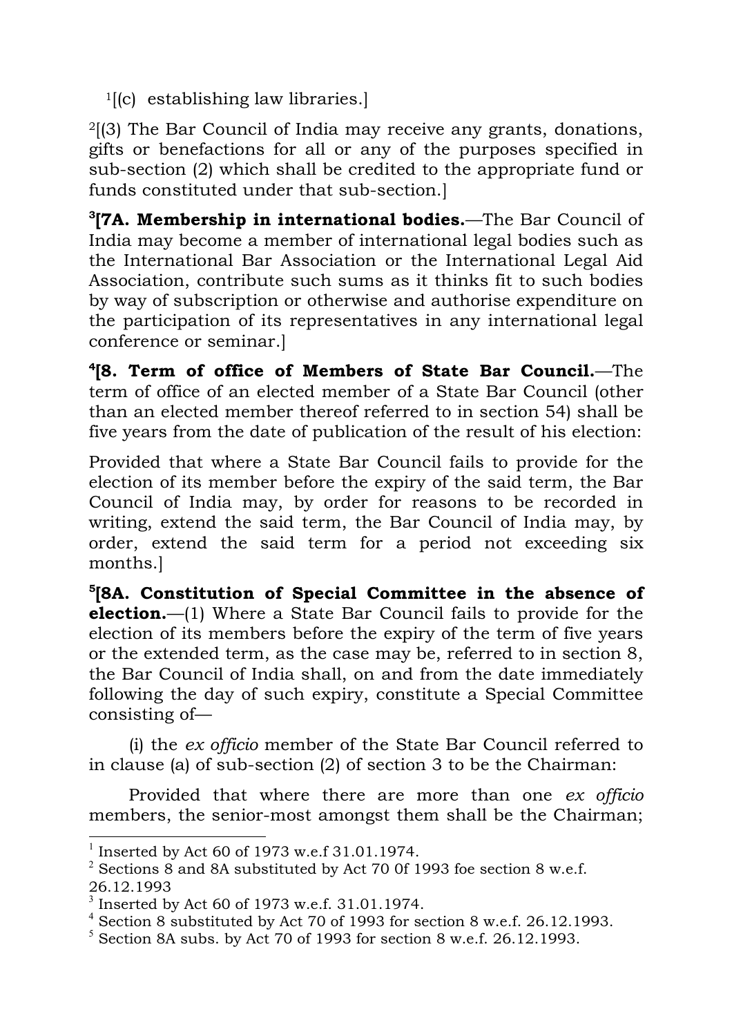[1][(c) establishing law libraries.]

[2][(3) The Bar Council of India may receive any grants, donations, gifts or benefactions for all or any of the purposes specified in sub-section (2) which shall be credited to the appropriate fund or funds constituted under that sub-section.]

[3][**7A. Membership in international bodies.**—The Bar Council of India may become a member of international legal bodies such as the International Bar Association or the International Legal Aid Association, contribute such sums as it thinks fit to such bodies by way of subscription or otherwise and authorise expenditure on the participation of its representatives in any international legal conference or seminar.]

[4][**8. Term of office of Members of State Bar Council.**—The term of office of an elected member of a State Bar Council (other than an elected member thereof referred to in section 54) shall be five years from the date of publication of the result of his election:

Provided that where a State Bar Council fails to provide for the election of its member before the expiry of the said term, the Bar Council of India may, by order for reasons to be recorded in writing, extend the said term, the Bar Council of India may, by order, extend the said term for a period not exceeding six months.]

[5][**8A. Constitution of Special Committee in the absence of election.**—(1) Where a State Bar Council fails to provide for the election of its members before the expiry of the term of five years or the extended term, as the case may be, referred to in section 8, the Bar Council of India shall, on and from the date immediately following the day of such expiry, constitute a Special Committee consisting of—

(i) the *ex officio* member of the State Bar Council referred to in clause (a) of sub-section (2) of section 3 to be the Chairman:

Provided that where there are more than one *ex officio* members, the senior-most amongst them shall be the Chairman;

---

[1] Inserted by Act 60 of 1973 w.e.f 31.01.1974.

[2] Sections 8 and 8A substituted by Act 70 0f 1993 foe section 8 w.e.f. 26.12.1993

[3] Inserted by Act 60 of 1973 w.e.f. 31.01.1974.

[4] Section 8 substituted by Act 70 of 1993 for section 8 w.e.f. 26.12.1993.

[5] Section 8A subs. by Act 70 of 1993 for section 8 w.e.f. 26.12.1993.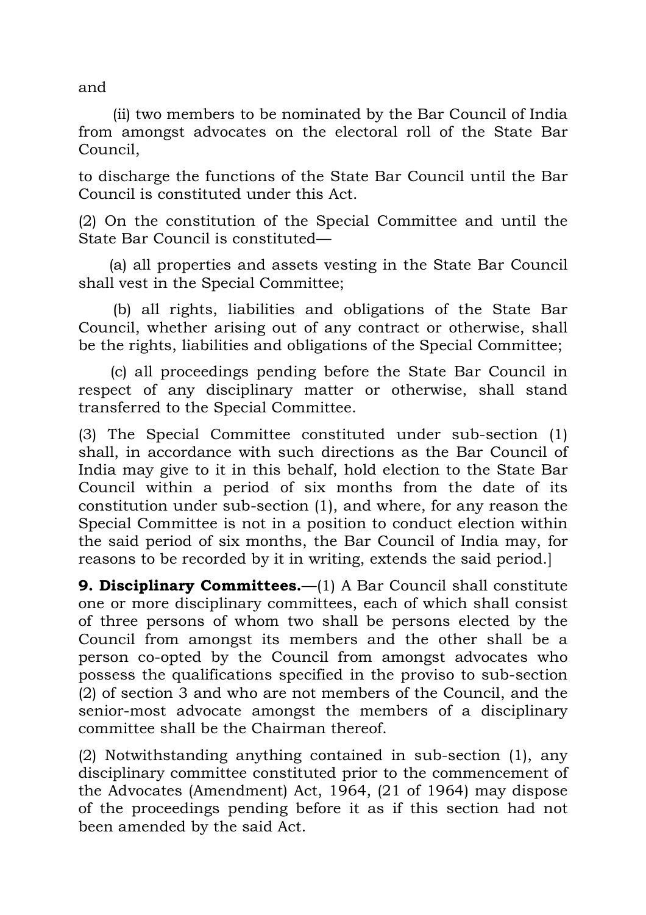and

(ii) two members to be nominated by the Bar Council of India from amongst advocates on the electoral roll of the State Bar Council,

to discharge the functions of the State Bar Council until the Bar Council is constituted under this Act.

(2) On the constitution of the Special Committee and until the State Bar Council is constituted—

(a) all properties and assets vesting in the State Bar Council shall vest in the Special Committee;

(b) all rights, liabilities and obligations of the State Bar Council, whether arising out of any contract or otherwise, shall be the rights, liabilities and obligations of the Special Committee;

(c) all proceedings pending before the State Bar Council in respect of any disciplinary matter or otherwise, shall stand transferred to the Special Committee.

(3) The Special Committee constituted under sub-section (1) shall, in accordance with such directions as the Bar Council of India may give to it in this behalf, hold election to the State Bar Council within a period of six months from the date of its constitution under sub-section (1), and where, for any reason the Special Committee is not in a position to conduct election within the said period of six months, the Bar Council of India may, for reasons to be recorded by it in writing, extends the said period.]

**9. Disciplinary Committees.**—(1) A Bar Council shall constitute one or more disciplinary committees, each of which shall consist of three persons of whom two shall be persons elected by the Council from amongst its members and the other shall be a person co-opted by the Council from amongst advocates who possess the qualifications specified in the proviso to sub-section (2) of section 3 and who are not members of the Council, and the senior-most advocate amongst the members of a disciplinary committee shall be the Chairman thereof.

(2) Notwithstanding anything contained in sub-section (1), any disciplinary committee constituted prior to the commencement of the Advocates (Amendment) Act, 1964, (21 of 1964) may dispose of the proceedings pending before it as if this section had not been amended by the said Act.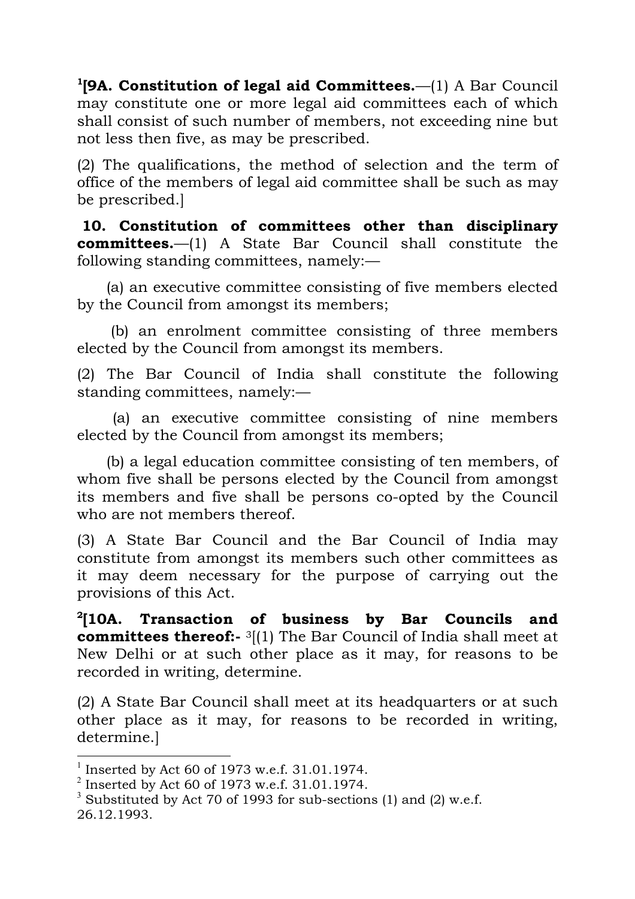[1][**9A. Constitution of legal aid Committees.**—(1) A Bar Council may constitute one or more legal aid committees each of which shall consist of such number of members, not exceeding nine but not less then five, as may be prescribed.

(2) The qualifications, the method of selection and the term of office of the members of legal aid committee shall be such as may be prescribed.]

**10. Constitution of committees other than disciplinary committees.**—(1) A State Bar Council shall constitute the following standing committees, namely:—

(a) an executive committee consisting of five members elected by the Council from amongst its members;

(b) an enrolment committee consisting of three members elected by the Council from amongst its members.

(2) The Bar Council of India shall constitute the following standing committees, namely:—

(a) an executive committee consisting of nine members elected by the Council from amongst its members;

(b) a legal education committee consisting of ten members, of whom five shall be persons elected by the Council from amongst its members and five shall be persons co-opted by the Council who are not members thereof.

(3) A State Bar Council and the Bar Council of India may constitute from amongst its members such other committees as it may deem necessary for the purpose of carrying out the provisions of this Act.

[2][**10A. Transaction of business by Bar Councils and committees thereof:-** [3][(1) The Bar Council of India shall meet at New Delhi or at such other place as it may, for reasons to be recorded in writing, determine.

(2) A State Bar Council shall meet at its headquarters or at such other place as it may, for reasons to be recorded in writing, determine.]

---

[1] Inserted by Act 60 of 1973 w.e.f. 31.01.1974.

[2] Inserted by Act 60 of 1973 w.e.f. 31.01.1974.

[3] Substituted by Act 70 of 1993 for sub-sections (1) and (2) w.e.f. 26.12.1993.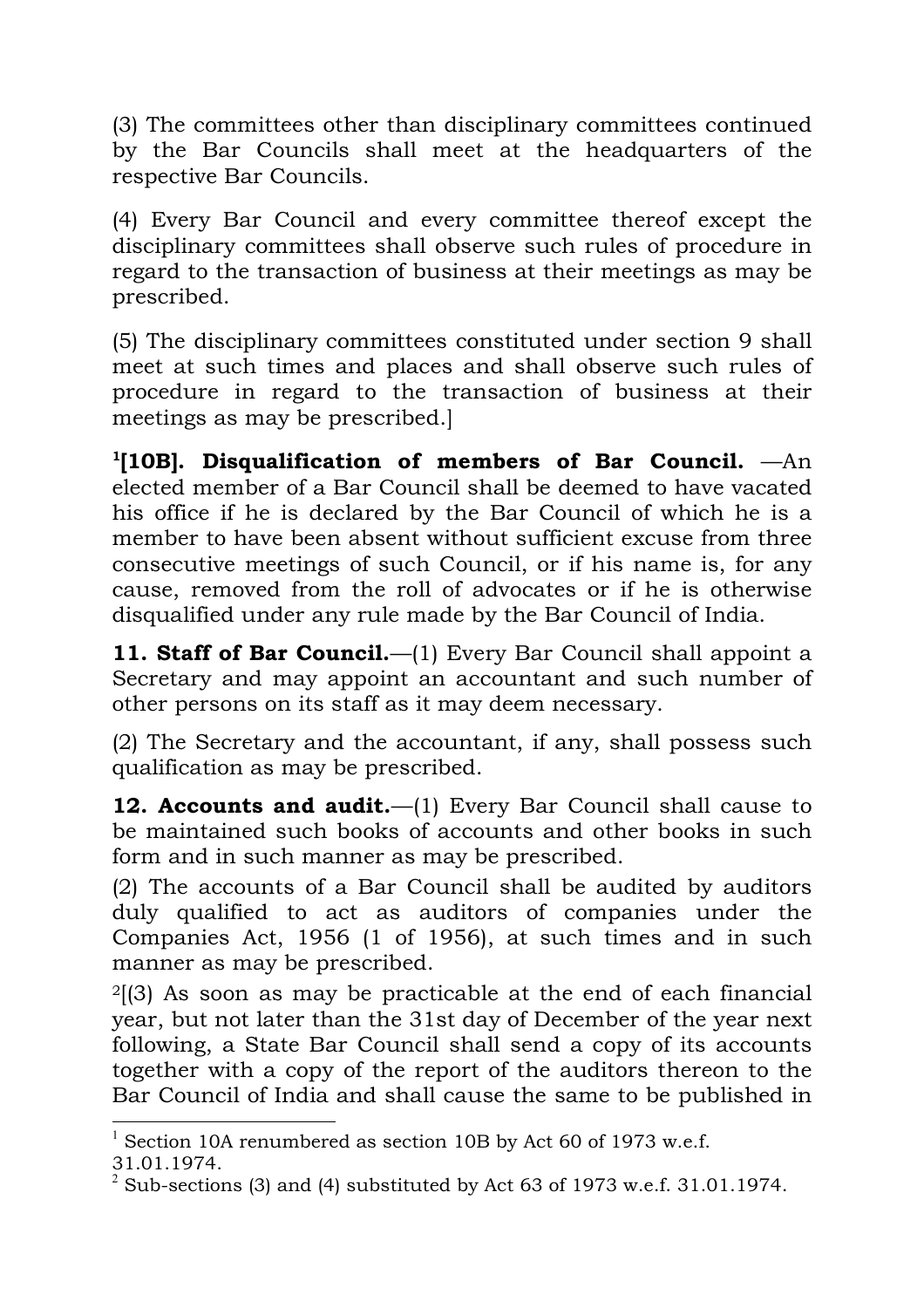(3) The committees other than disciplinary committees continued by the Bar Councils shall meet at the headquarters of the respective Bar Councils.

(4) Every Bar Council and every committee thereof except the disciplinary committees shall observe such rules of procedure in regard to the transaction of business at their meetings as may be prescribed.

(5) The disciplinary committees constituted under section 9 shall meet at such times and places and shall observe such rules of procedure in regard to the transaction of business at their meetings as may be prescribed.]

**[1][10B]. Disqualification of members of Bar Council.** —An elected member of a Bar Council shall be deemed to have vacated his office if he is declared by the Bar Council of which he is a member to have been absent without sufficient excuse from three consecutive meetings of such Council, or if his name is, for any cause, removed from the roll of advocates or if he is otherwise disqualified under any rule made by the Bar Council of India.

**11. Staff of Bar Council.**—(1) Every Bar Council shall appoint a Secretary and may appoint an accountant and such number of other persons on its staff as it may deem necessary.

(2) The Secretary and the accountant, if any, shall possess such qualification as may be prescribed.

**12. Accounts and audit.**—(1) Every Bar Council shall cause to be maintained such books of accounts and other books in such form and in such manner as may be prescribed.

(2) The accounts of a Bar Council shall be audited by auditors duly qualified to act as auditors of companies under the Companies Act, 1956 (1 of 1956), at such times and in such manner as may be prescribed.

[2][(3) As soon as may be practicable at the end of each financial year, but not later than the 31st day of December of the year next following, a State Bar Council shall send a copy of its accounts together with a copy of the report of the auditors thereon to the Bar Council of India and shall cause the same to be published in

---

[1] Section 10A renumbered as section 10B by Act 60 of 1973 w.e.f. 31.01.1974.

[2] Sub-sections (3) and (4) substituted by Act 63 of 1973 w.e.f. 31.01.1974.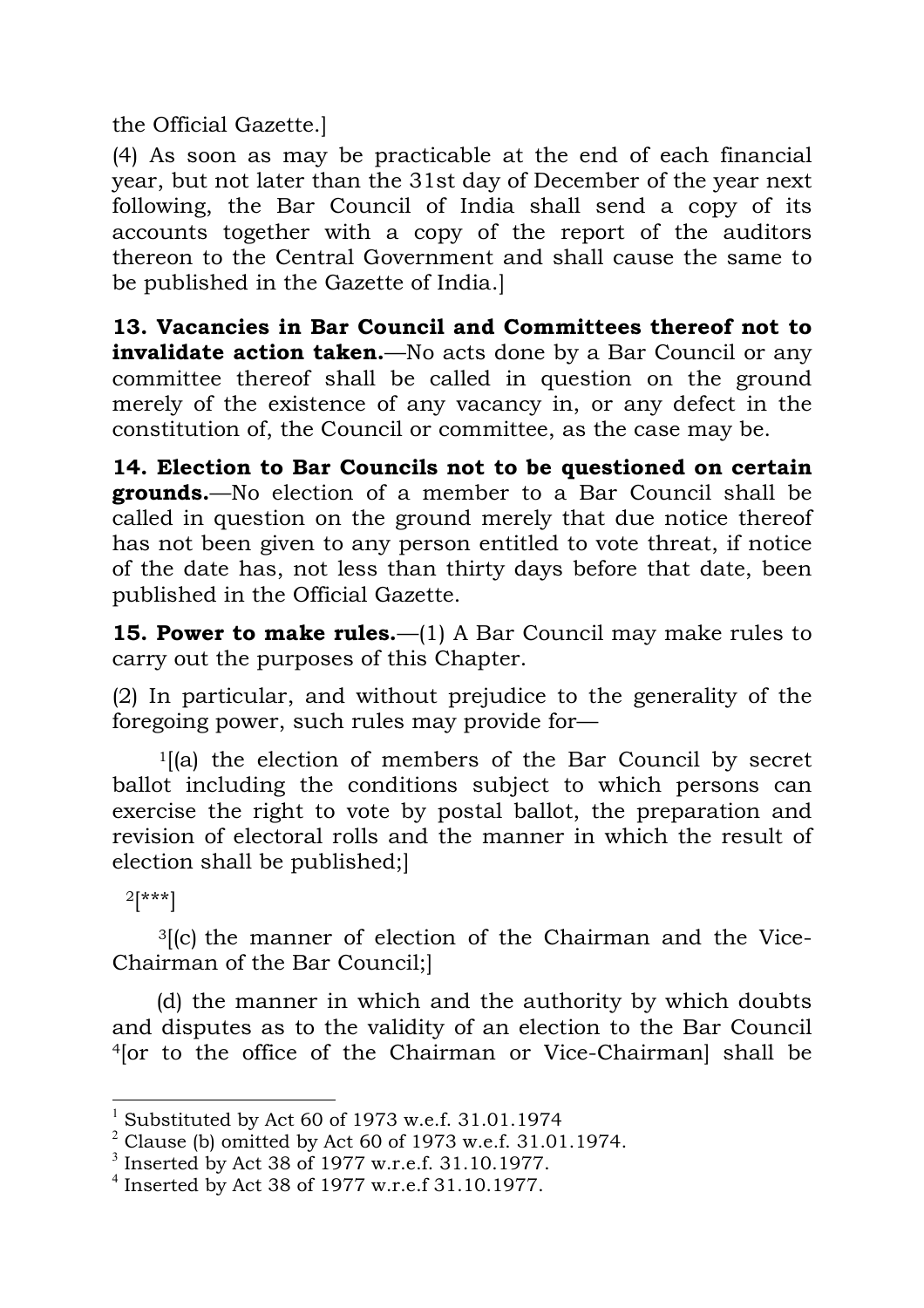the Official Gazette.]

(4) As soon as may be practicable at the end of each financial year, but not later than the 31st day of December of the year next following, the Bar Council of India shall send a copy of its accounts together with a copy of the report of the auditors thereon to the Central Government and shall cause the same to be published in the Gazette of India.]

**13. Vacancies in Bar Council and Committees thereof not to invalidate action taken.**—No acts done by a Bar Council or any committee thereof shall be called in question on the ground merely of the existence of any vacancy in, or any defect in the constitution of, the Council or committee, as the case may be.

**14. Election to Bar Councils not to be questioned on certain grounds.**—No election of a member to a Bar Council shall be called in question on the ground merely that due notice thereof has not been given to any person entitled to vote threat, if notice of the date has, not less than thirty days before that date, been published in the Official Gazette.

**15. Power to make rules.**—(1) A Bar Council may make rules to carry out the purposes of this Chapter.

(2) In particular, and without prejudice to the generality of the foregoing power, such rules may provide for—

[1][(a) the election of members of the Bar Council by secret ballot including the conditions subject to which persons can exercise the right to vote by postal ballot, the preparation and revision of electoral rolls and the manner in which the result of election shall be published;]

[2][***]

[3][(c) the manner of election of the Chairman and the Vice-Chairman of the Bar Council;]

(d) the manner in which and the authority by which doubts and disputes as to the validity of an election to the Bar Council [4][or to the office of the Chairman or Vice-Chairman] shall be

---

[1] Substituted by Act 60 of 1973 w.e.f. 31.01.1974

[2] Clause (b) omitted by Act 60 of 1973 w.e.f. 31.01.1974.

[3] Inserted by Act 38 of 1977 w.r.e.f. 31.10.1977.

[4] Inserted by Act 38 of 1977 w.r.e.f 31.10.1977.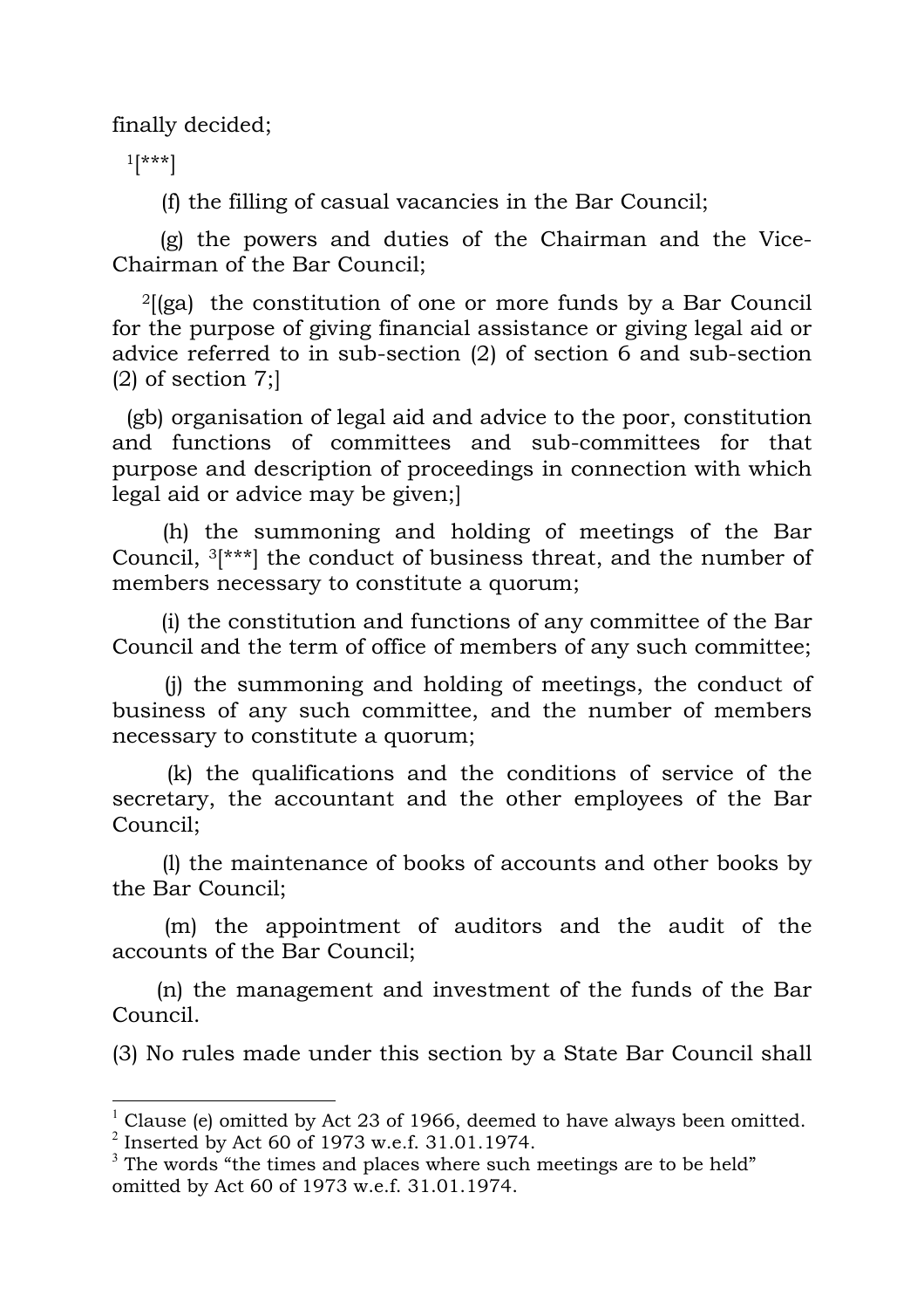finally decided;

[1][***]

(f) the filling of casual vacancies in the Bar Council;

(g) the powers and duties of the Chairman and the Vice-Chairman of the Bar Council;

[2][(ga) the constitution of one or more funds by a Bar Council for the purpose of giving financial assistance or giving legal aid or advice referred to in sub-section (2) of section 6 and sub-section (2) of section 7;]

(gb) organisation of legal aid and advice to the poor, constitution and functions of committees and sub-committees for that purpose and description of proceedings in connection with which legal aid or advice may be given;]

(h) the summoning and holding of meetings of the Bar Council, [3][***] the conduct of business threat, and the number of members necessary to constitute a quorum;

(i) the constitution and functions of any committee of the Bar Council and the term of office of members of any such committee;

(j) the summoning and holding of meetings, the conduct of business of any such committee, and the number of members necessary to constitute a quorum;

(k) the qualifications and the conditions of service of the secretary, the accountant and the other employees of the Bar Council;

(l) the maintenance of books of accounts and other books by the Bar Council;

(m) the appointment of auditors and the audit of the accounts of the Bar Council;

(n) the management and investment of the funds of the Bar Council.

(3) No rules made under this section by a State Bar Council shall

---

[1] Clause (e) omitted by Act 23 of 1966, deemed to have always been omitted.

[2] Inserted by Act 60 of 1973 w.e.f. 31.01.1974.

[3] The words "the times and places where such meetings are to be held" omitted by Act 60 of 1973 w.e.f. 31.01.1974.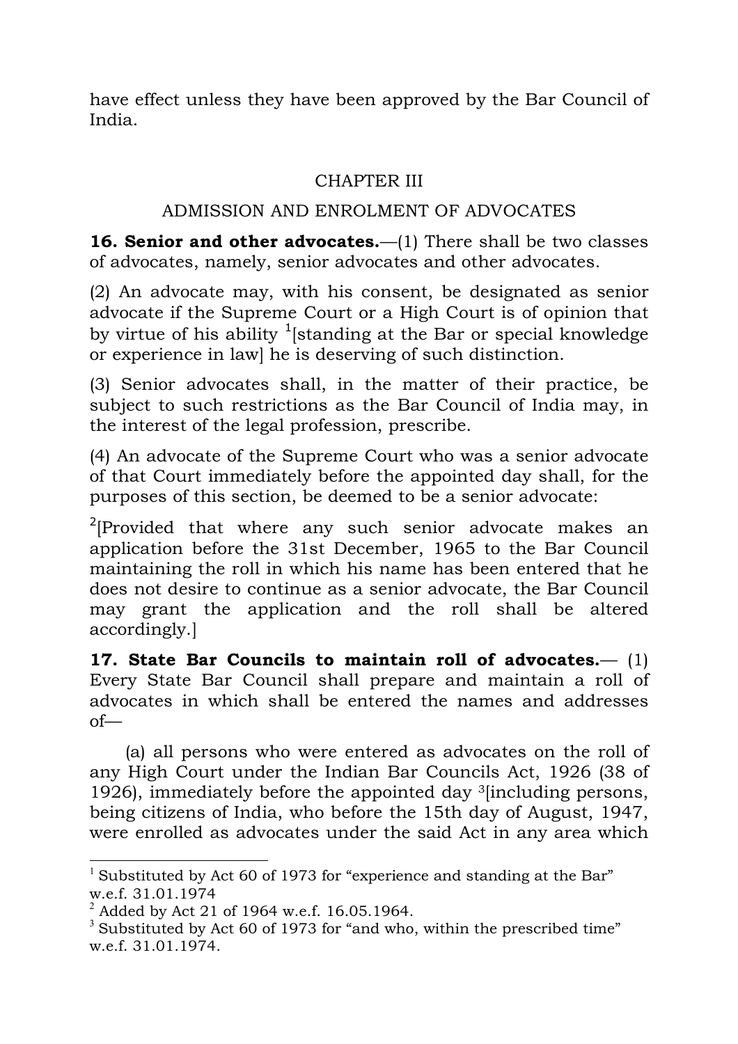have effect unless they have been approved by the Bar Council of India.

## CHAPTER III

## ADMISSION AND ENROLMENT OF ADVOCATES

**16. Senior and other advocates.**—(1) There shall be two classes of advocates, namely, senior advocates and other advocates.

(2) An advocate may, with his consent, be designated as senior advocate if the Supreme Court or a High Court is of opinion that by virtue of his ability [1][standing at the Bar or special knowledge or experience in law] he is deserving of such distinction.

(3) Senior advocates shall, in the matter of their practice, be subject to such restrictions as the Bar Council of India may, in the interest of the legal profession, prescribe.

(4) An advocate of the Supreme Court who was a senior advocate of that Court immediately before the appointed day shall, for the purposes of this section, be deemed to be a senior advocate:

[2][Provided that where any such senior advocate makes an application before the 31st December, 1965 to the Bar Council maintaining the roll in which his name has been entered that he does not desire to continue as a senior advocate, the Bar Council may grant the application and the roll shall be altered accordingly.]

**17. State Bar Councils to maintain roll of advocates.**— (1) Every State Bar Council shall prepare and maintain a roll of advocates in which shall be entered the names and addresses of—

(a) all persons who were entered as advocates on the roll of any High Court under the Indian Bar Councils Act, 1926 (38 of 1926), immediately before the appointed day [3][including persons, being citizens of India, who before the 15th day of August, 1947, were enrolled as advocates under the said Act in any area which

---

[1] Substituted by Act 60 of 1973 for "experience and standing at the Bar" w.e.f. 31.01.1974

[2] Added by Act 21 of 1964 w.e.f. 16.05.1964.

[3] Substituted by Act 60 of 1973 for "and who, within the prescribed time" w.e.f. 31.01.1974.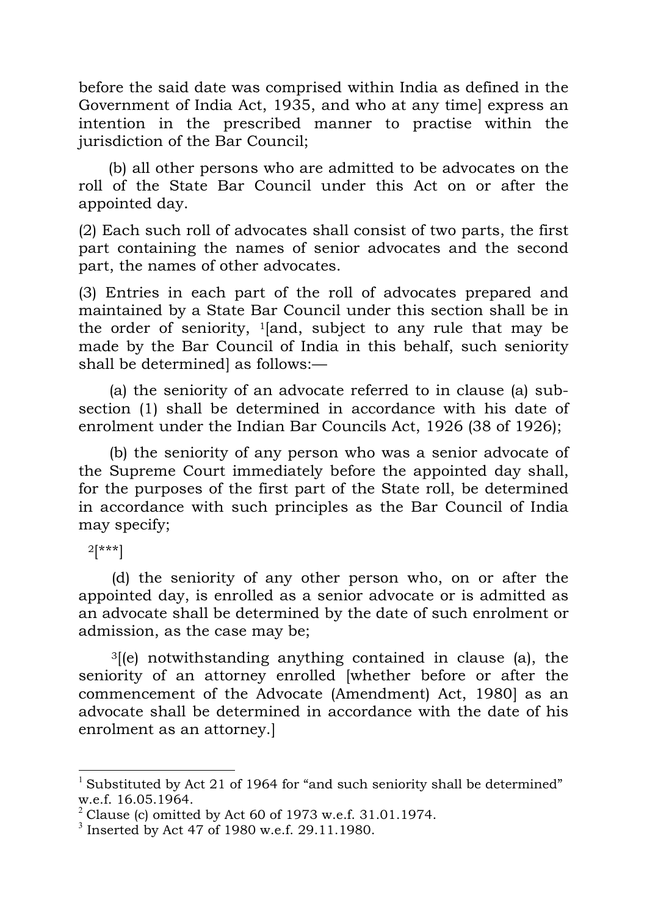before the said date was comprised within India as defined in the Government of India Act, 1935, and who at any time] express an intention in the prescribed manner to practise within the jurisdiction of the Bar Council;

(b) all other persons who are admitted to be advocates on the roll of the State Bar Council under this Act on or after the appointed day.

(2) Each such roll of advocates shall consist of two parts, the first part containing the names of senior advocates and the second part, the names of other advocates.

(3) Entries in each part of the roll of advocates prepared and maintained by a State Bar Council under this section shall be in the order of seniority, [1][and, subject to any rule that may be made by the Bar Council of India in this behalf, such seniority shall be determined] as follows:—

(a) the seniority of an advocate referred to in clause (a) sub-section (1) shall be determined in accordance with his date of enrolment under the Indian Bar Councils Act, 1926 (38 of 1926);

(b) the seniority of any person who was a senior advocate of the Supreme Court immediately before the appointed day shall, for the purposes of the first part of the State roll, be determined in accordance with such principles as the Bar Council of India may specify;

[2][***]

(d) the seniority of any other person who, on or after the appointed day, is enrolled as a senior advocate or is admitted as an advocate shall be determined by the date of such enrolment or admission, as the case may be;

[3][(e) notwithstanding anything contained in clause (a), the seniority of an attorney enrolled [whether before or after the commencement of the Advocate (Amendment) Act, 1980] as an advocate shall be determined in accordance with the date of his enrolment as an attorney.]

---

[1] Substituted by Act 21 of 1964 for "and such seniority shall be determined" w.e.f. 16.05.1964.

[2] Clause (c) omitted by Act 60 of 1973 w.e.f. 31.01.1974.

[3] Inserted by Act 47 of 1980 w.e.f. 29.11.1980.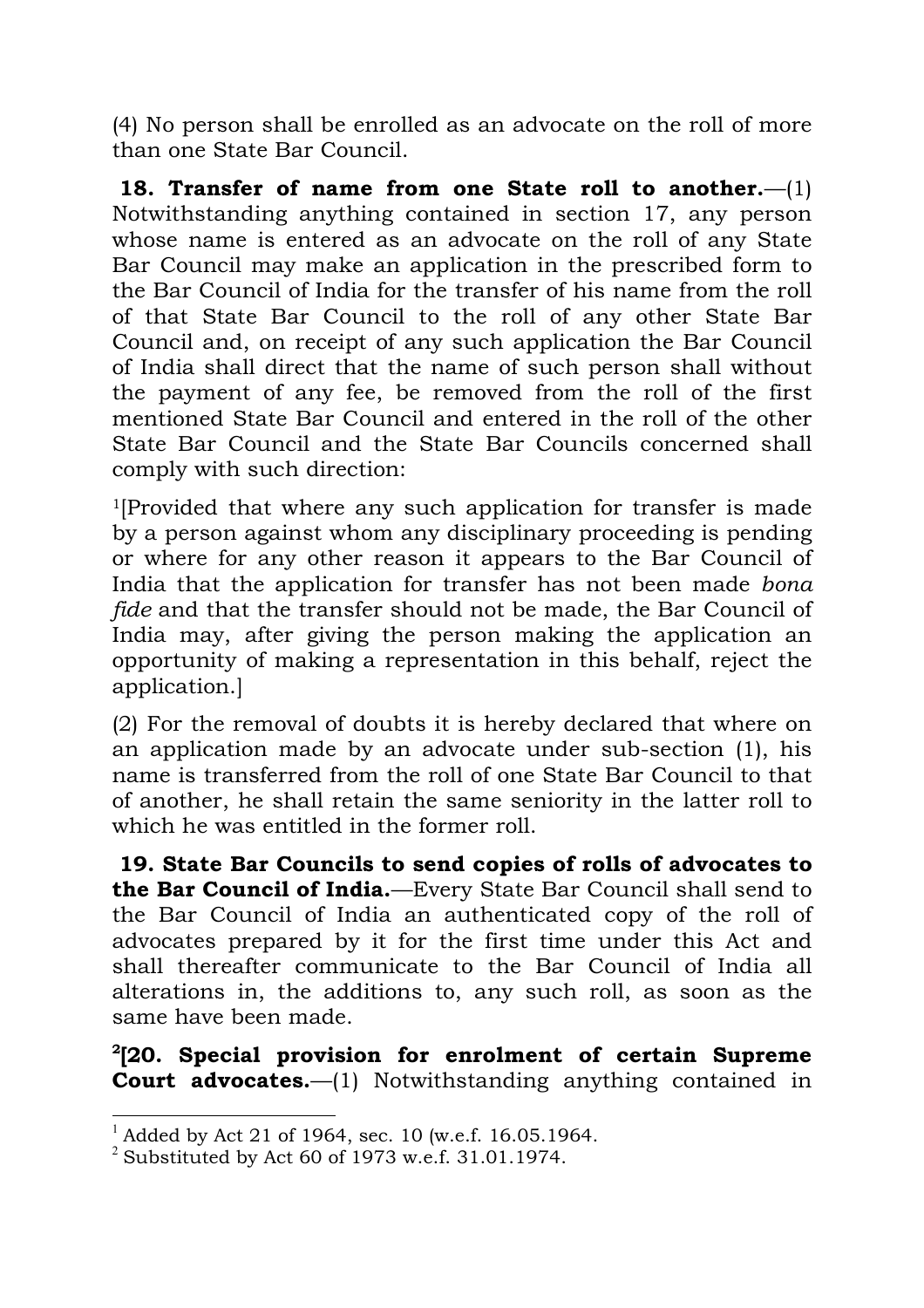(4) No person shall be enrolled as an advocate on the roll of more than one State Bar Council.

**18. Transfer of name from one State roll to another.**—(1) Notwithstanding anything contained in section 17, any person whose name is entered as an advocate on the roll of any State Bar Council may make an application in the prescribed form to the Bar Council of India for the transfer of his name from the roll of that State Bar Council to the roll of any other State Bar Council and, on receipt of any such application the Bar Council of India shall direct that the name of such person shall without the payment of any fee, be removed from the roll of the first mentioned State Bar Council and entered in the roll of the other State Bar Council and the State Bar Councils concerned shall comply with such direction:

[1][Provided that where any such application for transfer is made by a person against whom any disciplinary proceeding is pending or where for any other reason it appears to the Bar Council of India that the application for transfer has not been made *bona fide* and that the transfer should not be made, the Bar Council of India may, after giving the person making the application an opportunity of making a representation in this behalf, reject the application.]

(2) For the removal of doubts it is hereby declared that where on an application made by an advocate under sub-section (1), his name is transferred from the roll of one State Bar Council to that of another, he shall retain the same seniority in the latter roll to which he was entitled in the former roll.

**19. State Bar Councils to send copies of rolls of advocates to the Bar Council of India.**—Every State Bar Council shall send to the Bar Council of India an authenticated copy of the roll of advocates prepared by it for the first time under this Act and shall thereafter communicate to the Bar Council of India all alterations in, the additions to, any such roll, as soon as the same have been made.

**[2][20. Special provision for enrolment of certain Supreme Court advocates.**—(1) Notwithstanding anything contained in

---

[1] Added by Act 21 of 1964, sec. 10 (w.e.f. 16.05.1964.

[2] Substituted by Act 60 of 1973 w.e.f. 31.01.1974.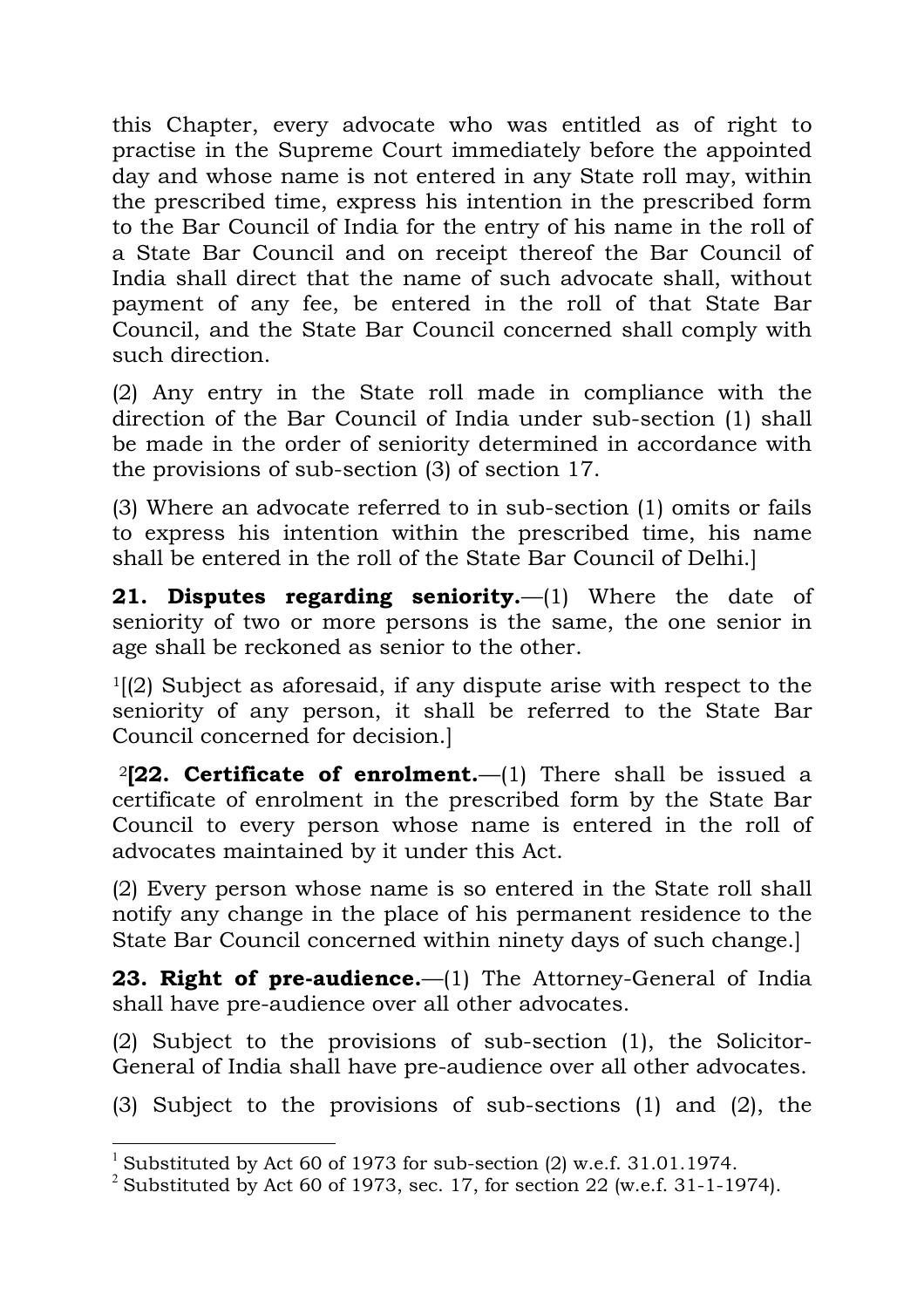this Chapter, every advocate who was entitled as of right to practise in the Supreme Court immediately before the appointed day and whose name is not entered in any State roll may, within the prescribed time, express his intention in the prescribed form to the Bar Council of India for the entry of his name in the roll of a State Bar Council and on receipt thereof the Bar Council of India shall direct that the name of such advocate shall, without payment of any fee, be entered in the roll of that State Bar Council, and the State Bar Council concerned shall comply with such direction.

(2) Any entry in the State roll made in compliance with the direction of the Bar Council of India under sub-section (1) shall be made in the order of seniority determined in accordance with the provisions of sub-section (3) of section 17.

(3) Where an advocate referred to in sub-section (1) omits or fails to express his intention within the prescribed time, his name shall be entered in the roll of the State Bar Council of Delhi.]

**21. Disputes regarding seniority.**—(1) Where the date of seniority of two or more persons is the same, the one senior in age shall be reckoned as senior to the other.

[1][(2) Subject as aforesaid, if any dispute arise with respect to the seniority of any person, it shall be referred to the State Bar Council concerned for decision.]

[2]**[22. Certificate of enrolment.**—(1) There shall be issued a certificate of enrolment in the prescribed form by the State Bar Council to every person whose name is entered in the roll of advocates maintained by it under this Act.

(2) Every person whose name is so entered in the State roll shall notify any change in the place of his permanent residence to the State Bar Council concerned within ninety days of such change.]

**23. Right of pre-audience.**—(1) The Attorney-General of India shall have pre-audience over all other advocates.

(2) Subject to the provisions of sub-section (1), the Solicitor-General of India shall have pre-audience over all other advocates.

(3) Subject to the provisions of sub-sections (1) and (2), the

---

[1] Substituted by Act 60 of 1973 for sub-section (2) w.e.f. 31.01.1974.

[2] Substituted by Act 60 of 1973, sec. 17, for section 22 (w.e.f. 31-1-1974).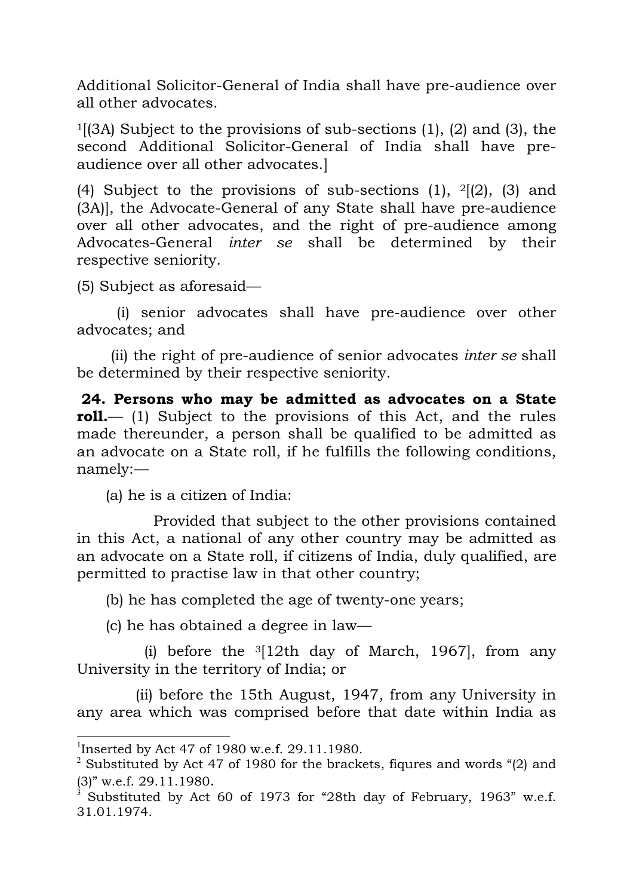Additional Solicitor-General of India shall have pre-audience over all other advocates.

[1][(3A) Subject to the provisions of sub-sections (1), (2) and (3), the second Additional Solicitor-General of India shall have pre-audience over all other advocates.]

(4) Subject to the provisions of sub-sections (1), [2][(2), (3) and (3A)], the Advocate-General of any State shall have pre-audience over all other advocates, and the right of pre-audience among Advocates-General *inter se* shall be determined by their respective seniority.

(5) Subject as aforesaid—

(i) senior advocates shall have pre-audience over other advocates; and

(ii) the right of pre-audience of senior advocates *inter se* shall be determined by their respective seniority.

**24. Persons who may be admitted as advocates on a State roll.**— (1) Subject to the provisions of this Act, and the rules made thereunder, a person shall be qualified to be admitted as an advocate on a State roll, if he fulfills the following conditions, namely:—

(a) he is a citizen of India:

Provided that subject to the other provisions contained in this Act, a national of any other country may be admitted as an advocate on a State roll, if citizens of India, duly qualified, are permitted to practise law in that other country;

(b) he has completed the age of twenty-one years;

(c) he has obtained a degree in law—

(i) before the [3][12th day of March, 1967], from any University in the territory of India; or

(ii) before the 15th August, 1947, from any University in any area which was comprised before that date within India as

---

[1] Inserted by Act 47 of 1980 w.e.f. 29.11.1980.

[2] Substituted by Act 47 of 1980 for the brackets, fiqures and words "(2) and (3)" w.e.f. 29.11.1980.

[3] Substituted by Act 60 of 1973 for "28th day of February, 1963" w.e.f. 31.01.1974.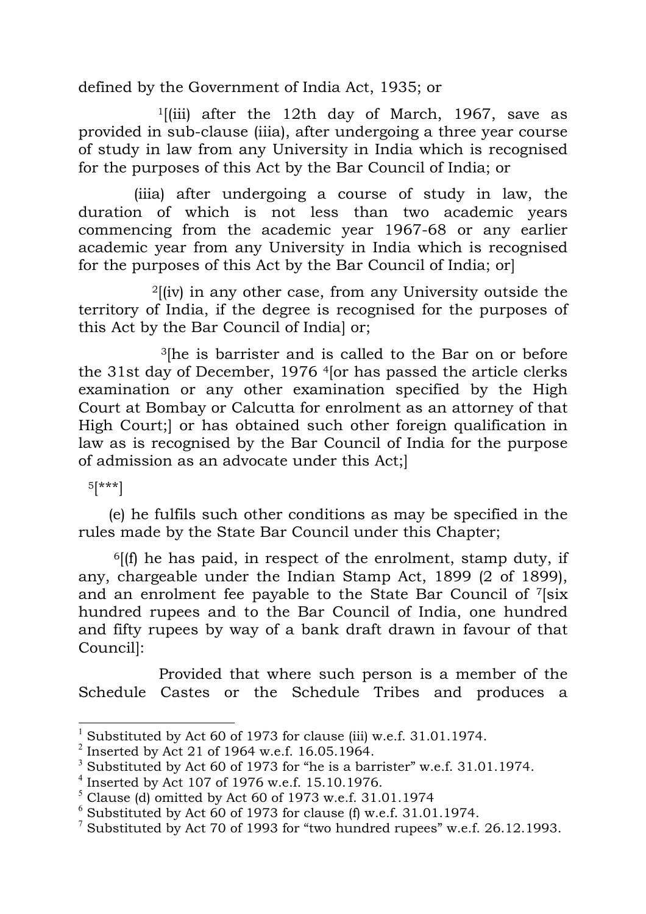defined by the Government of India Act, 1935; or

[1][(iii) after the 12th day of March, 1967, save as provided in sub-clause (iiia), after undergoing a three year course of study in law from any University in India which is recognised for the purposes of this Act by the Bar Council of India; or

(iiia) after undergoing a course of study in law, the duration of which is not less than two academic years commencing from the academic year 1967-68 or any earlier academic year from any University in India which is recognised for the purposes of this Act by the Bar Council of India; or]

[2][(iv) in any other case, from any University outside the territory of India, if the degree is recognised for the purposes of this Act by the Bar Council of India] or;

[3][he is barrister and is called to the Bar on or before the 31st day of December, 1976 [4][or has passed the article clerks examination or any other examination specified by the High Court at Bombay or Calcutta for enrolment as an attorney of that High Court;] or has obtained such other foreign qualification in law as is recognised by the Bar Council of India for the purpose of admission as an advocate under this Act;]

[5][***]

(e) he fulfils such other conditions as may be specified in the rules made by the State Bar Council under this Chapter;

[6][(f) he has paid, in respect of the enrolment, stamp duty, if any, chargeable under the Indian Stamp Act, 1899 (2 of 1899), and an enrolment fee payable to the State Bar Council of [7][six hundred rupees and to the Bar Council of India, one hundred and fifty rupees by way of a bank draft drawn in favour of that Council]:

Provided that where such person is a member of the Schedule Castes or the Schedule Tribes and produces a

---

[1] Substituted by Act 60 of 1973 for clause (iii) w.e.f. 31.01.1974.

[2] Inserted by Act 21 of 1964 w.e.f. 16.05.1964.

[3] Substituted by Act 60 of 1973 for "he is a barrister" w.e.f. 31.01.1974.

[4] Inserted by Act 107 of 1976 w.e.f. 15.10.1976.

[5] Clause (d) omitted by Act 60 of 1973 w.e.f. 31.01.1974

[6] Substituted by Act 60 of 1973 for clause (f) w.e.f. 31.01.1974.

[7] Substituted by Act 70 of 1993 for "two hundred rupees" w.e.f. 26.12.1993.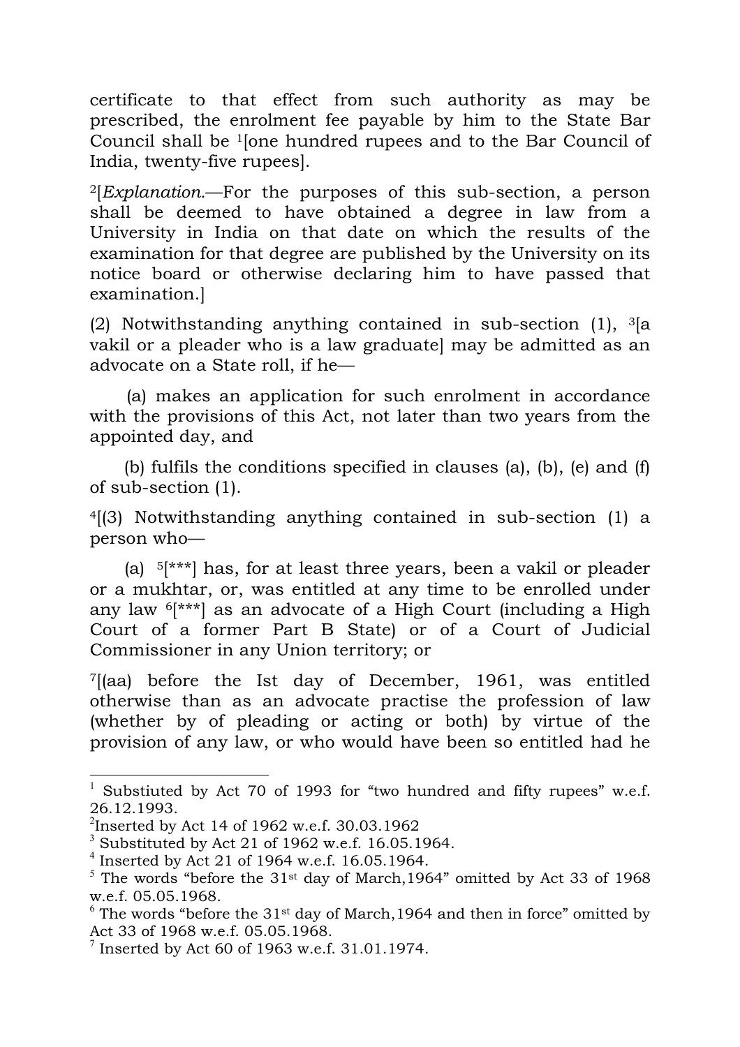certificate to that effect from such authority as may be prescribed, the enrolment fee payable by him to the State Bar Council shall be [1][one hundred rupees and to the Bar Council of India, twenty-five rupees].

[2][*Explanation.*—For the purposes of this sub-section, a person shall be deemed to have obtained a degree in law from a University in India on that date on which the results of the examination for that degree are published by the University on its notice board or otherwise declaring him to have passed that examination.]

(2) Notwithstanding anything contained in sub-section (1), [3][a vakil or a pleader who is a law graduate] may be admitted as an advocate on a State roll, if he—

(a) makes an application for such enrolment in accordance with the provisions of this Act, not later than two years from the appointed day, and

(b) fulfils the conditions specified in clauses (a), (b), (e) and (f) of sub-section (1).

[4][(3) Notwithstanding anything contained in sub-section (1) a person who—

(a) [5][***] has, for at least three years, been a vakil or pleader or a mukhtar, or, was entitled at any time to be enrolled under any law [6][***] as an advocate of a High Court (including a High Court of a former Part B State) or of a Court of Judicial Commissioner in any Union territory; or

[7][(aa) before the Ist day of December, 1961, was entitled otherwise than as an advocate practise the profession of law (whether by of pleading or acting or both) by virtue of the provision of any law, or who would have been so entitled had he

---

[1] Substiuted by Act 70 of 1993 for "two hundred and fifty rupees" w.e.f. 26.12.1993.

[2] Inserted by Act 14 of 1962 w.e.f. 30.03.1962

[3] Substituted by Act 21 of 1962 w.e.f. 16.05.1964.

[4] Inserted by Act 21 of 1964 w.e.f. 16.05.1964.

[5] The words "before the 31st day of March,1964" omitted by Act 33 of 1968 w.e.f. 05.05.1968.

[6] The words "before the 31st day of March,1964 and then in force" omitted by Act 33 of 1968 w.e.f. 05.05.1968.

[7] Inserted by Act 60 of 1963 w.e.f. 31.01.1974.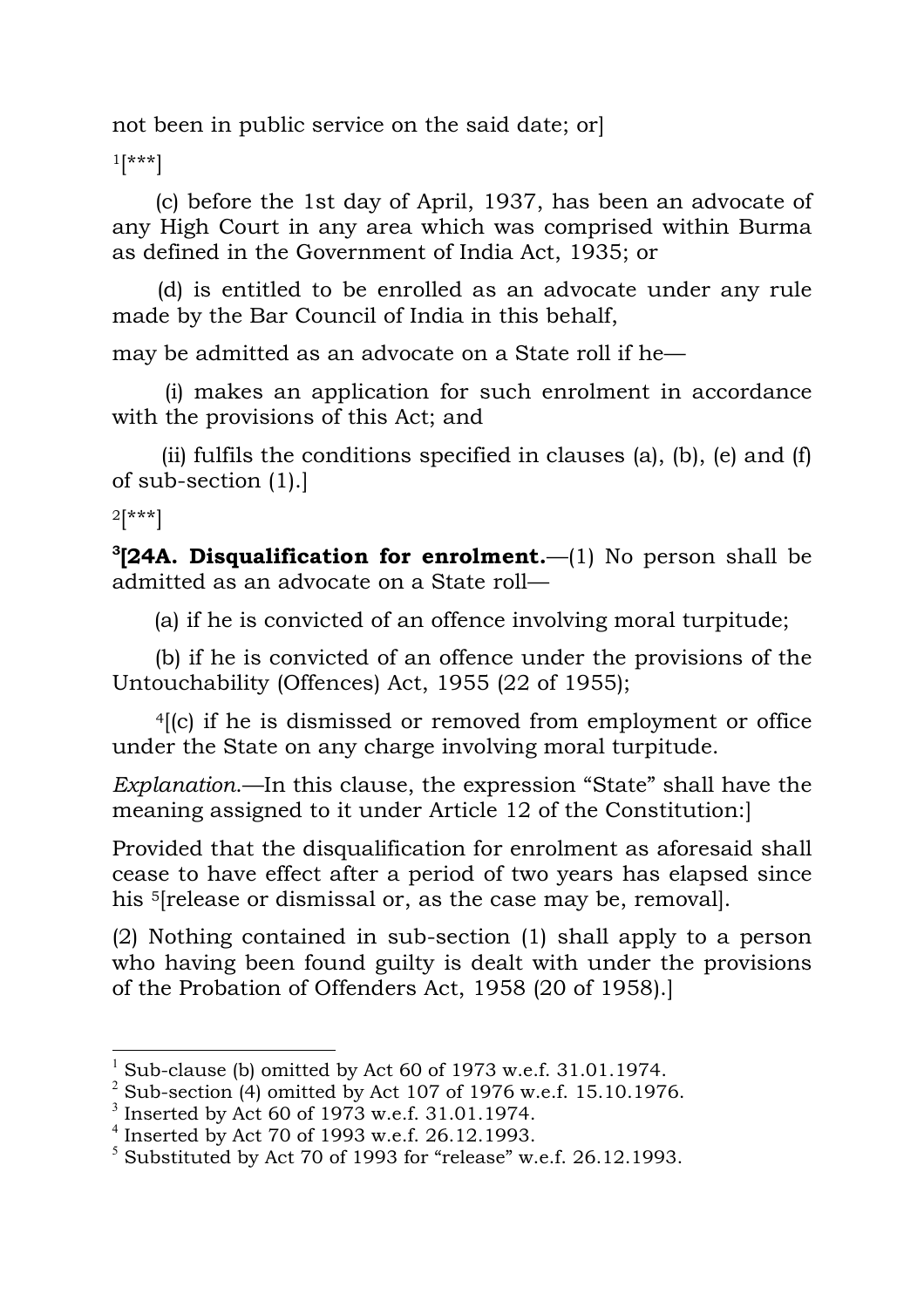not been in public service on the said date; or]

[1][***]

(c) before the 1st day of April, 1937, has been an advocate of any High Court in any area which was comprised within Burma as defined in the Government of India Act, 1935; or

(d) is entitled to be enrolled as an advocate under any rule made by the Bar Council of India in this behalf,

may be admitted as an advocate on a State roll if he—

(i) makes an application for such enrolment in accordance with the provisions of this Act; and

(ii) fulfils the conditions specified in clauses (a), (b), (e) and (f) of sub-section (1).]

[2][***]

[3][**24A. Disqualification for enrolment.**—(1) No person shall be admitted as an advocate on a State roll—

(a) if he is convicted of an offence involving moral turpitude;

(b) if he is convicted of an offence under the provisions of the Untouchability (Offences) Act, 1955 (22 of 1955);

[4][(c) if he is dismissed or removed from employment or office under the State on any charge involving moral turpitude.

*Explanation*.—In this clause, the expression "State" shall have the meaning assigned to it under Article 12 of the Constitution:]

Provided that the disqualification for enrolment as aforesaid shall cease to have effect after a period of two years has elapsed since his [5][release or dismissal or, as the case may be, removal].

(2) Nothing contained in sub-section (1) shall apply to a person who having been found guilty is dealt with under the provisions of the Probation of Offenders Act, 1958 (20 of 1958).]

---

[1] Sub-clause (b) omitted by Act 60 of 1973 w.e.f. 31.01.1974.
[2] Sub-section (4) omitted by Act 107 of 1976 w.e.f. 15.10.1976.
[3] Inserted by Act 60 of 1973 w.e.f. 31.01.1974.
[4] Inserted by Act 70 of 1993 w.e.f. 26.12.1993.
[5] Substituted by Act 70 of 1993 for "release" w.e.f. 26.12.1993.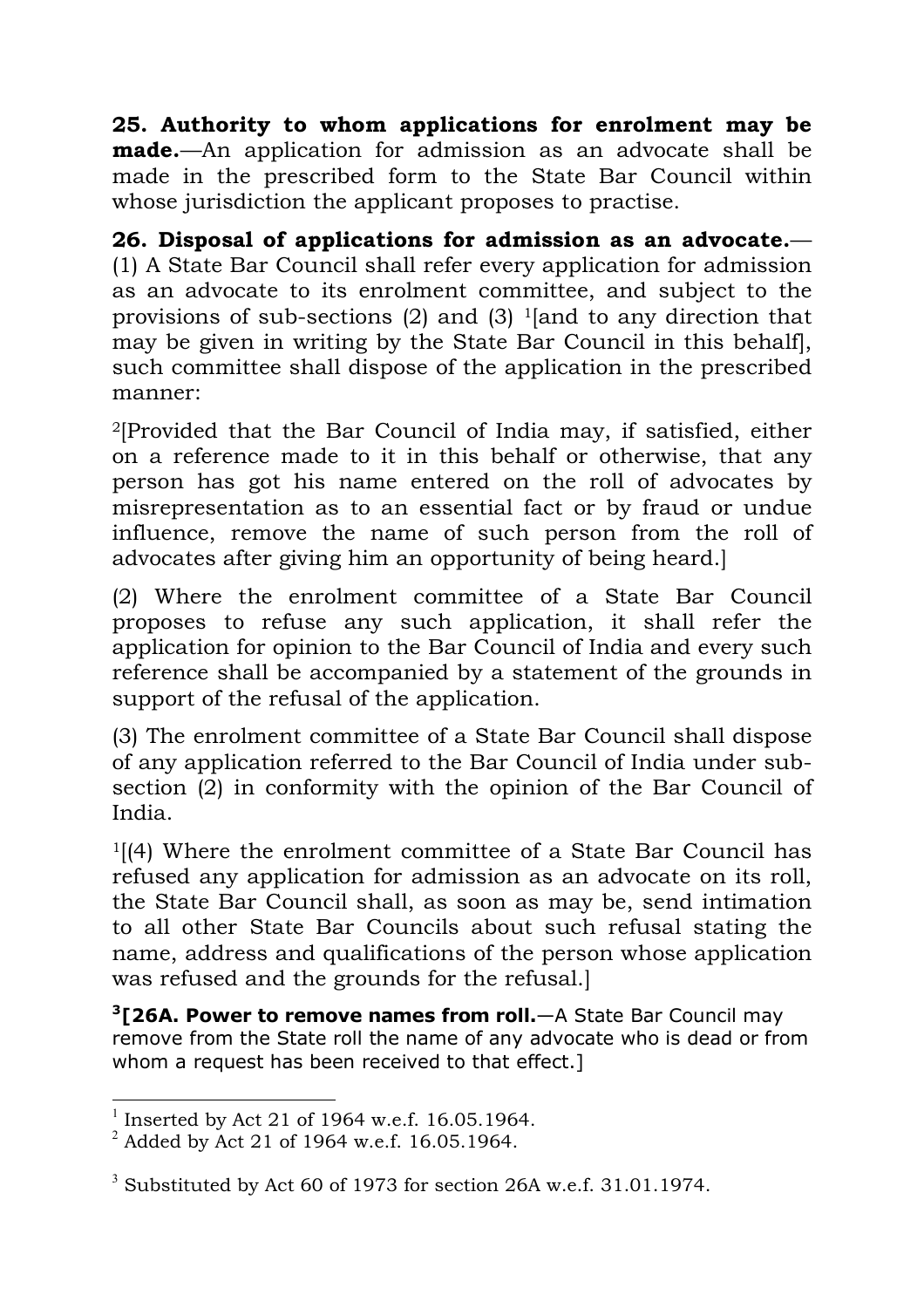**25. Authority to whom applications for enrolment may be made.**—An application for admission as an advocate shall be made in the prescribed form to the State Bar Council within whose jurisdiction the applicant proposes to practise.

**26. Disposal of applications for admission as an advocate.**—(1) A State Bar Council shall refer every application for admission as an advocate to its enrolment committee, and subject to the provisions of sub-sections (2) and (3) [1][and to any direction that may be given in writing by the State Bar Council in this behalf], such committee shall dispose of the application in the prescribed manner:

[2][Provided that the Bar Council of India may, if satisfied, either on a reference made to it in this behalf or otherwise, that any person has got his name entered on the roll of advocates by misrepresentation as to an essential fact or by fraud or undue influence, remove the name of such person from the roll of advocates after giving him an opportunity of being heard.]

(2) Where the enrolment committee of a State Bar Council proposes to refuse any such application, it shall refer the application for opinion to the Bar Council of India and every such reference shall be accompanied by a statement of the grounds in support of the refusal of the application.

(3) The enrolment committee of a State Bar Council shall dispose of any application referred to the Bar Council of India under sub-section (2) in conformity with the opinion of the Bar Council of India.

[1][(4) Where the enrolment committee of a State Bar Council has refused any application for admission as an advocate on its roll, the State Bar Council shall, as soon as may be, send intimation to all other State Bar Councils about such refusal stating the name, address and qualifications of the person whose application was refused and the grounds for the refusal.]

[3]**[26A. Power to remove names from roll.**—A State Bar Council may remove from the State roll the name of any advocate who is dead or from whom a request has been received to that effect.]

---

[1] Inserted by Act 21 of 1964 w.e.f. 16.05.1964.

[2] Added by Act 21 of 1964 w.e.f. 16.05.1964.

[3] Substituted by Act 60 of 1973 for section 26A w.e.f. 31.01.1974.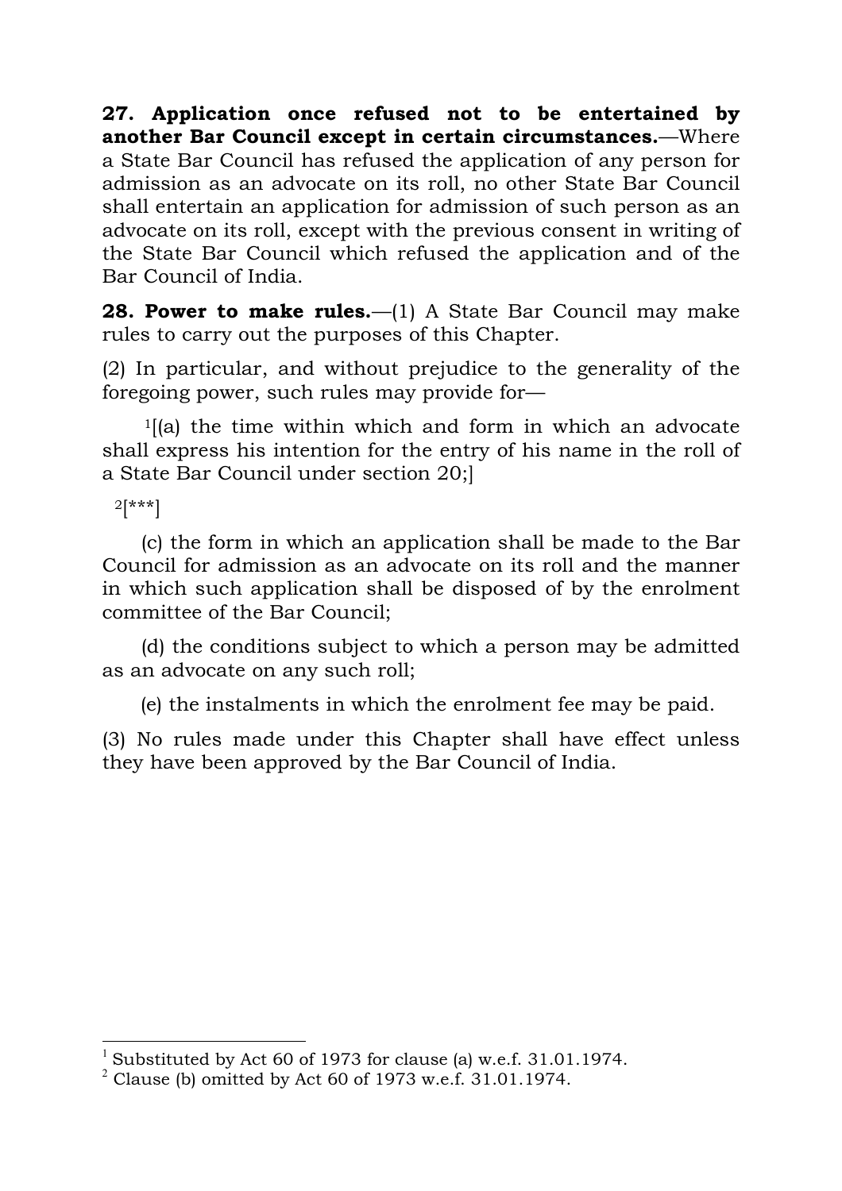**27. Application once refused not to be entertained by another Bar Council except in certain circumstances.**—Where a State Bar Council has refused the application of any person for admission as an advocate on its roll, no other State Bar Council shall entertain an application for admission of such person as an advocate on its roll, except with the previous consent in writing of the State Bar Council which refused the application and of the Bar Council of India.

**28. Power to make rules.**—(1) A State Bar Council may make rules to carry out the purposes of this Chapter.

(2) In particular, and without prejudice to the generality of the foregoing power, such rules may provide for—

[1][(a) the time within which and form in which an advocate shall express his intention for the entry of his name in the roll of a State Bar Council under section 20;]

[2][***]

(c) the form in which an application shall be made to the Bar Council for admission as an advocate on its roll and the manner in which such application shall be disposed of by the enrolment committee of the Bar Council;

(d) the conditions subject to which a person may be admitted as an advocate on any such roll;

(e) the instalments in which the enrolment fee may be paid.

(3) No rules made under this Chapter shall have effect unless they have been approved by the Bar Council of India.

---

[1] Substituted by Act 60 of 1973 for clause (a) w.e.f. 31.01.1974.

[2] Clause (b) omitted by Act 60 of 1973 w.e.f. 31.01.1974.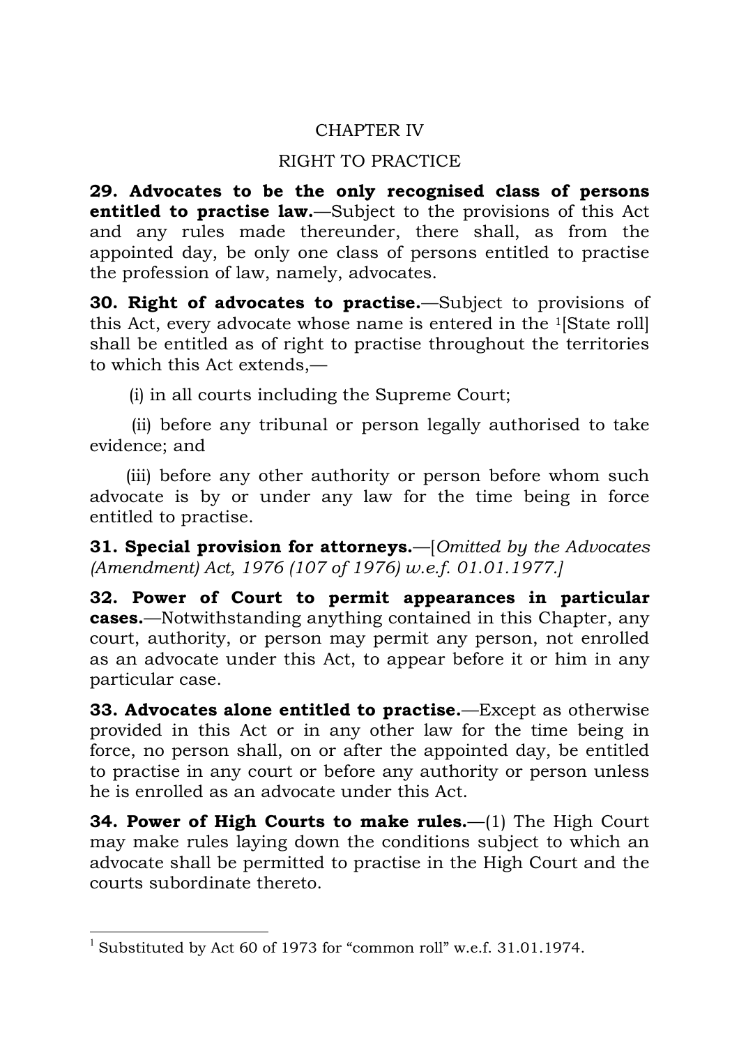## CHAPTER IV

## RIGHT TO PRACTICE

**29. Advocates to be the only recognised class of persons entitled to practise law.**—Subject to the provisions of this Act and any rules made thereunder, there shall, as from the appointed day, be only one class of persons entitled to practise the profession of law, namely, advocates.

**30. Right of advocates to practise.**—Subject to provisions of this Act, every advocate whose name is entered in the [1][State roll] shall be entitled as of right to practise throughout the territories to which this Act extends,—

(i) in all courts including the Supreme Court;

(ii) before any tribunal or person legally authorised to take evidence; and

(iii) before any other authority or person before whom such advocate is by or under any law for the time being in force entitled to practise.

**31. Special provision for attorneys.**—[*Omitted by the Advocates (Amendment) Act, 1976 (107 of 1976) w.e.f. 01.01.1977.]*

**32. Power of Court to permit appearances in particular cases.**—Notwithstanding anything contained in this Chapter, any court, authority, or person may permit any person, not enrolled as an advocate under this Act, to appear before it or him in any particular case.

**33. Advocates alone entitled to practise.**—Except as otherwise provided in this Act or in any other law for the time being in force, no person shall, on or after the appointed day, be entitled to practise in any court or before any authority or person unless he is enrolled as an advocate under this Act.

**34. Power of High Courts to make rules.**—(1) The High Court may make rules laying down the conditions subject to which an advocate shall be permitted to practise in the High Court and the courts subordinate thereto.

---

[1] Substituted by Act 60 of 1973 for "common roll" w.e.f. 31.01.1974.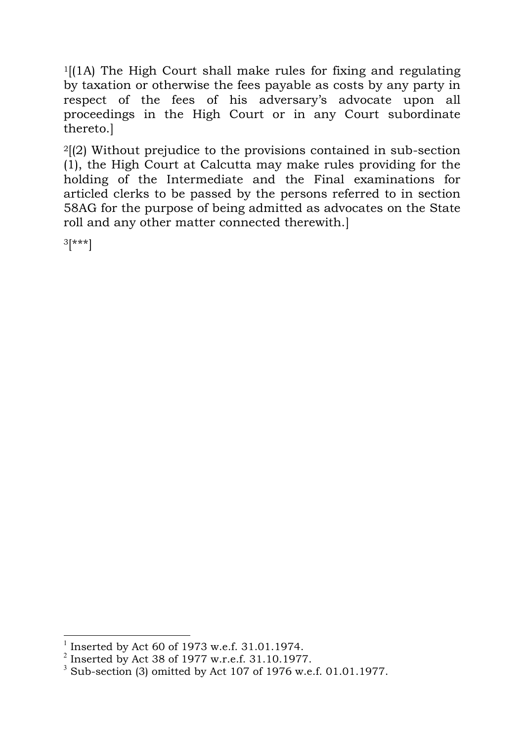[1][(1A) The High Court shall make rules for fixing and regulating by taxation or otherwise the fees payable as costs by any party in respect of the fees of his adversary's advocate upon all proceedings in the High Court or in any Court subordinate thereto.]

[2][(2) Without prejudice to the provisions contained in sub-section (1), the High Court at Calcutta may make rules providing for the holding of the Intermediate and the Final examinations for articled clerks to be passed by the persons referred to in section 58AG for the purpose of being admitted as advocates on the State roll and any other matter connected therewith.]

[3][***]

---

[1] Inserted by Act 60 of 1973 w.e.f. 31.01.1974.

[2] Inserted by Act 38 of 1977 w.r.e.f. 31.10.1977.

[3] Sub-section (3) omitted by Act 107 of 1976 w.e.f. 01.01.1977.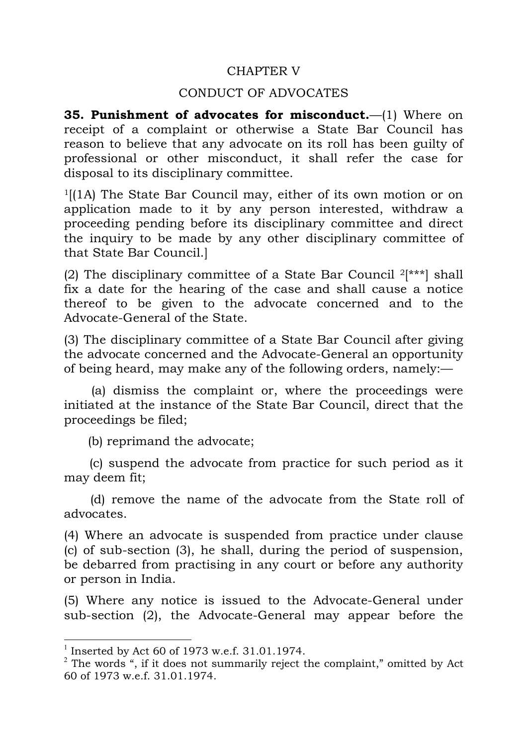## CHAPTER V

## CONDUCT OF ADVOCATES

**35. Punishment of advocates for misconduct.**—(1) Where on receipt of a complaint or otherwise a State Bar Council has reason to believe that any advocate on its roll has been guilty of professional or other misconduct, it shall refer the case for disposal to its disciplinary committee.

[1][(1A) The State Bar Council may, either of its own motion or on application made to it by any person interested, withdraw a proceeding pending before its disciplinary committee and direct the inquiry to be made by any other disciplinary committee of that State Bar Council.]

(2) The disciplinary committee of a State Bar Council [2][***] shall fix a date for the hearing of the case and shall cause a notice thereof to be given to the advocate concerned and to the Advocate-General of the State.

(3) The disciplinary committee of a State Bar Council after giving the advocate concerned and the Advocate-General an opportunity of being heard, may make any of the following orders, namely:—

(a) dismiss the complaint or, where the proceedings were initiated at the instance of the State Bar Council, direct that the proceedings be filed;

(b) reprimand the advocate;

(c) suspend the advocate from practice for such period as it may deem fit;

(d) remove the name of the advocate from the State roll of advocates.

(4) Where an advocate is suspended from practice under clause (c) of sub-section (3), he shall, during the period of suspension, be debarred from practising in any court or before any authority or person in India.

(5) Where any notice is issued to the Advocate-General under sub-section (2), the Advocate-General may appear before the

---

[1] Inserted by Act 60 of 1973 w.e.f. 31.01.1974.

[2] The words ", if it does not summarily reject the complaint," omitted by Act 60 of 1973 w.e.f. 31.01.1974.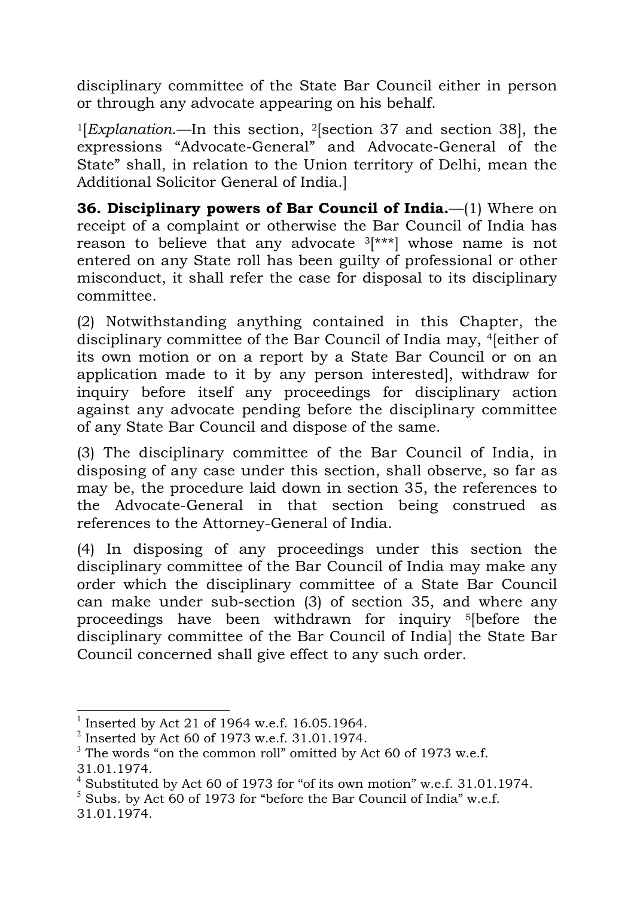disciplinary committee of the State Bar Council either in person or through any advocate appearing on his behalf.

[1][*Explanation*.—In this section, [2][section 37 and section 38], the expressions "Advocate-General" and Advocate-General of the State" shall, in relation to the Union territory of Delhi, mean the Additional Solicitor General of India.]

**36. Disciplinary powers of Bar Council of India.**—(1) Where on receipt of a complaint or otherwise the Bar Council of India has reason to believe that any advocate [3][***] whose name is not entered on any State roll has been guilty of professional or other misconduct, it shall refer the case for disposal to its disciplinary committee.

(2) Notwithstanding anything contained in this Chapter, the disciplinary committee of the Bar Council of India may, [4][either of its own motion or on a report by a State Bar Council or on an application made to it by any person interested], withdraw for inquiry before itself any proceedings for disciplinary action against any advocate pending before the disciplinary committee of any State Bar Council and dispose of the same.

(3) The disciplinary committee of the Bar Council of India, in disposing of any case under this section, shall observe, so far as may be, the procedure laid down in section 35, the references to the Advocate-General in that section being construed as references to the Attorney-General of India.

(4) In disposing of any proceedings under this section the disciplinary committee of the Bar Council of India may make any order which the disciplinary committee of a State Bar Council can make under sub-section (3) of section 35, and where any proceedings have been withdrawn for inquiry [5][before the disciplinary committee of the Bar Council of India] the State Bar Council concerned shall give effect to any such order.

---

[1] Inserted by Act 21 of 1964 w.e.f. 16.05.1964.

[2] Inserted by Act 60 of 1973 w.e.f. 31.01.1974.

[3] The words "on the common roll" omitted by Act 60 of 1973 w.e.f. 31.01.1974.

[4] Substituted by Act 60 of 1973 for "of its own motion" w.e.f. 31.01.1974.

[5] Subs. by Act 60 of 1973 for "before the Bar Council of India" w.e.f. 31.01.1974.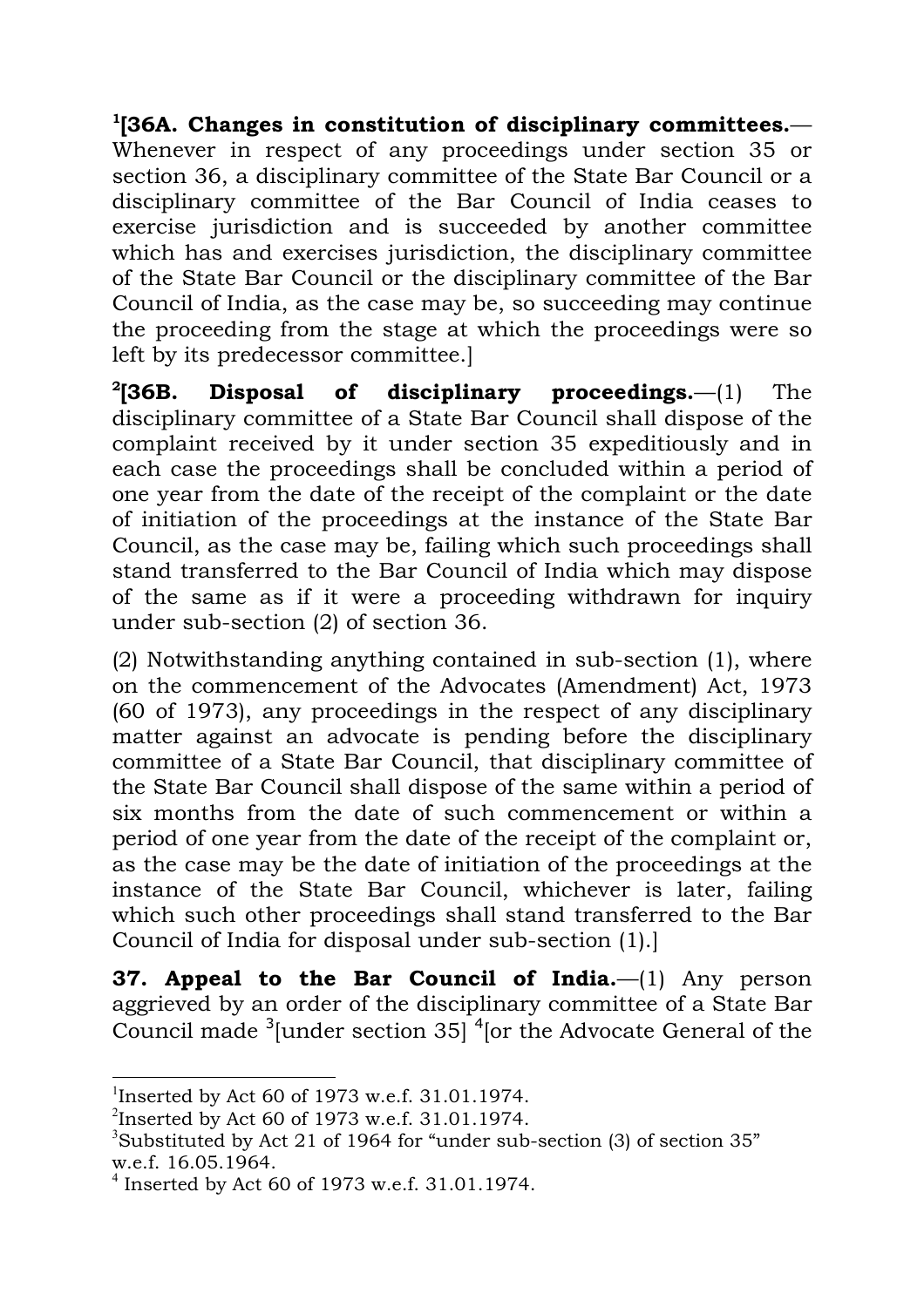[1][**36A. Changes in constitution of disciplinary committees.**— Whenever in respect of any proceedings under section 35 or section 36, a disciplinary committee of the State Bar Council or a disciplinary committee of the Bar Council of India ceases to exercise jurisdiction and is succeeded by another committee which has and exercises jurisdiction, the disciplinary committee of the State Bar Council or the disciplinary committee of the Bar Council of India, as the case may be, so succeeding may continue the proceeding from the stage at which the proceedings were so left by its predecessor committee.]

[2][**36B. Disposal of disciplinary proceedings.**—(1) The disciplinary committee of a State Bar Council shall dispose of the complaint received by it under section 35 expeditiously and in each case the proceedings shall be concluded within a period of one year from the date of the receipt of the complaint or the date of initiation of the proceedings at the instance of the State Bar Council, as the case may be, failing which such proceedings shall stand transferred to the Bar Council of India which may dispose of the same as if it were a proceeding withdrawn for inquiry under sub-section (2) of section 36.

(2) Notwithstanding anything contained in sub-section (1), where on the commencement of the Advocates (Amendment) Act, 1973 (60 of 1973), any proceedings in the respect of any disciplinary matter against an advocate is pending before the disciplinary committee of a State Bar Council, that disciplinary committee of the State Bar Council shall dispose of the same within a period of six months from the date of such commencement or within a period of one year from the date of the receipt of the complaint or, as the case may be the date of initiation of the proceedings at the instance of the State Bar Council, whichever is later, failing which such other proceedings shall stand transferred to the Bar Council of India for disposal under sub-section (1).]

**37. Appeal to the Bar Council of India.**—(1) Any person aggrieved by an order of the disciplinary committee of a State Bar Council made [3][under section 35] [4][or the Advocate General of the

---

[1]Inserted by Act 60 of 1973 w.e.f. 31.01.1974.

[2]Inserted by Act 60 of 1973 w.e.f. 31.01.1974.

[3]Substituted by Act 21 of 1964 for "under sub-section (3) of section 35" w.e.f. 16.05.1964.

[4] Inserted by Act 60 of 1973 w.e.f. 31.01.1974.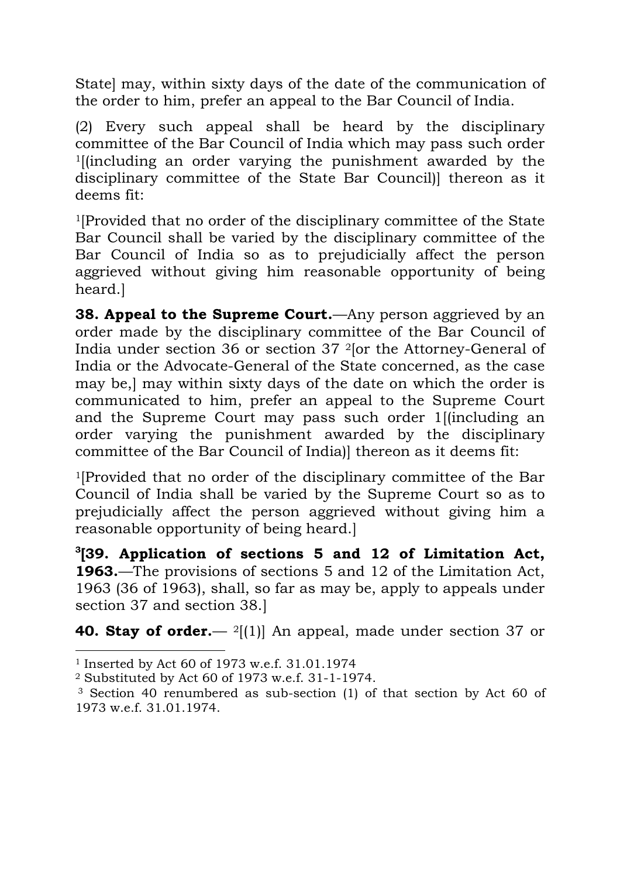State] may, within sixty days of the date of the communication of the order to him, prefer an appeal to the Bar Council of India.

(2) Every such appeal shall be heard by the disciplinary committee of the Bar Council of India which may pass such order [1][(including an order varying the punishment awarded by the disciplinary committee of the State Bar Council)] thereon as it deems fit:

[1][Provided that no order of the disciplinary committee of the State Bar Council shall be varied by the disciplinary committee of the Bar Council of India so as to prejudicially affect the person aggrieved without giving him reasonable opportunity of being heard.]

**38. Appeal to the Supreme Court.**—Any person aggrieved by an order made by the disciplinary committee of the Bar Council of India under section 36 or section 37 [2][or the Attorney-General of India or the Advocate-General of the State concerned, as the case may be,] may within sixty days of the date on which the order is communicated to him, prefer an appeal to the Supreme Court and the Supreme Court may pass such order 1[(including an order varying the punishment awarded by the disciplinary committee of the Bar Council of India)] thereon as it deems fit:

[1][Provided that no order of the disciplinary committee of the Bar Council of India shall be varied by the Supreme Court so as to prejudicially affect the person aggrieved without giving him a reasonable opportunity of being heard.]

[3]**[39. Application of sections 5 and 12 of Limitation Act, 1963.**—The provisions of sections 5 and 12 of the Limitation Act, 1963 (36 of 1963), shall, so far as may be, apply to appeals under section 37 and section 38.]

**40. Stay of order.**— [2][(1)] An appeal, made under section 37 or

---

[1] Inserted by Act 60 of 1973 w.e.f. 31.01.1974

[2] Substituted by Act 60 of 1973 w.e.f. 31-1-1974.

[3] Section 40 renumbered as sub-section (1) of that section by Act 60 of 1973 w.e.f. 31.01.1974.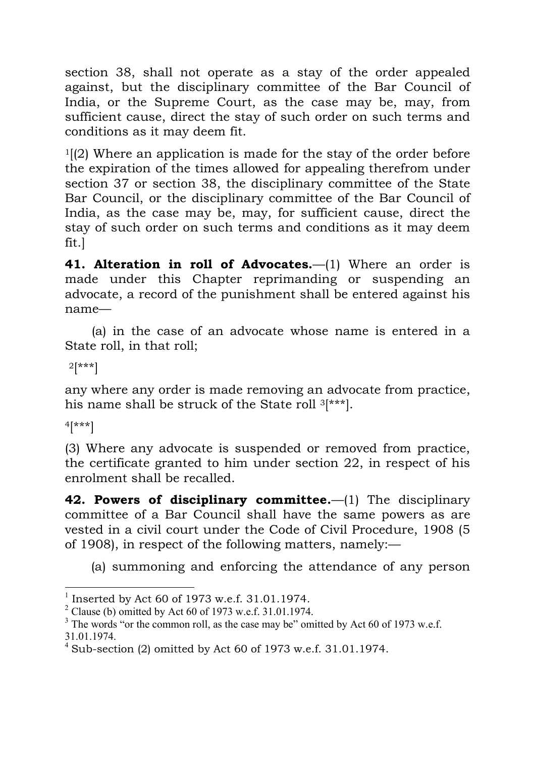section 38, shall not operate as a stay of the order appealed against, but the disciplinary committee of the Bar Council of India, or the Supreme Court, as the case may be, may, from sufficient cause, direct the stay of such order on such terms and conditions as it may deem fit.

[1][(2) Where an application is made for the stay of the order before the expiration of the times allowed for appealing therefrom under section 37 or section 38, the disciplinary committee of the State Bar Council, or the disciplinary committee of the Bar Council of India, as the case may be, may, for sufficient cause, direct the stay of such order on such terms and conditions as it may deem fit.]

**41. Alteration in roll of Advocates.**—(1) Where an order is made under this Chapter reprimanding or suspending an advocate, a record of the punishment shall be entered against his name—

(a) in the case of an advocate whose name is entered in a State roll, in that roll;

[2][***]

any where any order is made removing an advocate from practice, his name shall be struck of the State roll [3][***].

[4][***]

(3) Where any advocate is suspended or removed from practice, the certificate granted to him under section 22, in respect of his enrolment shall be recalled.

**42. Powers of disciplinary committee.**—(1) The disciplinary committee of a Bar Council shall have the same powers as are vested in a civil court under the Code of Civil Procedure, 1908 (5 of 1908), in respect of the following matters, namely:—

(a) summoning and enforcing the attendance of any person

---

[1] Inserted by Act 60 of 1973 w.e.f. 31.01.1974.

[2] Clause (b) omitted by Act 60 of 1973 w.e.f. 31.01.1974.

[3] The words "or the common roll, as the case may be" omitted by Act 60 of 1973 w.e.f. 31.01.1974.

[4] Sub-section (2) omitted by Act 60 of 1973 w.e.f. 31.01.1974.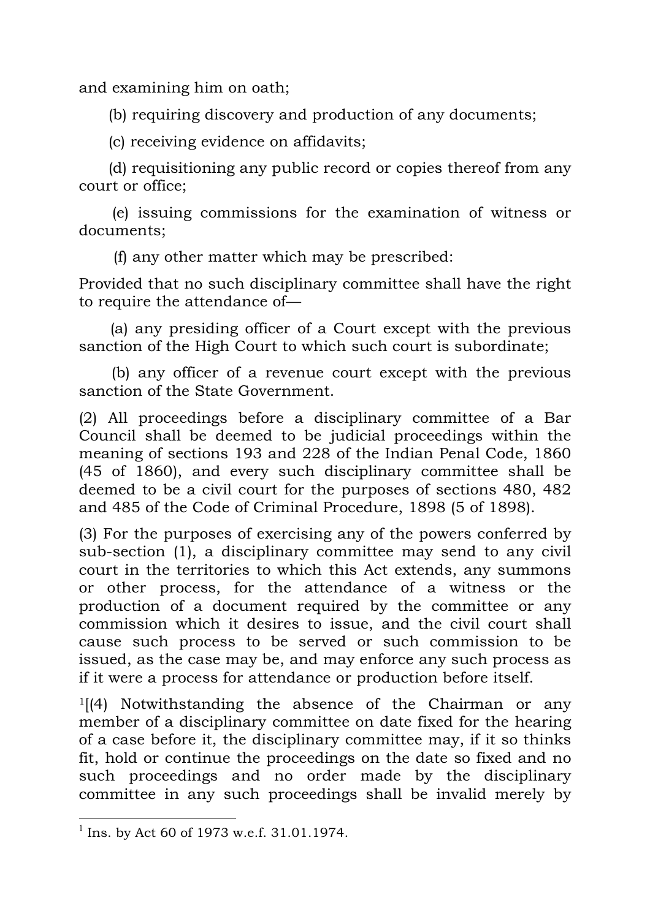and examining him on oath;

(b) requiring discovery and production of any documents;

(c) receiving evidence on affidavits;

(d) requisitioning any public record or copies thereof from any court or office;

(e) issuing commissions for the examination of witness or documents;

(f) any other matter which may be prescribed:

Provided that no such disciplinary committee shall have the right to require the attendance of—

(a) any presiding officer of a Court except with the previous sanction of the High Court to which such court is subordinate;

(b) any officer of a revenue court except with the previous sanction of the State Government.

(2) All proceedings before a disciplinary committee of a Bar Council shall be deemed to be judicial proceedings within the meaning of sections 193 and 228 of the Indian Penal Code, 1860 (45 of 1860), and every such disciplinary committee shall be deemed to be a civil court for the purposes of sections 480, 482 and 485 of the Code of Criminal Procedure, 1898 (5 of 1898).

(3) For the purposes of exercising any of the powers conferred by sub-section (1), a disciplinary committee may send to any civil court in the territories to which this Act extends, any summons or other process, for the attendance of a witness or the production of a document required by the committee or any commission which it desires to issue, and the civil court shall cause such process to be served or such commission to be issued, as the case may be, and may enforce any such process as if it were a process for attendance or production before itself.

[1][(4) Notwithstanding the absence of the Chairman or any member of a disciplinary committee on date fixed for the hearing of a case before it, the disciplinary committee may, if it so thinks fit, hold or continue the proceedings on the date so fixed and no such proceedings and no order made by the disciplinary committee in any such proceedings shall be invalid merely by

---

[1] Ins. by Act 60 of 1973 w.e.f. 31.01.1974.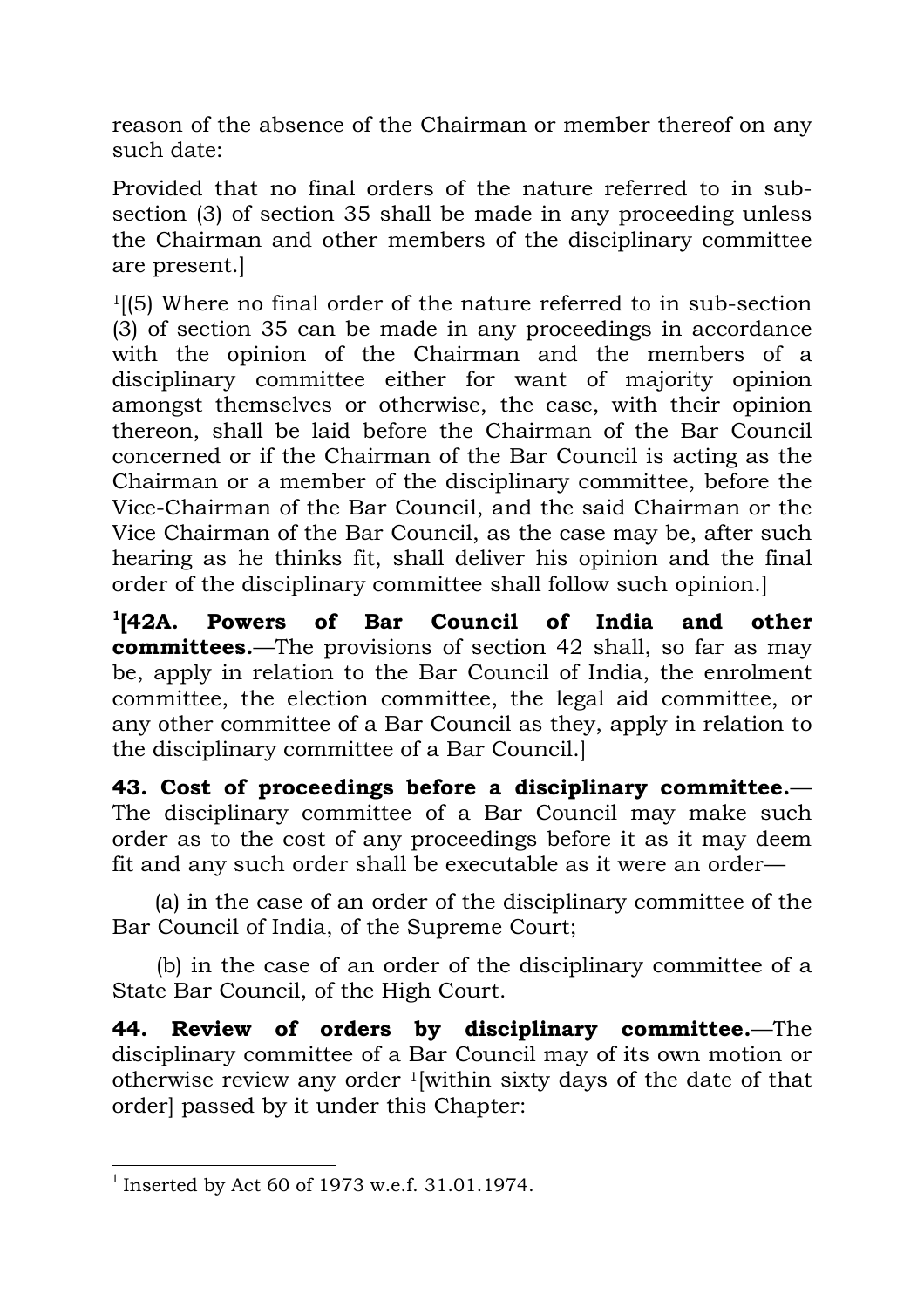reason of the absence of the Chairman or member thereof on any such date:

Provided that no final orders of the nature referred to in sub-section (3) of section 35 shall be made in any proceeding unless the Chairman and other members of the disciplinary committee are present.]

[1][(5) Where no final order of the nature referred to in sub-section (3) of section 35 can be made in any proceedings in accordance with the opinion of the Chairman and the members of a disciplinary committee either for want of majority opinion amongst themselves or otherwise, the case, with their opinion thereon, shall be laid before the Chairman of the Bar Council concerned or if the Chairman of the Bar Council is acting as the Chairman or a member of the disciplinary committee, before the Vice-Chairman of the Bar Council, and the said Chairman or the Vice Chairman of the Bar Council, as the case may be, after such hearing as he thinks fit, shall deliver his opinion and the final order of the disciplinary committee shall follow such opinion.]

**[1][42A. Powers of Bar Council of India and other committees.**—The provisions of section 42 shall, so far as may be, apply in relation to the Bar Council of India, the enrolment committee, the election committee, the legal aid committee, or any other committee of a Bar Council as they, apply in relation to the disciplinary committee of a Bar Council.]

**43. Cost of proceedings before a disciplinary committee.**—The disciplinary committee of a Bar Council may make such order as to the cost of any proceedings before it as it may deem fit and any such order shall be executable as it were an order—

(a) in the case of an order of the disciplinary committee of the Bar Council of India, of the Supreme Court;

(b) in the case of an order of the disciplinary committee of a State Bar Council, of the High Court.

**44. Review of orders by disciplinary committee.**—The disciplinary committee of a Bar Council may of its own motion or otherwise review any order [1][within sixty days of the date of that order] passed by it under this Chapter:

---

[1] Inserted by Act 60 of 1973 w.e.f. 31.01.1974.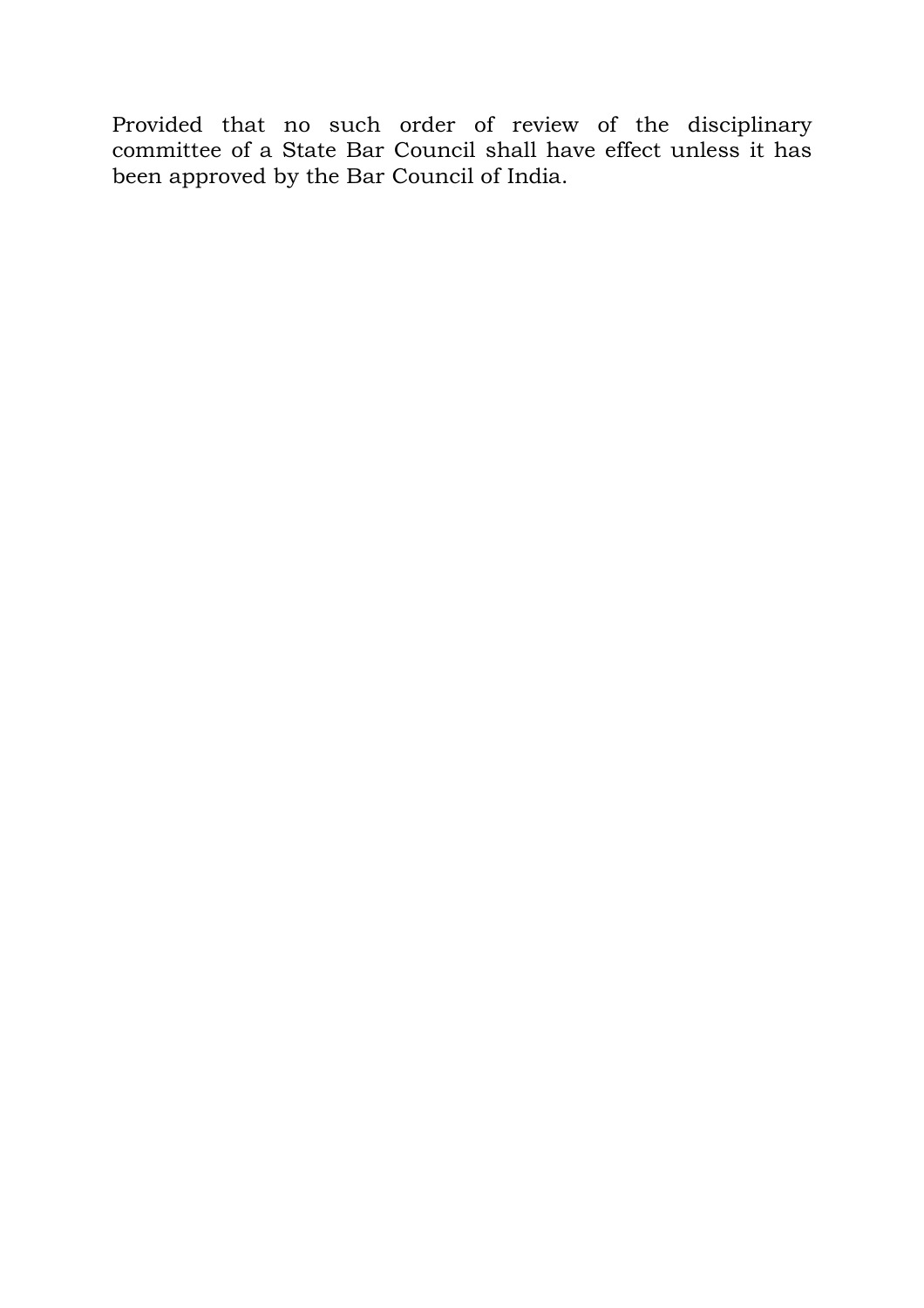Provided that no such order of review of the disciplinary committee of a State Bar Council shall have effect unless it has been approved by the Bar Council of India.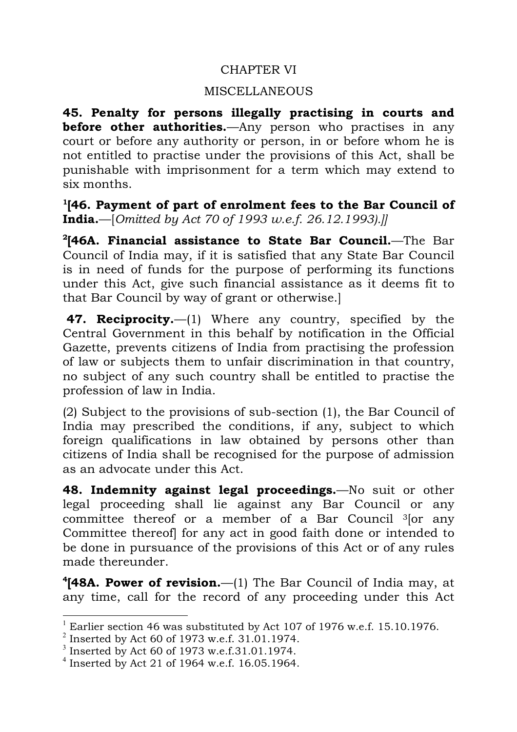CHAPTER VI

MISCELLANEOUS

**45. Penalty for persons illegally practising in courts and before other authorities.**—Any person who practises in any court or before any authority or person, in or before whom he is not entitled to practise under the provisions of this Act, shall be punishable with imprisonment for a term which may extend to six months.

[1][**46. Payment of part of enrolment fees to the Bar Council of India.**—[*Omitted by Act 70 of 1993 w.e.f. 26.12.1993).]]*

[2][**46A. Financial assistance to State Bar Council.**—The Bar Council of India may, if it is satisfied that any State Bar Council is in need of funds for the purpose of performing its functions under this Act, give such financial assistance as it deems fit to that Bar Council by way of grant or otherwise.]

**47. Reciprocity.**—(1) Where any country, specified by the Central Government in this behalf by notification in the Official Gazette, prevents citizens of India from practising the profession of law or subjects them to unfair discrimination in that country, no subject of any such country shall be entitled to practise the profession of law in India.

(2) Subject to the provisions of sub-section (1), the Bar Council of India may prescribed the conditions, if any, subject to which foreign qualifications in law obtained by persons other than citizens of India shall be recognised for the purpose of admission as an advocate under this Act.

**48. Indemnity against legal proceedings.**—No suit or other legal proceeding shall lie against any Bar Council or any committee thereof or a member of a Bar Council [3][or any Committee thereof] for any act in good faith done or intended to be done in pursuance of the provisions of this Act or of any rules made thereunder.

[4][**48A. Power of revision.**—(1) The Bar Council of India may, at any time, call for the record of any proceeding under this Act

---

[1] Earlier section 46 was substituted by Act 107 of 1976 w.e.f. 15.10.1976.

[2] Inserted by Act 60 of 1973 w.e.f. 31.01.1974.

[3] Inserted by Act 60 of 1973 w.e.f.31.01.1974.

[4] Inserted by Act 21 of 1964 w.e.f. 16.05.1964.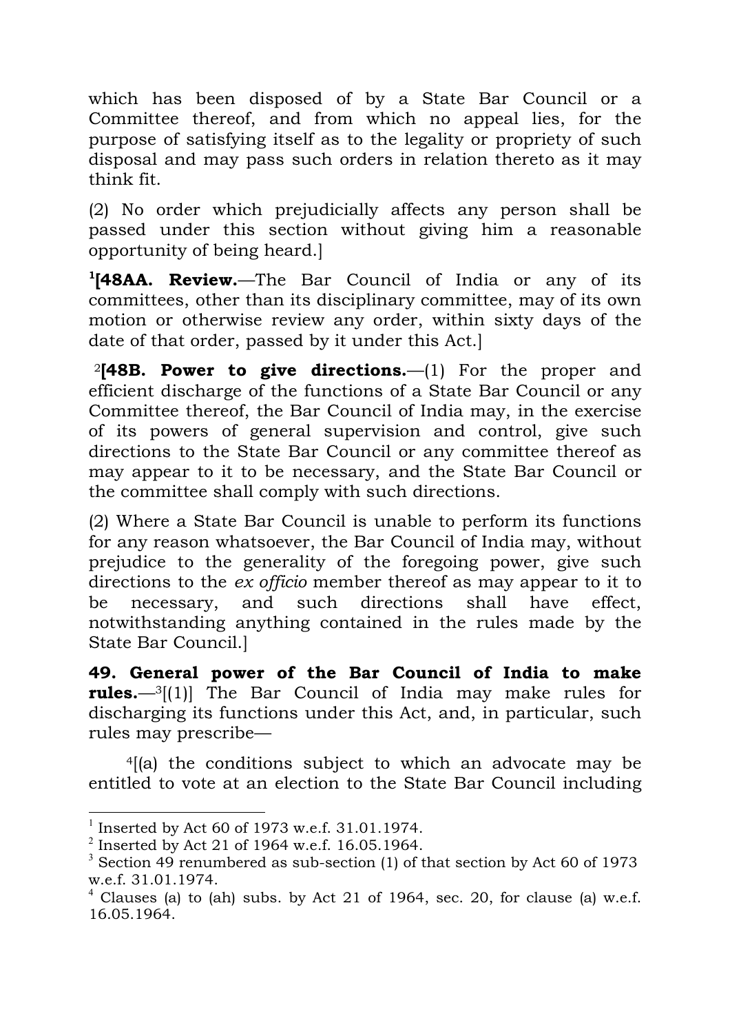which has been disposed of by a State Bar Council or a Committee thereof, and from which no appeal lies, for the purpose of satisfying itself as to the legality or propriety of such disposal and may pass such orders in relation thereto as it may think fit.

(2) No order which prejudicially affects any person shall be passed under this section without giving him a reasonable opportunity of being heard.]

[1][**48AA. Review.**—The Bar Council of India or any of its committees, other than its disciplinary committee, may of its own motion or otherwise review any order, within sixty days of the date of that order, passed by it under this Act.]

[2][**48B. Power to give directions.**—(1) For the proper and efficient discharge of the functions of a State Bar Council or any Committee thereof, the Bar Council of India may, in the exercise of its powers of general supervision and control, give such directions to the State Bar Council or any committee thereof as may appear to it to be necessary, and the State Bar Council or the committee shall comply with such directions.

(2) Where a State Bar Council is unable to perform its functions for any reason whatsoever, the Bar Council of India may, without prejudice to the generality of the foregoing power, give such directions to the *ex officio* member thereof as may appear to it to be necessary, and such directions shall have effect, notwithstanding anything contained in the rules made by the State Bar Council.]

**49. General power of the Bar Council of India to make rules.**—[3][(1)] The Bar Council of India may make rules for discharging its functions under this Act, and, in particular, such rules may prescribe—

[4][(a) the conditions subject to which an advocate may be entitled to vote at an election to the State Bar Council including

---

[1] Inserted by Act 60 of 1973 w.e.f. 31.01.1974.

[2] Inserted by Act 21 of 1964 w.e.f. 16.05.1964.

[3] Section 49 renumbered as sub-section (1) of that section by Act 60 of 1973 w.e.f. 31.01.1974.

[4] Clauses (a) to (ah) subs. by Act 21 of 1964, sec. 20, for clause (a) w.e.f. 16.05.1964.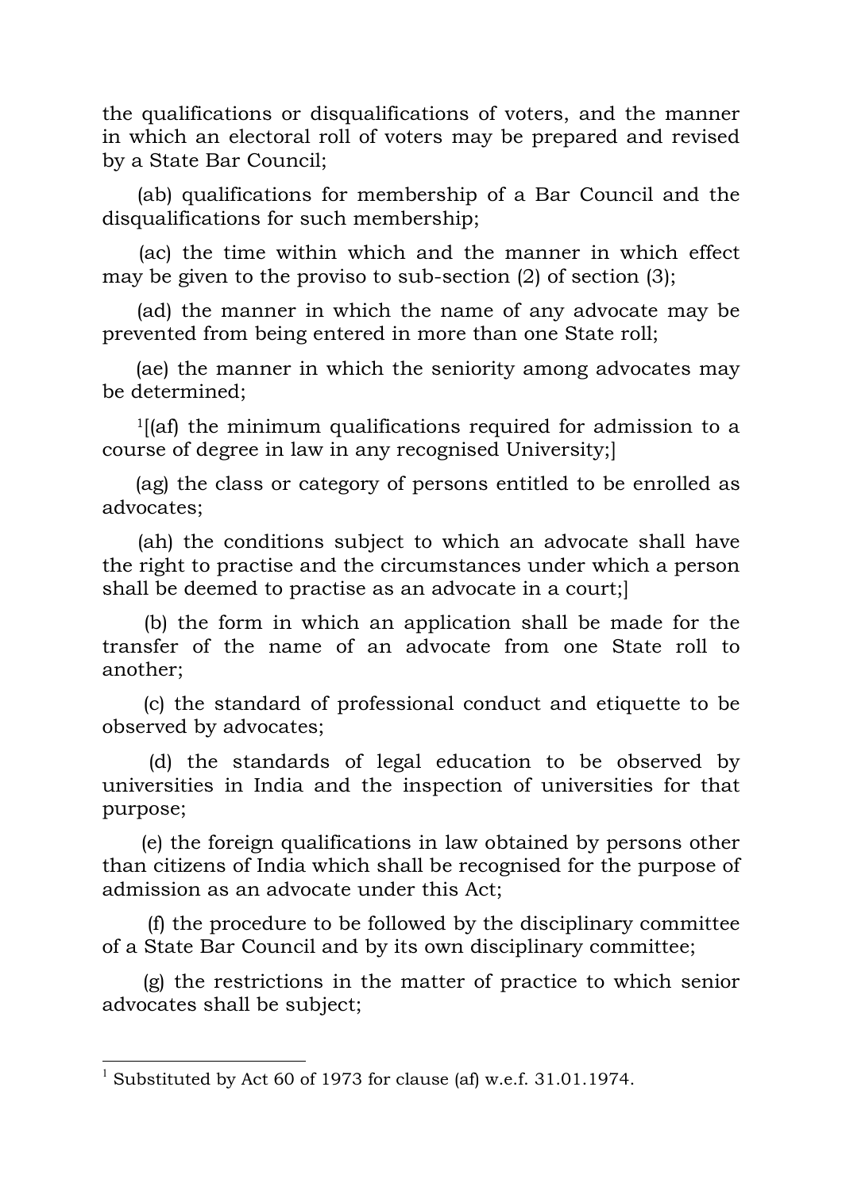the qualifications or disqualifications of voters, and the manner in which an electoral roll of voters may be prepared and revised by a State Bar Council;

(ab) qualifications for membership of a Bar Council and the disqualifications for such membership;

(ac) the time within which and the manner in which effect may be given to the proviso to sub-section (2) of section (3);

(ad) the manner in which the name of any advocate may be prevented from being entered in more than one State roll;

(ae) the manner in which the seniority among advocates may be determined;

[1][(af) the minimum qualifications required for admission to a course of degree in law in any recognised University;]

(ag) the class or category of persons entitled to be enrolled as advocates;

(ah) the conditions subject to which an advocate shall have the right to practise and the circumstances under which a person shall be deemed to practise as an advocate in a court;]

(b) the form in which an application shall be made for the transfer of the name of an advocate from one State roll to another;

(c) the standard of professional conduct and etiquette to be observed by advocates;

(d) the standards of legal education to be observed by universities in India and the inspection of universities for that purpose;

(e) the foreign qualifications in law obtained by persons other than citizens of India which shall be recognised for the purpose of admission as an advocate under this Act;

(f) the procedure to be followed by the disciplinary committee of a State Bar Council and by its own disciplinary committee;

(g) the restrictions in the matter of practice to which senior advocates shall be subject;

---

[1] Substituted by Act 60 of 1973 for clause (af) w.e.f. 31.01.1974.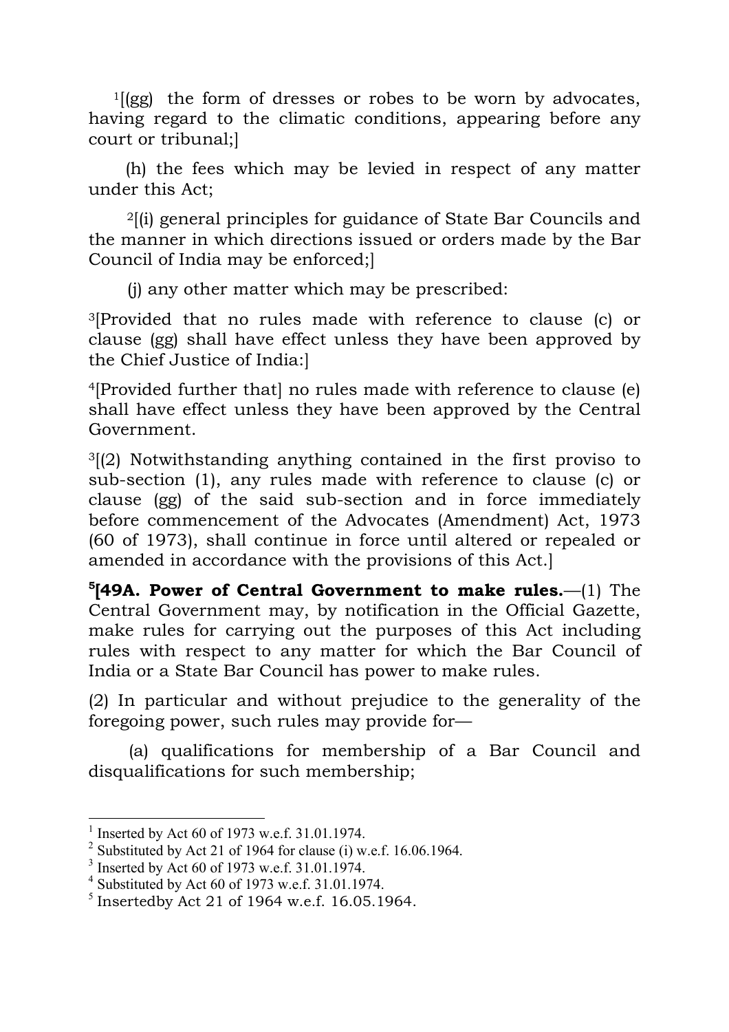[1][(gg) the form of dresses or robes to be worn by advocates, having regard to the climatic conditions, appearing before any court or tribunal;]

(h) the fees which may be levied in respect of any matter under this Act;

[2][(i) general principles for guidance of State Bar Councils and the manner in which directions issued or orders made by the Bar Council of India may be enforced;]

(j) any other matter which may be prescribed:

[3][Provided that no rules made with reference to clause (c) or clause (gg) shall have effect unless they have been approved by the Chief Justice of India:]

[4][Provided further that] no rules made with reference to clause (e) shall have effect unless they have been approved by the Central Government.

[3][(2) Notwithstanding anything contained in the first proviso to sub-section (1), any rules made with reference to clause (c) or clause (gg) of the said sub-section and in force immediately before commencement of the Advocates (Amendment) Act, 1973 (60 of 1973), shall continue in force until altered or repealed or amended in accordance with the provisions of this Act.]

[5]**[49A. Power of Central Government to make rules.**—(1) The Central Government may, by notification in the Official Gazette, make rules for carrying out the purposes of this Act including rules with respect to any matter for which the Bar Council of India or a State Bar Council has power to make rules.

(2) In particular and without prejudice to the generality of the foregoing power, such rules may provide for—

(a) qualifications for membership of a Bar Council and disqualifications for such membership;

---

[1] Inserted by Act 60 of 1973 w.e.f. 31.01.1974.
[2] Substituted by Act 21 of 1964 for clause (i) w.e.f. 16.06.1964.
[3] Inserted by Act 60 of 1973 w.e.f. 31.01.1974.
[4] Substituted by Act 60 of 1973 w.e.f. 31.01.1974.
[5] Insertedby Act 21 of 1964 w.e.f. 16.05.1964.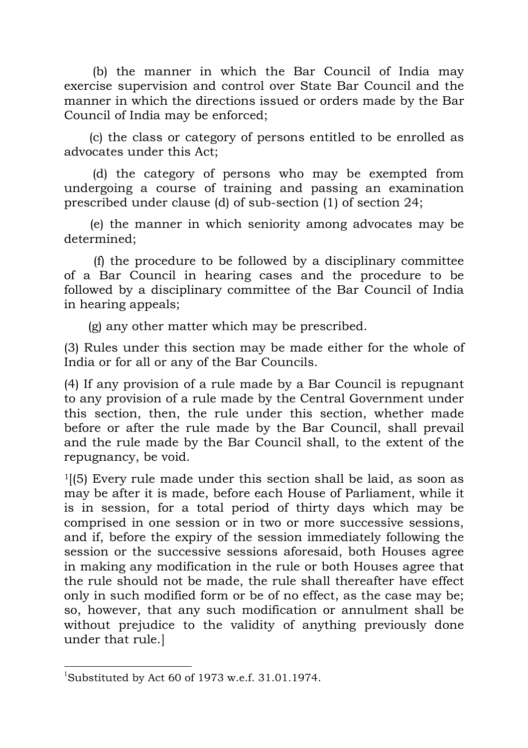(b) the manner in which the Bar Council of India may exercise supervision and control over State Bar Council and the manner in which the directions issued or orders made by the Bar Council of India may be enforced;

(c) the class or category of persons entitled to be enrolled as advocates under this Act;

(d) the category of persons who may be exempted from undergoing a course of training and passing an examination prescribed under clause (d) of sub-section (1) of section 24;

(e) the manner in which seniority among advocates may be determined;

(f) the procedure to be followed by a disciplinary committee of a Bar Council in hearing cases and the procedure to be followed by a disciplinary committee of the Bar Council of India in hearing appeals;

(g) any other matter which may be prescribed.

(3) Rules under this section may be made either for the whole of India or for all or any of the Bar Councils.

(4) If any provision of a rule made by a Bar Council is repugnant to any provision of a rule made by the Central Government under this section, then, the rule under this section, whether made before or after the rule made by the Bar Council, shall prevail and the rule made by the Bar Council shall, to the extent of the repugnancy, be void.

[1][(5) Every rule made under this section shall be laid, as soon as may be after it is made, before each House of Parliament, while it is in session, for a total period of thirty days which may be comprised in one session or in two or more successive sessions, and if, before the expiry of the session immediately following the session or the successive sessions aforesaid, both Houses agree in making any modification in the rule or both Houses agree that the rule should not be made, the rule shall thereafter have effect only in such modified form or be of no effect, as the case may be; so, however, that any such modification or annulment shall be without prejudice to the validity of anything previously done under that rule.]

---

[1]Substituted by Act 60 of 1973 w.e.f. 31.01.1974.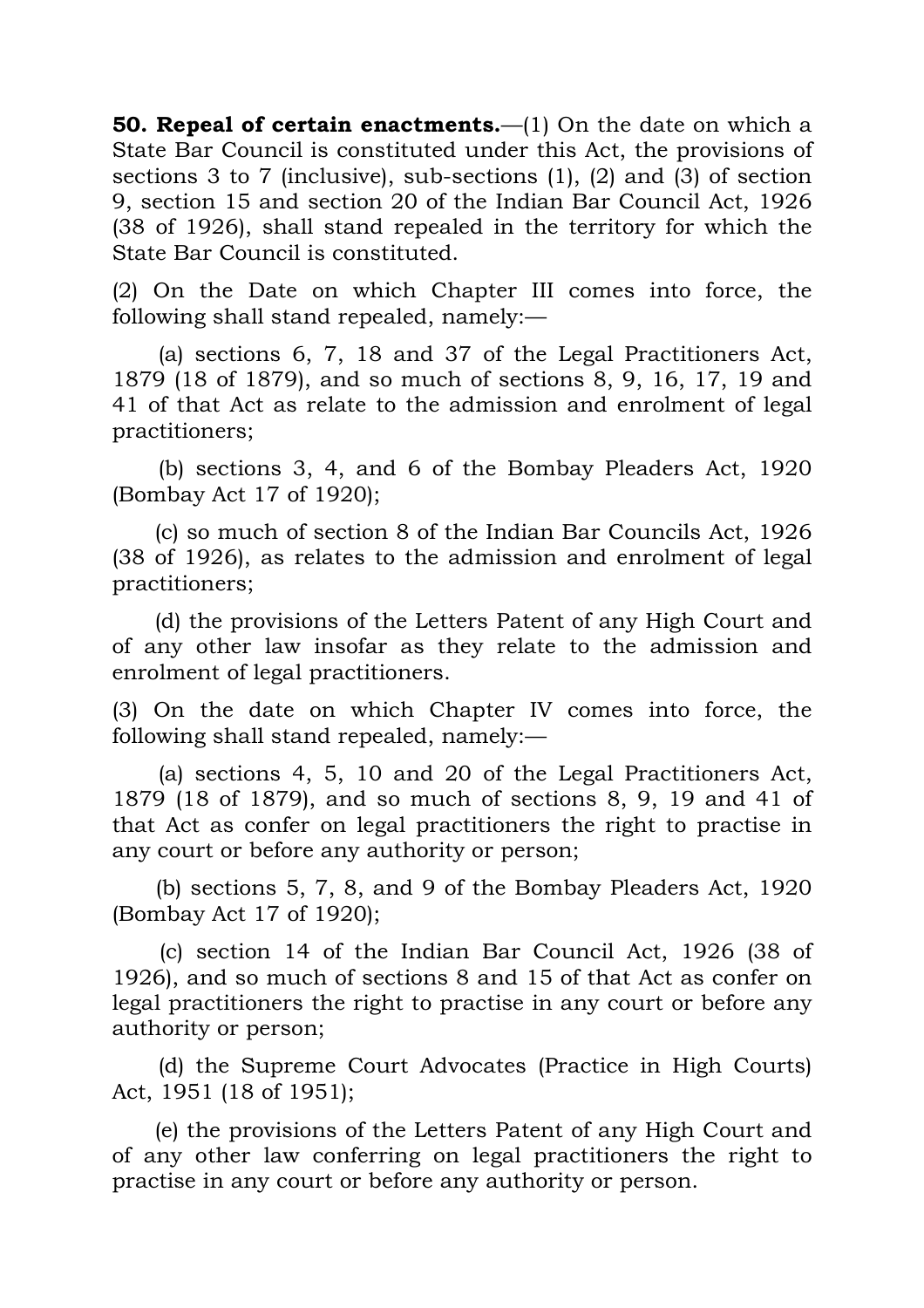**50. Repeal of certain enactments.**—(1) On the date on which a State Bar Council is constituted under this Act, the provisions of sections 3 to 7 (inclusive), sub-sections (1), (2) and (3) of section 9, section 15 and section 20 of the Indian Bar Council Act, 1926 (38 of 1926), shall stand repealed in the territory for which the State Bar Council is constituted.

(2) On the Date on which Chapter III comes into force, the following shall stand repealed, namely:—

(a) sections 6, 7, 18 and 37 of the Legal Practitioners Act, 1879 (18 of 1879), and so much of sections 8, 9, 16, 17, 19 and 41 of that Act as relate to the admission and enrolment of legal practitioners;

(b) sections 3, 4, and 6 of the Bombay Pleaders Act, 1920 (Bombay Act 17 of 1920);

(c) so much of section 8 of the Indian Bar Councils Act, 1926 (38 of 1926), as relates to the admission and enrolment of legal practitioners;

(d) the provisions of the Letters Patent of any High Court and of any other law insofar as they relate to the admission and enrolment of legal practitioners.

(3) On the date on which Chapter IV comes into force, the following shall stand repealed, namely:—

(a) sections 4, 5, 10 and 20 of the Legal Practitioners Act, 1879 (18 of 1879), and so much of sections 8, 9, 19 and 41 of that Act as confer on legal practitioners the right to practise in any court or before any authority or person;

(b) sections 5, 7, 8, and 9 of the Bombay Pleaders Act, 1920 (Bombay Act 17 of 1920);

(c) section 14 of the Indian Bar Council Act, 1926 (38 of 1926), and so much of sections 8 and 15 of that Act as confer on legal practitioners the right to practise in any court or before any authority or person;

(d) the Supreme Court Advocates (Practice in High Courts) Act, 1951 (18 of 1951);

(e) the provisions of the Letters Patent of any High Court and of any other law conferring on legal practitioners the right to practise in any court or before any authority or person.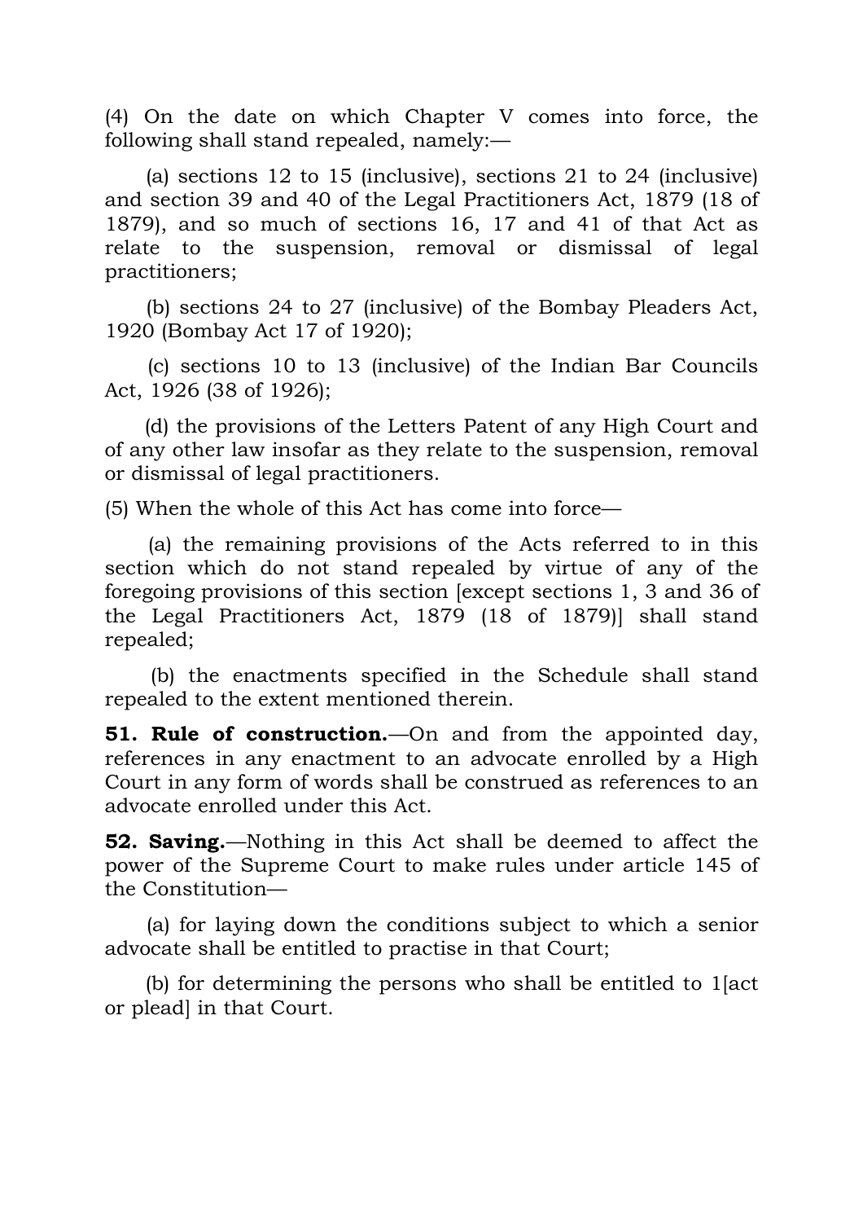(4) On the date on which Chapter V comes into force, the following shall stand repealed, namely:—

(a) sections 12 to 15 (inclusive), sections 21 to 24 (inclusive) and section 39 and 40 of the Legal Practitioners Act, 1879 (18 of 1879), and so much of sections 16, 17 and 41 of that Act as relate to the suspension, removal or dismissal of legal practitioners;

(b) sections 24 to 27 (inclusive) of the Bombay Pleaders Act, 1920 (Bombay Act 17 of 1920);

(c) sections 10 to 13 (inclusive) of the Indian Bar Councils Act, 1926 (38 of 1926);

(d) the provisions of the Letters Patent of any High Court and of any other law insofar as they relate to the suspension, removal or dismissal of legal practitioners.

(5) When the whole of this Act has come into force—

(a) the remaining provisions of the Acts referred to in this section which do not stand repealed by virtue of any of the foregoing provisions of this section [except sections 1, 3 and 36 of the Legal Practitioners Act, 1879 (18 of 1879)] shall stand repealed;

(b) the enactments specified in the Schedule shall stand repealed to the extent mentioned therein.

**51. Rule of construction.**—On and from the appointed day, references in any enactment to an advocate enrolled by a High Court in any form of words shall be construed as references to an advocate enrolled under this Act.

**52. Saving.**—Nothing in this Act shall be deemed to affect the power of the Supreme Court to make rules under article 145 of the Constitution—

(a) for laying down the conditions subject to which a senior advocate shall be entitled to practise in that Court;

(b) for determining the persons who shall be entitled to [1][act or plead] in that Court.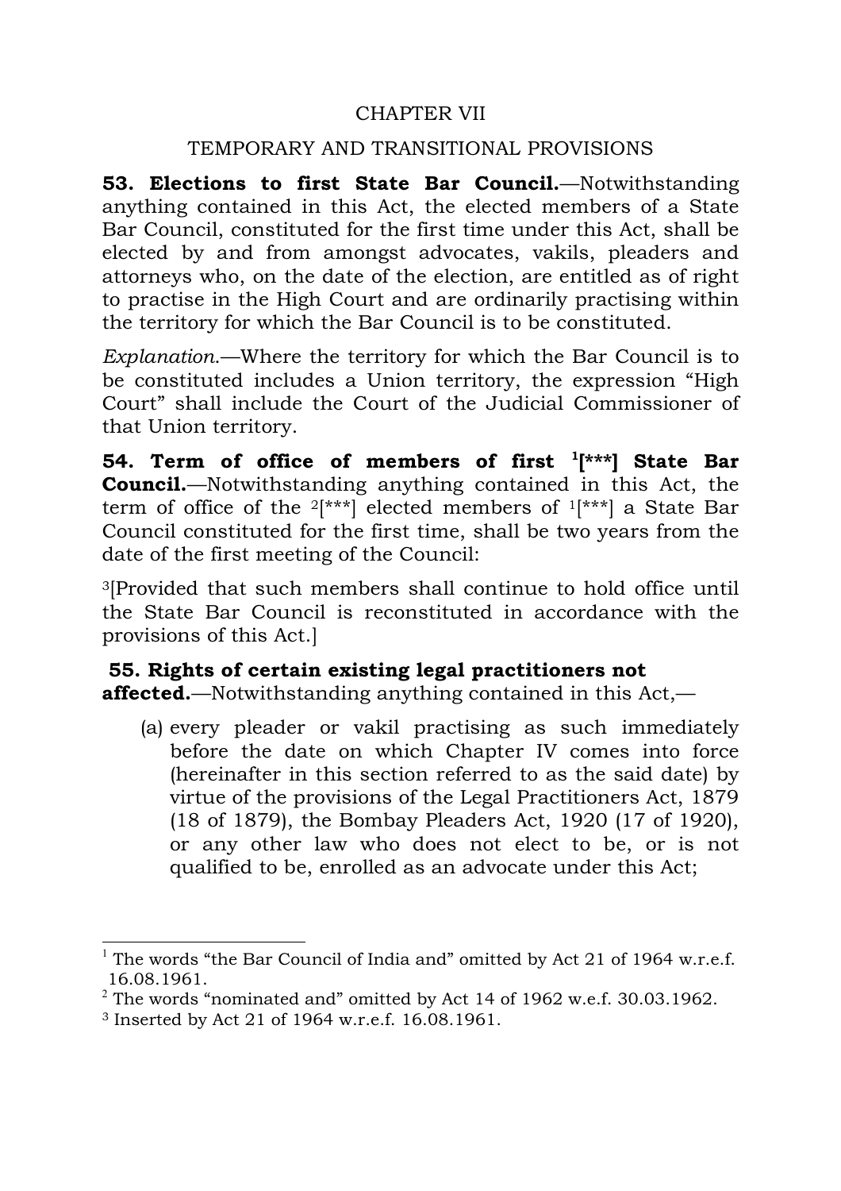## CHAPTER VII

## TEMPORARY AND TRANSITIONAL PROVISIONS

**53. Elections to first State Bar Council.**—Notwithstanding anything contained in this Act, the elected members of a State Bar Council, constituted for the first time under this Act, shall be elected by and from amongst advocates, vakils, pleaders and attorneys who, on the date of the election, are entitled as of right to practise in the High Court and are ordinarily practising within the territory for which the Bar Council is to be constituted.

*Explanation.*—Where the territory for which the Bar Council is to be constituted includes a Union territory, the expression "High Court" shall include the Court of the Judicial Commissioner of that Union territory.

**54. Term of office of members of first [1][***] State Bar Council.**—Notwithstanding anything contained in this Act, the term of office of the [2][***] elected members of [1][***] a State Bar Council constituted for the first time, shall be two years from the date of the first meeting of the Council:

[3][Provided that such members shall continue to hold office until the State Bar Council is reconstituted in accordance with the provisions of this Act.]

**55. Rights of certain existing legal practitioners not affected.**—Notwithstanding anything contained in this Act,—

(a) every pleader or vakil practising as such immediately before the date on which Chapter IV comes into force (hereinafter in this section referred to as the said date) by virtue of the provisions of the Legal Practitioners Act, 1879 (18 of 1879), the Bombay Pleaders Act, 1920 (17 of 1920), or any other law who does not elect to be, or is not qualified to be, enrolled as an advocate under this Act;

---

[1] The words "the Bar Council of India and" omitted by Act 21 of 1964 w.r.e.f. 16.08.1961.

[2] The words "nominated and" omitted by Act 14 of 1962 w.e.f. 30.03.1962.

[3] Inserted by Act 21 of 1964 w.r.e.f. 16.08.1961.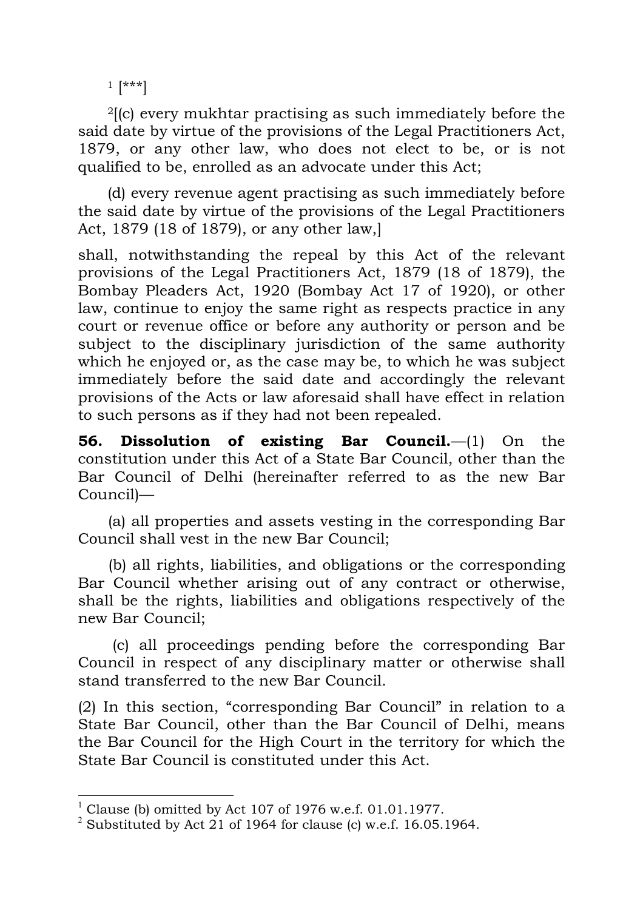[1] [***]

[2][(c) every mukhtar practising as such immediately before the said date by virtue of the provisions of the Legal Practitioners Act, 1879, or any other law, who does not elect to be, or is not qualified to be, enrolled as an advocate under this Act;

(d) every revenue agent practising as such immediately before the said date by virtue of the provisions of the Legal Practitioners Act, 1879 (18 of 1879), or any other law,]

shall, notwithstanding the repeal by this Act of the relevant provisions of the Legal Practitioners Act, 1879 (18 of 1879), the Bombay Pleaders Act, 1920 (Bombay Act 17 of 1920), or other law, continue to enjoy the same right as respects practice in any court or revenue office or before any authority or person and be subject to the disciplinary jurisdiction of the same authority which he enjoyed or, as the case may be, to which he was subject immediately before the said date and accordingly the relevant provisions of the Acts or law aforesaid shall have effect in relation to such persons as if they had not been repealed.

**56. Dissolution of existing Bar Council.**—(1) On the constitution under this Act of a State Bar Council, other than the Bar Council of Delhi (hereinafter referred to as the new Bar Council)—

(a) all properties and assets vesting in the corresponding Bar Council shall vest in the new Bar Council;

(b) all rights, liabilities, and obligations or the corresponding Bar Council whether arising out of any contract or otherwise, shall be the rights, liabilities and obligations respectively of the new Bar Council;

(c) all proceedings pending before the corresponding Bar Council in respect of any disciplinary matter or otherwise shall stand transferred to the new Bar Council.

(2) In this section, "corresponding Bar Council" in relation to a State Bar Council, other than the Bar Council of Delhi, means the Bar Council for the High Court in the territory for which the State Bar Council is constituted under this Act.

---

[1] Clause (b) omitted by Act 107 of 1976 w.e.f. 01.01.1977.

[2] Substituted by Act 21 of 1964 for clause (c) w.e.f. 16.05.1964.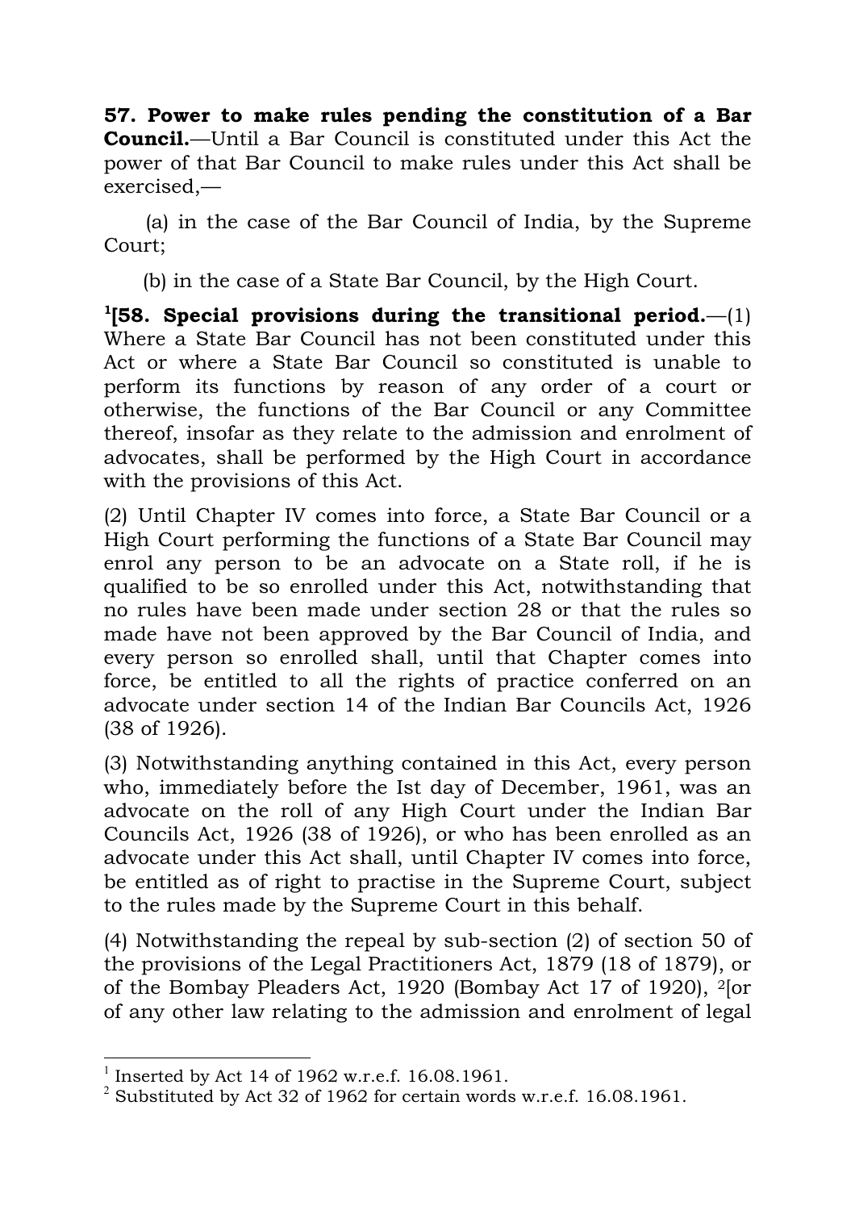**57. Power to make rules pending the constitution of a Bar Council.**—Until a Bar Council is constituted under this Act the power of that Bar Council to make rules under this Act shall be exercised,—

(a) in the case of the Bar Council of India, by the Supreme Court;

(b) in the case of a State Bar Council, by the High Court.

[1][**58. Special provisions during the transitional period.**—(1) Where a State Bar Council has not been constituted under this Act or where a State Bar Council so constituted is unable to perform its functions by reason of any order of a court or otherwise, the functions of the Bar Council or any Committee thereof, insofar as they relate to the admission and enrolment of advocates, shall be performed by the High Court in accordance with the provisions of this Act.

(2) Until Chapter IV comes into force, a State Bar Council or a High Court performing the functions of a State Bar Council may enrol any person to be an advocate on a State roll, if he is qualified to be so enrolled under this Act, notwithstanding that no rules have been made under section 28 or that the rules so made have not been approved by the Bar Council of India, and every person so enrolled shall, until that Chapter comes into force, be entitled to all the rights of practice conferred on an advocate under section 14 of the Indian Bar Councils Act, 1926 (38 of 1926).

(3) Notwithstanding anything contained in this Act, every person who, immediately before the Ist day of December, 1961, was an advocate on the roll of any High Court under the Indian Bar Councils Act, 1926 (38 of 1926), or who has been enrolled as an advocate under this Act shall, until Chapter IV comes into force, be entitled as of right to practise in the Supreme Court, subject to the rules made by the Supreme Court in this behalf.

(4) Notwithstanding the repeal by sub-section (2) of section 50 of the provisions of the Legal Practitioners Act, 1879 (18 of 1879), or of the Bombay Pleaders Act, 1920 (Bombay Act 17 of 1920), [2][or of any other law relating to the admission and enrolment of legal

---

[1] Inserted by Act 14 of 1962 w.r.e.f. 16.08.1961.

[2] Substituted by Act 32 of 1962 for certain words w.r.e.f. 16.08.1961.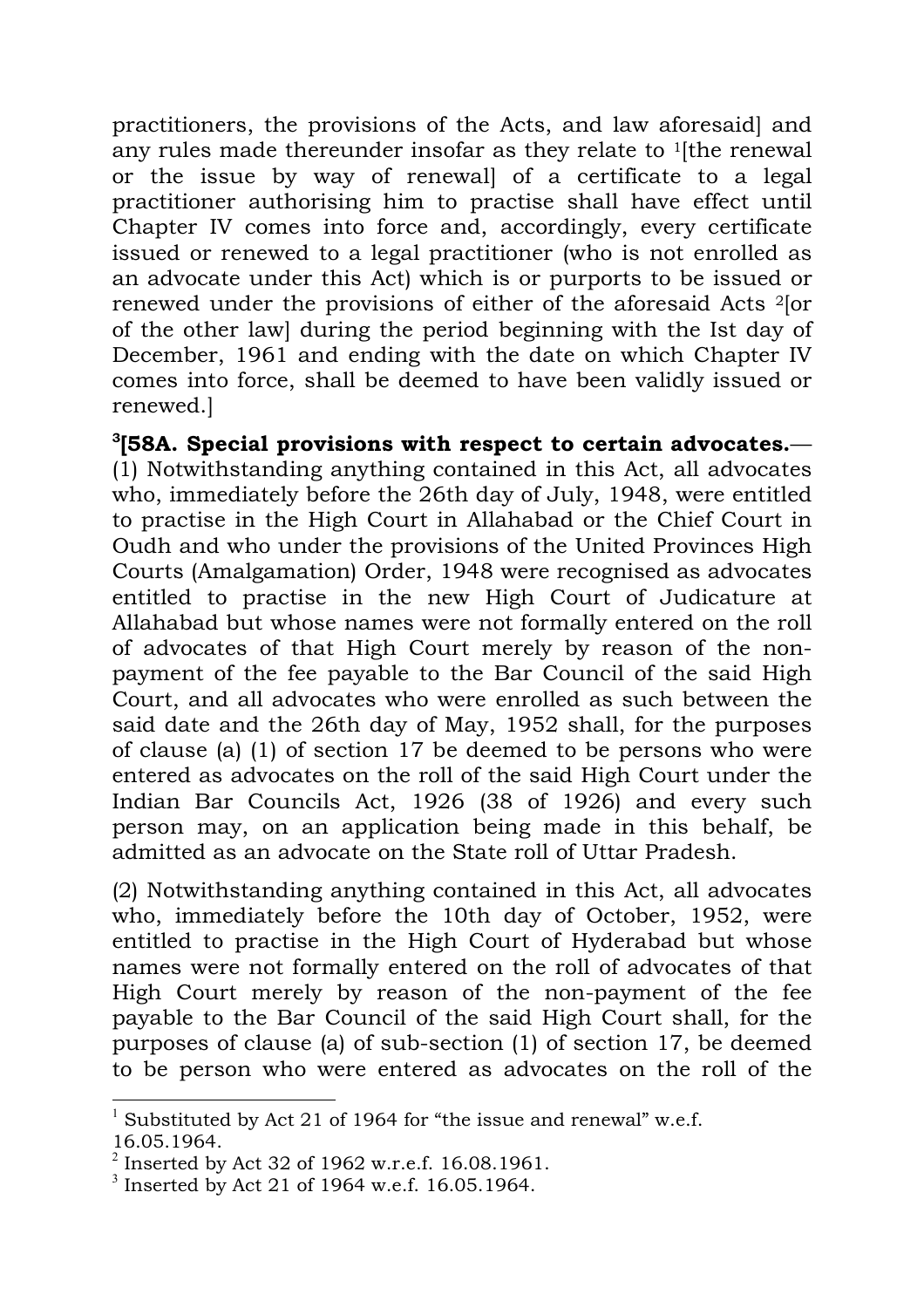practitioners, the provisions of the Acts, and law aforesaid] and any rules made thereunder insofar as they relate to [1][the renewal or the issue by way of renewal] of a certificate to a legal practitioner authorising him to practise shall have effect until Chapter IV comes into force and, accordingly, every certificate issued or renewed to a legal practitioner (who is not enrolled as an advocate under this Act) which is or purports to be issued or renewed under the provisions of either of the aforesaid Acts [2][or of the other law] during the period beginning with the Ist day of December, 1961 and ending with the date on which Chapter IV comes into force, shall be deemed to have been validly issued or renewed.]

**[3][58A. Special provisions with respect to certain advocates.**— (1) Notwithstanding anything contained in this Act, all advocates who, immediately before the 26th day of July, 1948, were entitled to practise in the High Court in Allahabad or the Chief Court in Oudh and who under the provisions of the United Provinces High Courts (Amalgamation) Order, 1948 were recognised as advocates entitled to practise in the new High Court of Judicature at Allahabad but whose names were not formally entered on the roll of advocates of that High Court merely by reason of the non-payment of the fee payable to the Bar Council of the said High Court, and all advocates who were enrolled as such between the said date and the 26th day of May, 1952 shall, for the purposes of clause (a) (1) of section 17 be deemed to be persons who were entered as advocates on the roll of the said High Court under the Indian Bar Councils Act, 1926 (38 of 1926) and every such person may, on an application being made in this behalf, be admitted as an advocate on the State roll of Uttar Pradesh.

(2) Notwithstanding anything contained in this Act, all advocates who, immediately before the 10th day of October, 1952, were entitled to practise in the High Court of Hyderabad but whose names were not formally entered on the roll of advocates of that High Court merely by reason of the non-payment of the fee payable to the Bar Council of the said High Court shall, for the purposes of clause (a) of sub-section (1) of section 17, be deemed to be person who were entered as advocates on the roll of the

---

[1] Substituted by Act 21 of 1964 for "the issue and renewal" w.e.f. 16.05.1964.

[2] Inserted by Act 32 of 1962 w.r.e.f. 16.08.1961.

[3] Inserted by Act 21 of 1964 w.e.f. 16.05.1964.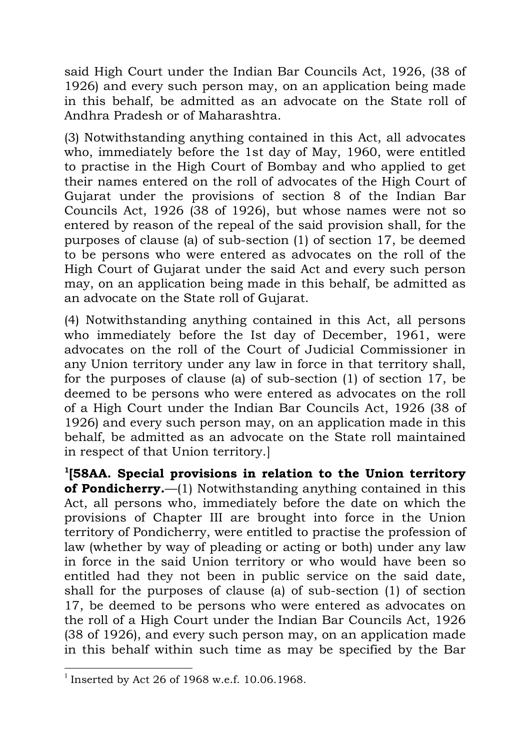said High Court under the Indian Bar Councils Act, 1926, (38 of 1926) and every such person may, on an application being made in this behalf, be admitted as an advocate on the State roll of Andhra Pradesh or of Maharashtra.

(3) Notwithstanding anything contained in this Act, all advocates who, immediately before the 1st day of May, 1960, were entitled to practise in the High Court of Bombay and who applied to get their names entered on the roll of advocates of the High Court of Gujarat under the provisions of section 8 of the Indian Bar Councils Act, 1926 (38 of 1926), but whose names were not so entered by reason of the repeal of the said provision shall, for the purposes of clause (a) of sub-section (1) of section 17, be deemed to be persons who were entered as advocates on the roll of the High Court of Gujarat under the said Act and every such person may, on an application being made in this behalf, be admitted as an advocate on the State roll of Gujarat.

(4) Notwithstanding anything contained in this Act, all persons who immediately before the Ist day of December, 1961, were advocates on the roll of the Court of Judicial Commissioner in any Union territory under any law in force in that territory shall, for the purposes of clause (a) of sub-section (1) of section 17, be deemed to be persons who were entered as advocates on the roll of a High Court under the Indian Bar Councils Act, 1926 (38 of 1926) and every such person may, on an application made in this behalf, be admitted as an advocate on the State roll maintained in respect of that Union territory.]

[1][**58AA. Special provisions in relation to the Union territory of Pondicherry.**—(1) Notwithstanding anything contained in this Act, all persons who, immediately before the date on which the provisions of Chapter III are brought into force in the Union territory of Pondicherry, were entitled to practise the profession of law (whether by way of pleading or acting or both) under any law in force in the said Union territory or who would have been so entitled had they not been in public service on the said date, shall for the purposes of clause (a) of sub-section (1) of section 17, be deemed to be persons who were entered as advocates on the roll of a High Court under the Indian Bar Councils Act, 1926 (38 of 1926), and every such person may, on an application made in this behalf within such time as may be specified by the Bar

---

[1] Inserted by Act 26 of 1968 w.e.f. 10.06.1968.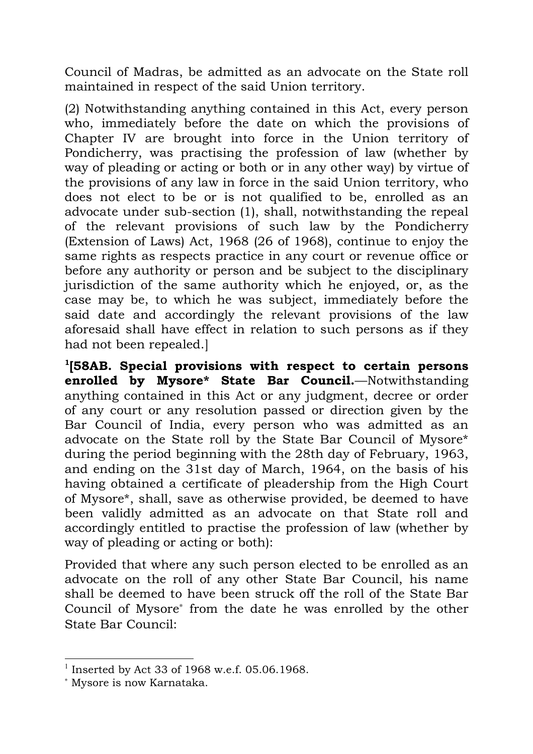Council of Madras, be admitted as an advocate on the State roll maintained in respect of the said Union territory.

(2) Notwithstanding anything contained in this Act, every person who, immediately before the date on which the provisions of Chapter IV are brought into force in the Union territory of Pondicherry, was practising the profession of law (whether by way of pleading or acting or both or in any other way) by virtue of the provisions of any law in force in the said Union territory, who does not elect to be or is not qualified to be, enrolled as an advocate under sub-section (1), shall, notwithstanding the repeal of the relevant provisions of such law by the Pondicherry (Extension of Laws) Act, 1968 (26 of 1968), continue to enjoy the same rights as respects practice in any court or revenue office or before any authority or person and be subject to the disciplinary jurisdiction of the same authority which he enjoyed, or, as the case may be, to which he was subject, immediately before the said date and accordingly the relevant provisions of the law aforesaid shall have effect in relation to such persons as if they had not been repealed.]

[1][**58AB. Special provisions with respect to certain persons enrolled by Mysore* State Bar Council.**—Notwithstanding anything contained in this Act or any judgment, decree or order of any court or any resolution passed or direction given by the Bar Council of India, every person who was admitted as an advocate on the State roll by the State Bar Council of Mysore* during the period beginning with the 28th day of February, 1963, and ending on the 31st day of March, 1964, on the basis of his having obtained a certificate of pleadership from the High Court of Mysore*, shall, save as otherwise provided, be deemed to have been validly admitted as an advocate on that State roll and accordingly entitled to practise the profession of law (whether by way of pleading or acting or both):

Provided that where any such person elected to be enrolled as an advocate on the roll of any other State Bar Council, his name shall be deemed to have been struck off the roll of the State Bar Council of Mysore* from the date he was enrolled by the other State Bar Council:

---

[1] Inserted by Act 33 of 1968 w.e.f. 05.06.1968.

* Mysore is now Karnataka.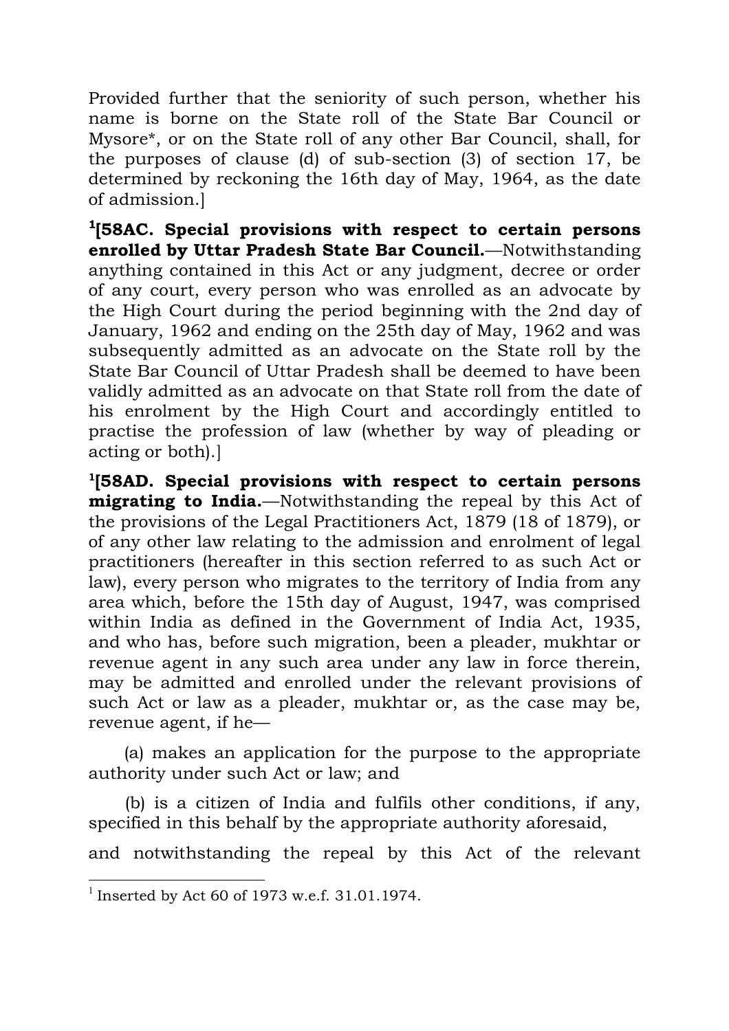Provided further that the seniority of such person, whether his name is borne on the State roll of the State Bar Council or Mysore*, or on the State roll of any other Bar Council, shall, for the purposes of clause (d) of sub-section (3) of section 17, be determined by reckoning the 16th day of May, 1964, as the date of admission.]

[1][**58AC. Special provisions with respect to certain persons enrolled by Uttar Pradesh State Bar Council.**—Notwithstanding anything contained in this Act or any judgment, decree or order of any court, every person who was enrolled as an advocate by the High Court during the period beginning with the 2nd day of January, 1962 and ending on the 25th day of May, 1962 and was subsequently admitted as an advocate on the State roll by the State Bar Council of Uttar Pradesh shall be deemed to have been validly admitted as an advocate on that State roll from the date of his enrolment by the High Court and accordingly entitled to practise the profession of law (whether by way of pleading or acting or both).]

[1][**58AD. Special provisions with respect to certain persons migrating to India.**—Notwithstanding the repeal by this Act of the provisions of the Legal Practitioners Act, 1879 (18 of 1879), or of any other law relating to the admission and enrolment of legal practitioners (hereafter in this section referred to as such Act or law), every person who migrates to the territory of India from any area which, before the 15th day of August, 1947, was comprised within India as defined in the Government of India Act, 1935, and who has, before such migration, been a pleader, mukhtar or revenue agent in any such area under any law in force therein, may be admitted and enrolled under the relevant provisions of such Act or law as a pleader, mukhtar or, as the case may be, revenue agent, if he—

(a) makes an application for the purpose to the appropriate authority under such Act or law; and

(b) is a citizen of India and fulfils other conditions, if any, specified in this behalf by the appropriate authority aforesaid,

and notwithstanding the repeal by this Act of the relevant

---

[1] Inserted by Act 60 of 1973 w.e.f. 31.01.1974.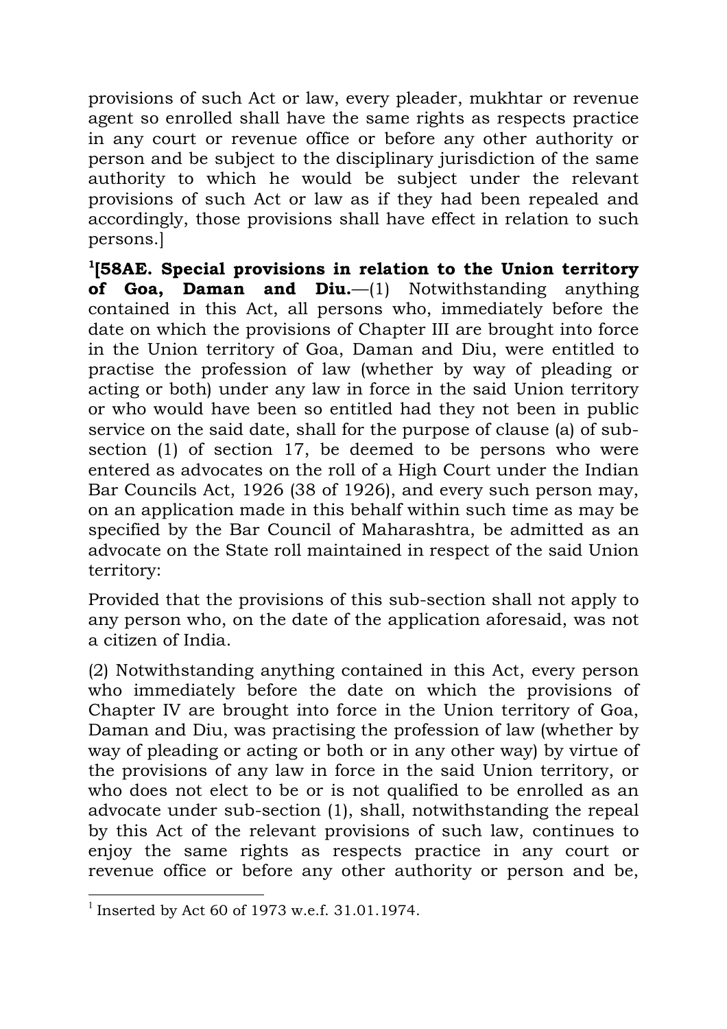provisions of such Act or law, every pleader, mukhtar or revenue agent so enrolled shall have the same rights as respects practice in any court or revenue office or before any other authority or person and be subject to the disciplinary jurisdiction of the same authority to which he would be subject under the relevant provisions of such Act or law as if they had been repealed and accordingly, those provisions shall have effect in relation to such persons.]

[1][**58AE. Special provisions in relation to the Union territory of Goa, Daman and Diu.**—(1) Notwithstanding anything contained in this Act, all persons who, immediately before the date on which the provisions of Chapter III are brought into force in the Union territory of Goa, Daman and Diu, were entitled to practise the profession of law (whether by way of pleading or acting or both) under any law in force in the said Union territory or who would have been so entitled had they not been in public service on the said date, shall for the purpose of clause (a) of sub-section (1) of section 17, be deemed to be persons who were entered as advocates on the roll of a High Court under the Indian Bar Councils Act, 1926 (38 of 1926), and every such person may, on an application made in this behalf within such time as may be specified by the Bar Council of Maharashtra, be admitted as an advocate on the State roll maintained in respect of the said Union territory:

Provided that the provisions of this sub-section shall not apply to any person who, on the date of the application aforesaid, was not a citizen of India.

(2) Notwithstanding anything contained in this Act, every person who immediately before the date on which the provisions of Chapter IV are brought into force in the Union territory of Goa, Daman and Diu, was practising the profession of law (whether by way of pleading or acting or both or in any other way) by virtue of the provisions of any law in force in the said Union territory, or who does not elect to be or is not qualified to be enrolled as an advocate under sub-section (1), shall, notwithstanding the repeal by this Act of the relevant provisions of such law, continues to enjoy the same rights as respects practice in any court or revenue office or before any other authority or person and be,

[1] Inserted by Act 60 of 1973 w.e.f. 31.01.1974.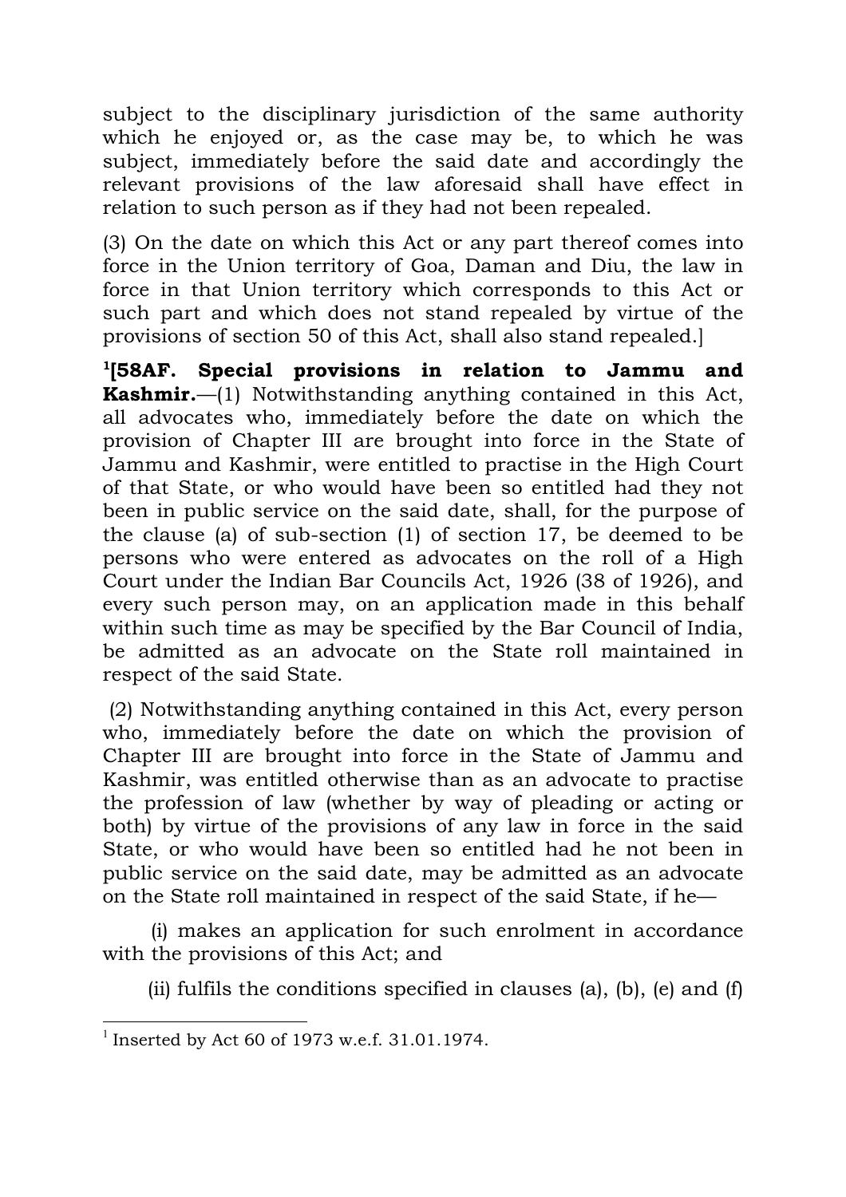subject to the disciplinary jurisdiction of the same authority which he enjoyed or, as the case may be, to which he was subject, immediately before the said date and accordingly the relevant provisions of the law aforesaid shall have effect in relation to such person as if they had not been repealed.

(3) On the date on which this Act or any part thereof comes into force in the Union territory of Goa, Daman and Diu, the law in force in that Union territory which corresponds to this Act or such part and which does not stand repealed by virtue of the provisions of section 50 of this Act, shall also stand repealed.]

[1][**58AF. Special provisions in relation to Jammu and Kashmir.**—(1) Notwithstanding anything contained in this Act, all advocates who, immediately before the date on which the provision of Chapter III are brought into force in the State of Jammu and Kashmir, were entitled to practise in the High Court of that State, or who would have been so entitled had they not been in public service on the said date, shall, for the purpose of the clause (a) of sub-section (1) of section 17, be deemed to be persons who were entered as advocates on the roll of a High Court under the Indian Bar Councils Act, 1926 (38 of 1926), and every such person may, on an application made in this behalf within such time as may be specified by the Bar Council of India, be admitted as an advocate on the State roll maintained in respect of the said State.

(2) Notwithstanding anything contained in this Act, every person who, immediately before the date on which the provision of Chapter III are brought into force in the State of Jammu and Kashmir, was entitled otherwise than as an advocate to practise the profession of law (whether by way of pleading or acting or both) by virtue of the provisions of any law in force in the said State, or who would have been so entitled had he not been in public service on the said date, may be admitted as an advocate on the State roll maintained in respect of the said State, if he—

(i) makes an application for such enrolment in accordance with the provisions of this Act; and

(ii) fulfils the conditions specified in clauses (a), (b), (e) and (f)

---

[1] Inserted by Act 60 of 1973 w.e.f. 31.01.1974.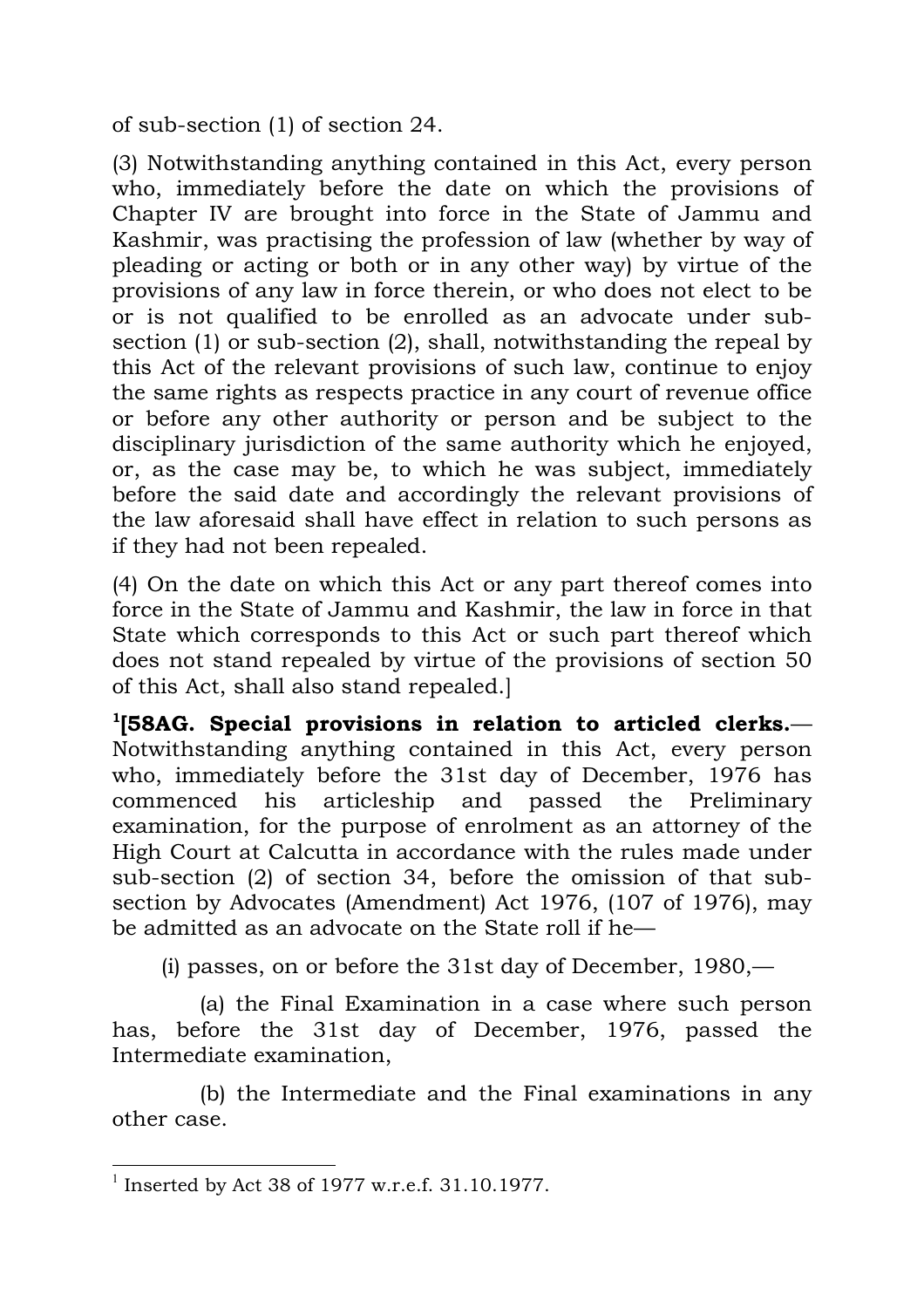of sub-section (1) of section 24.

(3) Notwithstanding anything contained in this Act, every person who, immediately before the date on which the provisions of Chapter IV are brought into force in the State of Jammu and Kashmir, was practising the profession of law (whether by way of pleading or acting or both or in any other way) by virtue of the provisions of any law in force therein, or who does not elect to be or is not qualified to be enrolled as an advocate under sub-section (1) or sub-section (2), shall, notwithstanding the repeal by this Act of the relevant provisions of such law, continue to enjoy the same rights as respects practice in any court of revenue office or before any other authority or person and be subject to the disciplinary jurisdiction of the same authority which he enjoyed, or, as the case may be, to which he was subject, immediately before the said date and accordingly the relevant provisions of the law aforesaid shall have effect in relation to such persons as if they had not been repealed.

(4) On the date on which this Act or any part thereof comes into force in the State of Jammu and Kashmir, the law in force in that State which corresponds to this Act or such part thereof which does not stand repealed by virtue of the provisions of section 50 of this Act, shall also stand repealed.]

[1][**58AG. Special provisions in relation to articled clerks.**— Notwithstanding anything contained in this Act, every person who, immediately before the 31st day of December, 1976 has commenced his articleship and passed the Preliminary examination, for the purpose of enrolment as an attorney of the High Court at Calcutta in accordance with the rules made under sub-section (2) of section 34, before the omission of that sub-section by Advocates (Amendment) Act 1976, (107 of 1976), may be admitted as an advocate on the State roll if he—

(i) passes, on or before the 31st day of December, 1980,—

(a) the Final Examination in a case where such person has, before the 31st day of December, 1976, passed the Intermediate examination,

(b) the Intermediate and the Final examinations in any other case.

---

[1] Inserted by Act 38 of 1977 w.r.e.f. 31.10.1977.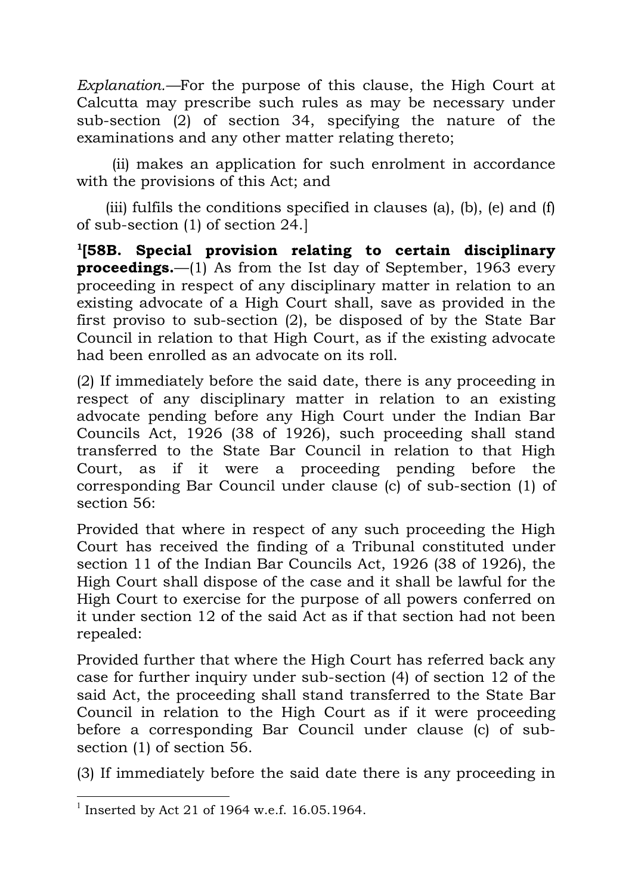*Explanation.*—For the purpose of this clause, the High Court at Calcutta may prescribe such rules as may be necessary under sub-section (2) of section 34, specifying the nature of the examinations and any other matter relating thereto;

(ii) makes an application for such enrolment in accordance with the provisions of this Act; and

(iii) fulfils the conditions specified in clauses (a), (b), (e) and (f) of sub-section (1) of section 24.]

[1][**58B. Special provision relating to certain disciplinary proceedings.**—(1) As from the Ist day of September, 1963 every proceeding in respect of any disciplinary matter in relation to an existing advocate of a High Court shall, save as provided in the first proviso to sub-section (2), be disposed of by the State Bar Council in relation to that High Court, as if the existing advocate had been enrolled as an advocate on its roll.

(2) If immediately before the said date, there is any proceeding in respect of any disciplinary matter in relation to an existing advocate pending before any High Court under the Indian Bar Councils Act, 1926 (38 of 1926), such proceeding shall stand transferred to the State Bar Council in relation to that High Court, as if it were a proceeding pending before the corresponding Bar Council under clause (c) of sub-section (1) of section 56:

Provided that where in respect of any such proceeding the High Court has received the finding of a Tribunal constituted under section 11 of the Indian Bar Councils Act, 1926 (38 of 1926), the High Court shall dispose of the case and it shall be lawful for the High Court to exercise for the purpose of all powers conferred on it under section 12 of the said Act as if that section had not been repealed:

Provided further that where the High Court has referred back any case for further inquiry under sub-section (4) of section 12 of the said Act, the proceeding shall stand transferred to the State Bar Council in relation to the High Court as if it were proceeding before a corresponding Bar Council under clause (c) of sub-section (1) of section 56.

(3) If immediately before the said date there is any proceeding in

---

[1] Inserted by Act 21 of 1964 w.e.f. 16.05.1964.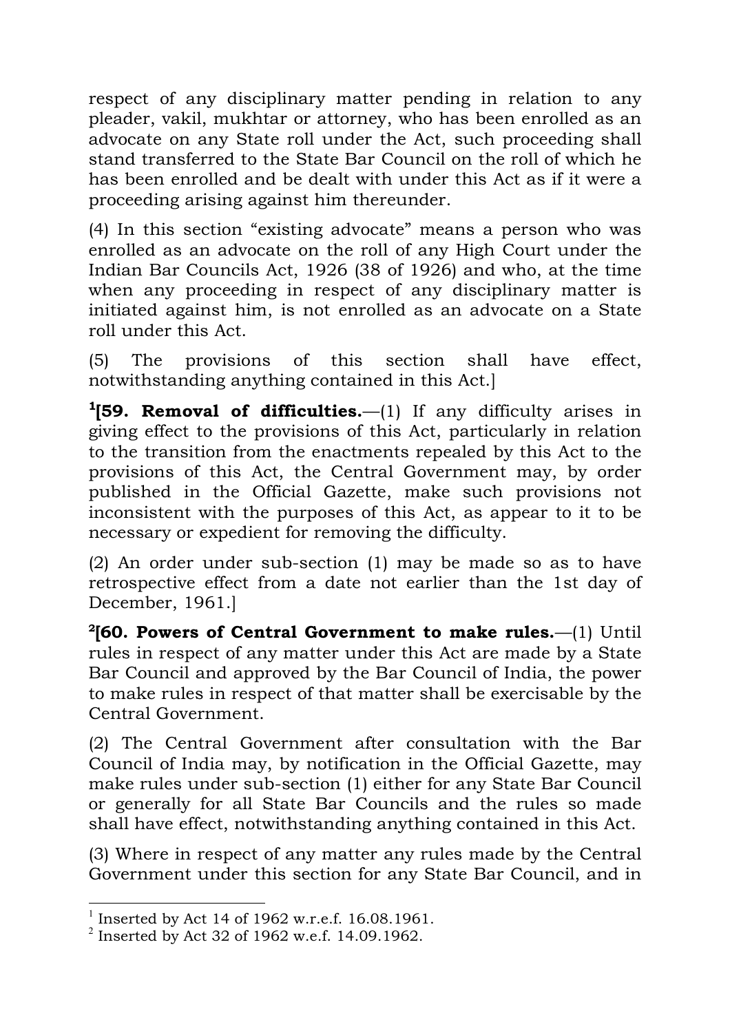respect of any disciplinary matter pending in relation to any pleader, vakil, mukhtar or attorney, who has been enrolled as an advocate on any State roll under the Act, such proceeding shall stand transferred to the State Bar Council on the roll of which he has been enrolled and be dealt with under this Act as if it were a proceeding arising against him thereunder.

(4) In this section "existing advocate" means a person who was enrolled as an advocate on the roll of any High Court under the Indian Bar Councils Act, 1926 (38 of 1926) and who, at the time when any proceeding in respect of any disciplinary matter is initiated against him, is not enrolled as an advocate on a State roll under this Act.

(5) The provisions of this section shall have effect, notwithstanding anything contained in this Act.]

[1][**59. Removal of difficulties.**—(1) If any difficulty arises in giving effect to the provisions of this Act, particularly in relation to the transition from the enactments repealed by this Act to the provisions of this Act, the Central Government may, by order published in the Official Gazette, make such provisions not inconsistent with the purposes of this Act, as appear to it to be necessary or expedient for removing the difficulty.

(2) An order under sub-section (1) may be made so as to have retrospective effect from a date not earlier than the 1st day of December, 1961.]

[2][**60. Powers of Central Government to make rules.**—(1) Until rules in respect of any matter under this Act are made by a State Bar Council and approved by the Bar Council of India, the power to make rules in respect of that matter shall be exercisable by the Central Government.

(2) The Central Government after consultation with the Bar Council of India may, by notification in the Official Gazette, may make rules under sub-section (1) either for any State Bar Council or generally for all State Bar Councils and the rules so made shall have effect, notwithstanding anything contained in this Act.

(3) Where in respect of any matter any rules made by the Central Government under this section for any State Bar Council, and in

---

[1] Inserted by Act 14 of 1962 w.r.e.f. 16.08.1961.

[2] Inserted by Act 32 of 1962 w.e.f. 14.09.1962.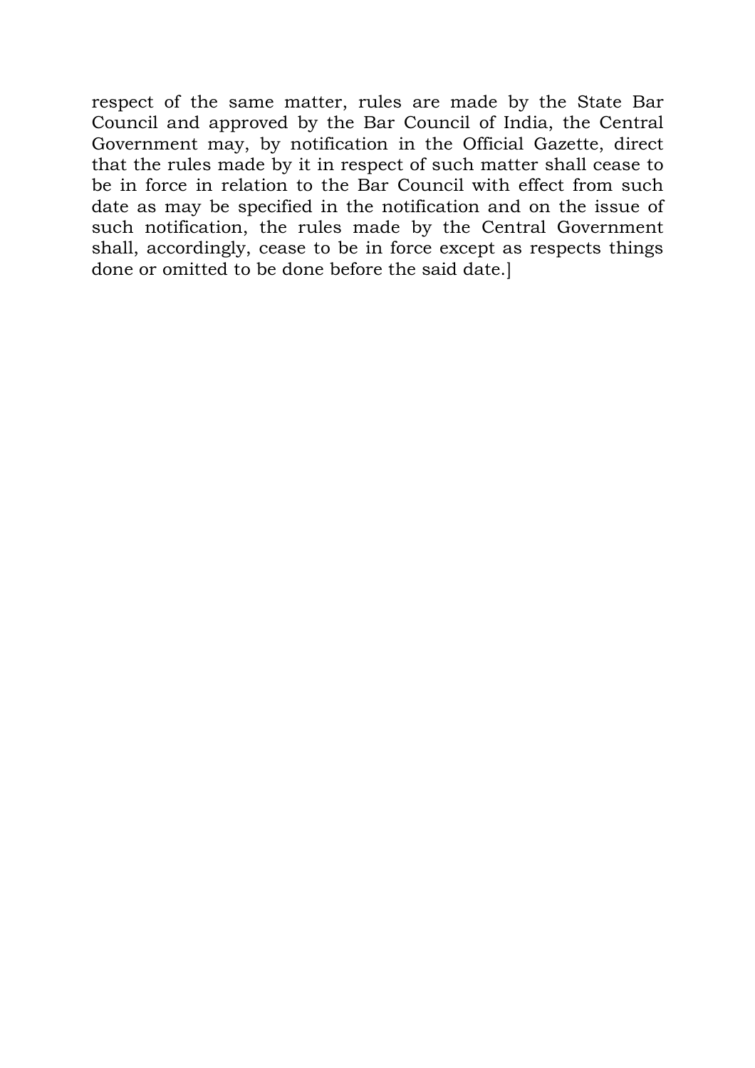respect of the same matter, rules are made by the State Bar Council and approved by the Bar Council of India, the Central Government may, by notification in the Official Gazette, direct that the rules made by it in respect of such matter shall cease to be in force in relation to the Bar Council with effect from such date as may be specified in the notification and on the issue of such notification, the rules made by the Central Government shall, accordingly, cease to be in force except as respects things done or omitted to be done before the said date.]